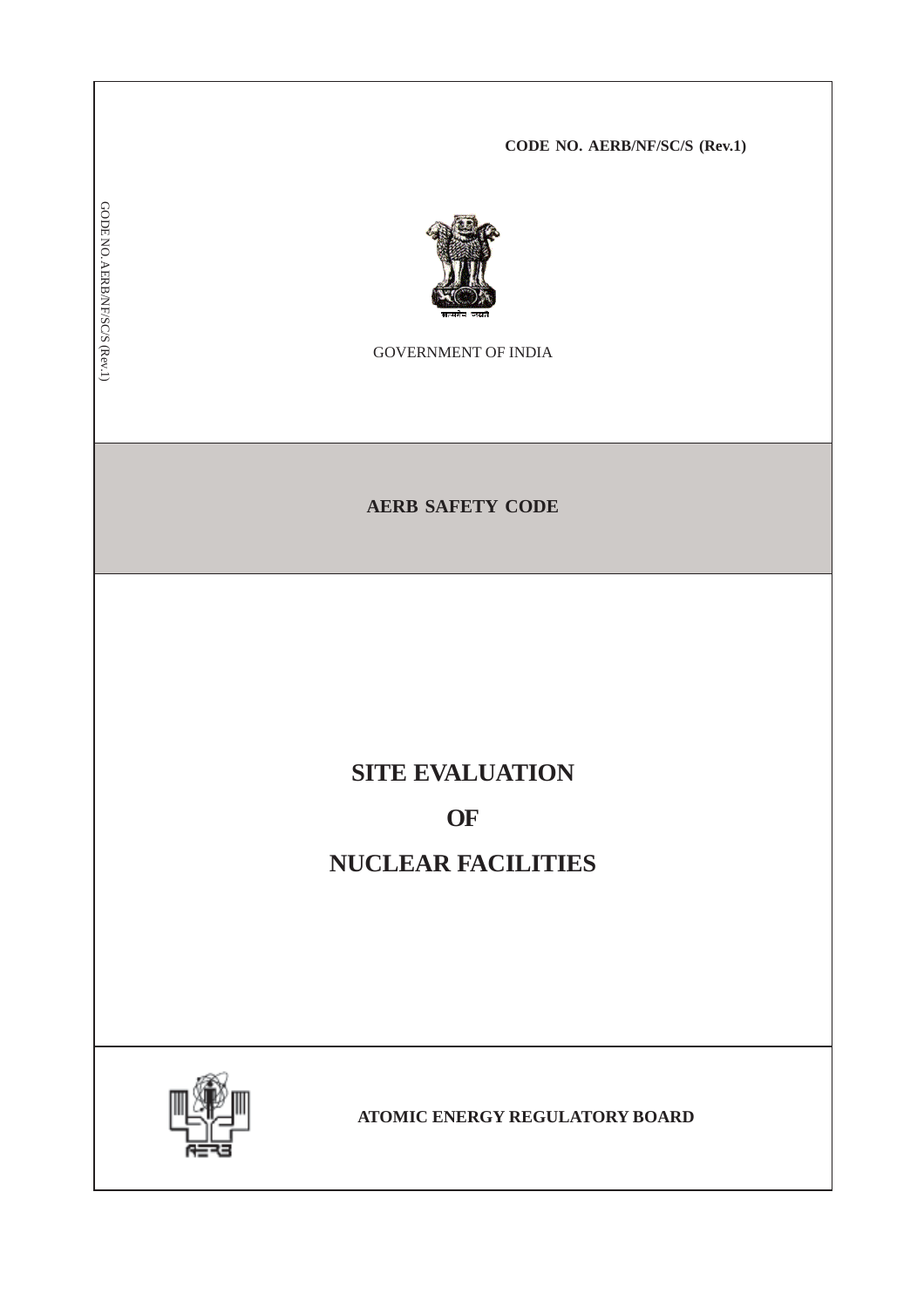CODE NO. AERB/NF/SC/S (Rev.1)

GOVERNMENT OF INDIA

**AERB SAFETY CODE**

# SITE EVALUATION

# OF

# NUCLEAR FACILITIES

**ATOMIC ENERGY REGULATORY BOARD**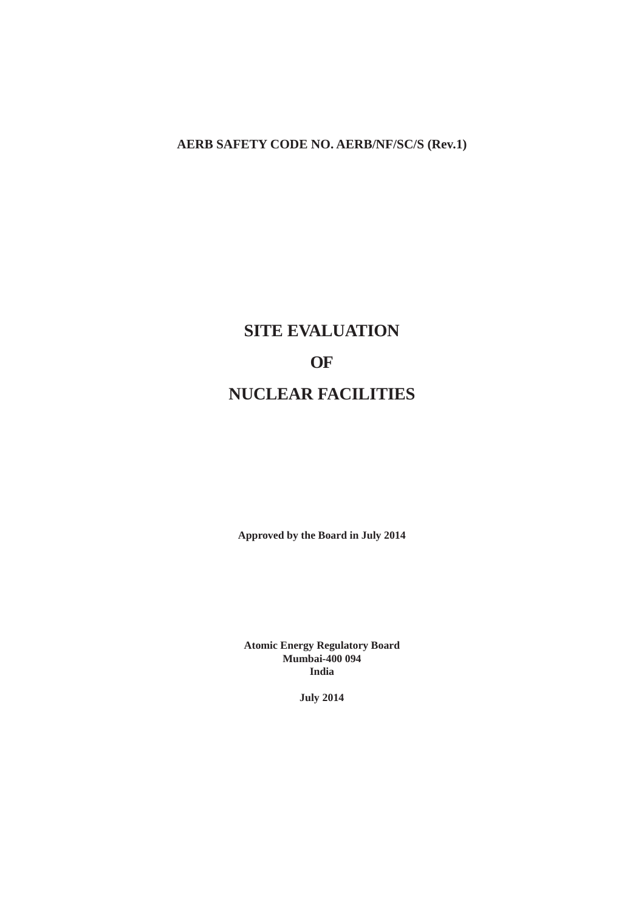**AERB SAFETY CODE NO. AERB/NF/SC/S (Rev.1)**

# SITE EVALUATION

# OF

# NUCLEAR FACILITIES

**Approved by the Board in July 2014**

**Atomic Energy Regulatory Board**
**Mumbai-400 094**
**India**

**July 2014**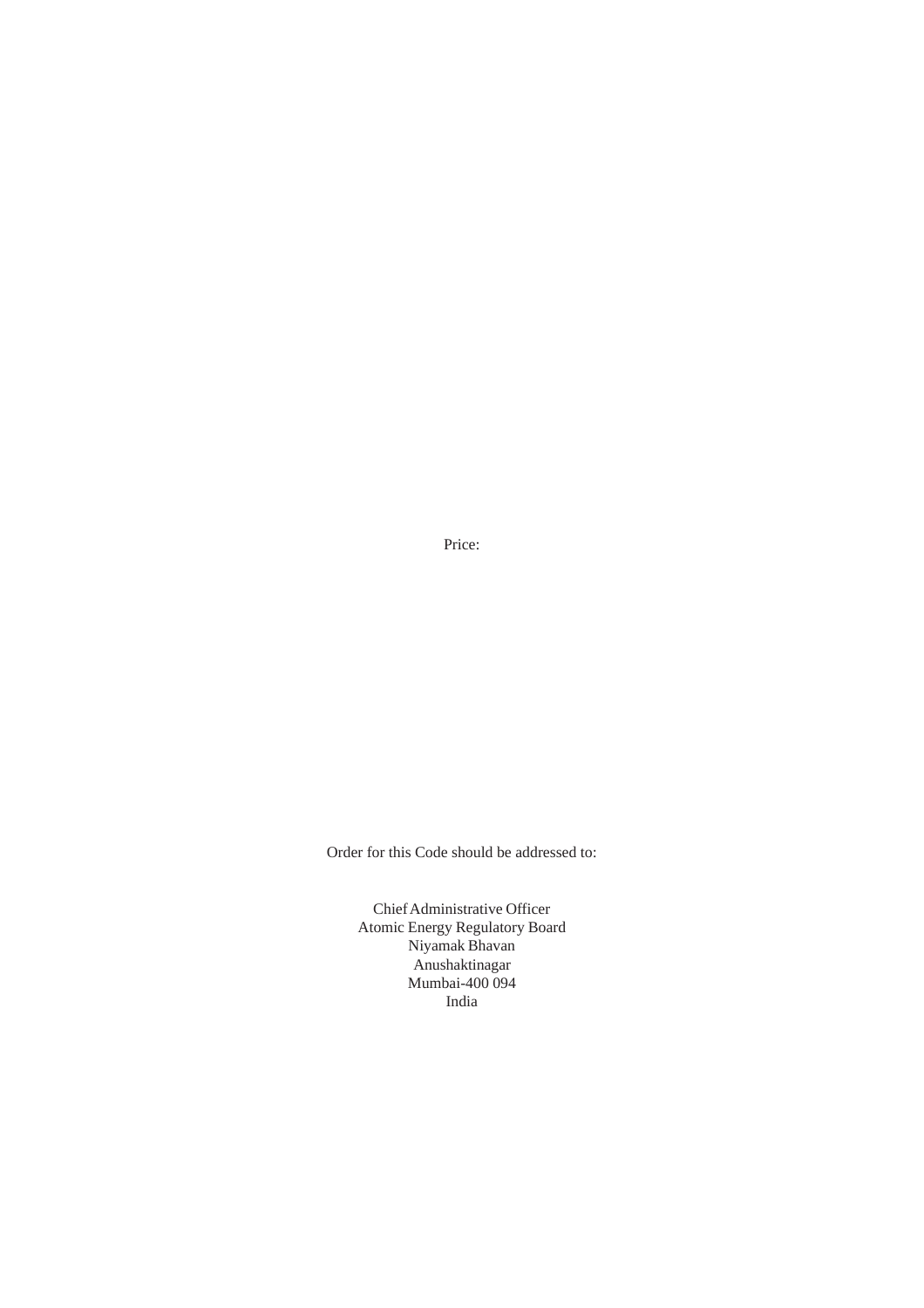Price:

Order for this Code should be addressed to:

Chief Administrative Officer
Atomic Energy Regulatory Board
Niyamak Bhavan
Anushaktinagar
Mumbai-400 094
India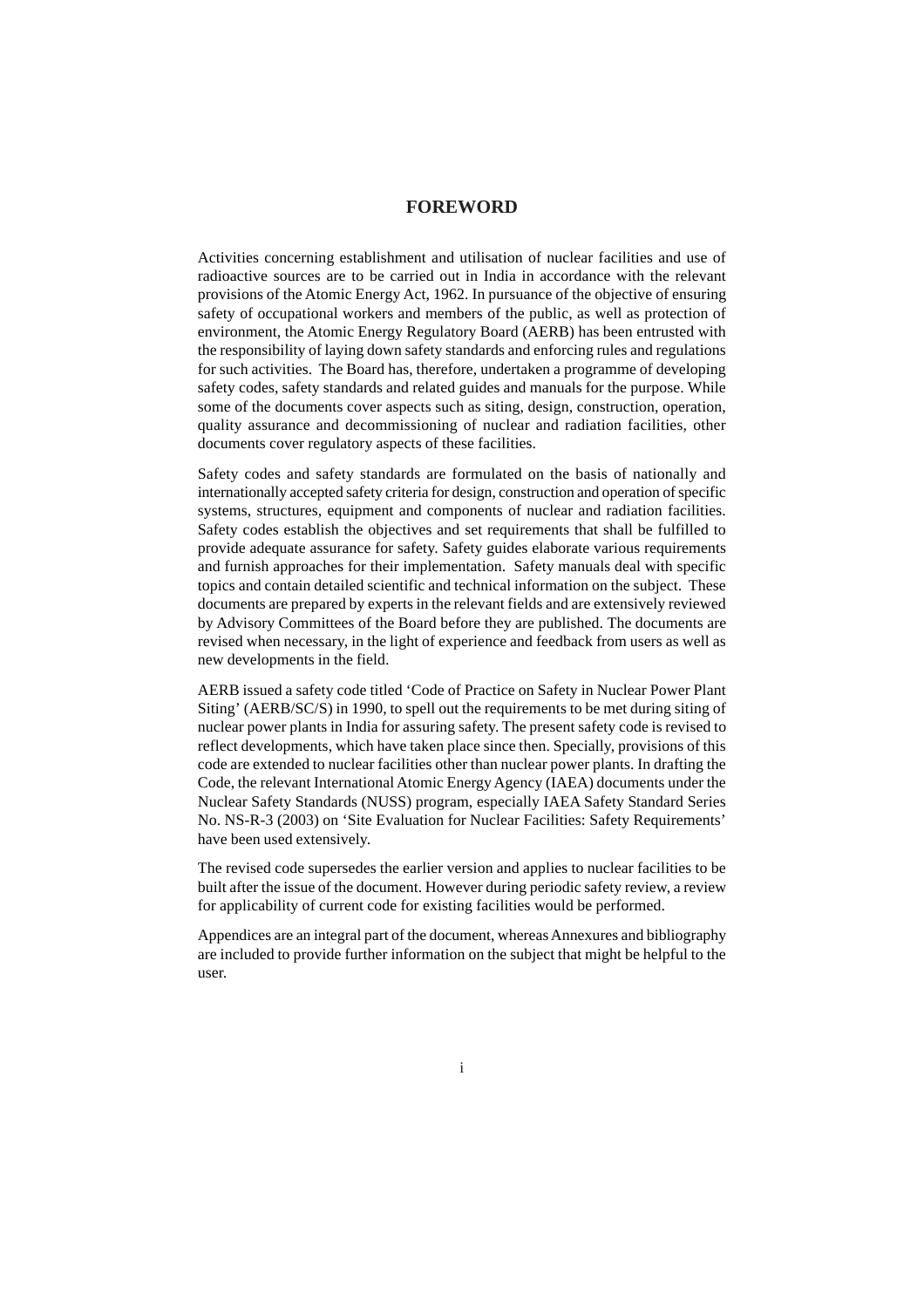# FOREWORD

Activities concerning establishment and utilisation of nuclear facilities and use of radioactive sources are to be carried out in India in accordance with the relevant provisions of the Atomic Energy Act, 1962. In pursuance of the objective of ensuring safety of occupational workers and members of the public, as well as protection of environment, the Atomic Energy Regulatory Board (AERB) has been entrusted with the responsibility of laying down safety standards and enforcing rules and regulations for such activities. The Board has, therefore, undertaken a programme of developing safety codes, safety standards and related guides and manuals for the purpose. While some of the documents cover aspects such as siting, design, construction, operation, quality assurance and decommissioning of nuclear and radiation facilities, other documents cover regulatory aspects of these facilities.

Safety codes and safety standards are formulated on the basis of nationally and internationally accepted safety criteria for design, construction and operation of specific systems, structures, equipment and components of nuclear and radiation facilities. Safety codes establish the objectives and set requirements that shall be fulfilled to provide adequate assurance for safety. Safety guides elaborate various requirements and furnish approaches for their implementation. Safety manuals deal with specific topics and contain detailed scientific and technical information on the subject. These documents are prepared by experts in the relevant fields and are extensively reviewed by Advisory Committees of the Board before they are published. The documents are revised when necessary, in the light of experience and feedback from users as well as new developments in the field.

AERB issued a safety code titled 'Code of Practice on Safety in Nuclear Power Plant Siting' (AERB/SC/S) in 1990, to spell out the requirements to be met during siting of nuclear power plants in India for assuring safety. The present safety code is revised to reflect developments, which have taken place since then. Specially, provisions of this code are extended to nuclear facilities other than nuclear power plants. In drafting the Code, the relevant International Atomic Energy Agency (IAEA) documents under the Nuclear Safety Standards (NUSS) program, especially IAEA Safety Standard Series No. NS-R-3 (2003) on 'Site Evaluation for Nuclear Facilities: Safety Requirements' have been used extensively.

The revised code supersedes the earlier version and applies to nuclear facilities to be built after the issue of the document. However during periodic safety review, a review for applicability of current code for existing facilities would be performed.

Appendices are an integral part of the document, whereas Annexures and bibliography are included to provide further information on the subject that might be helpful to the user.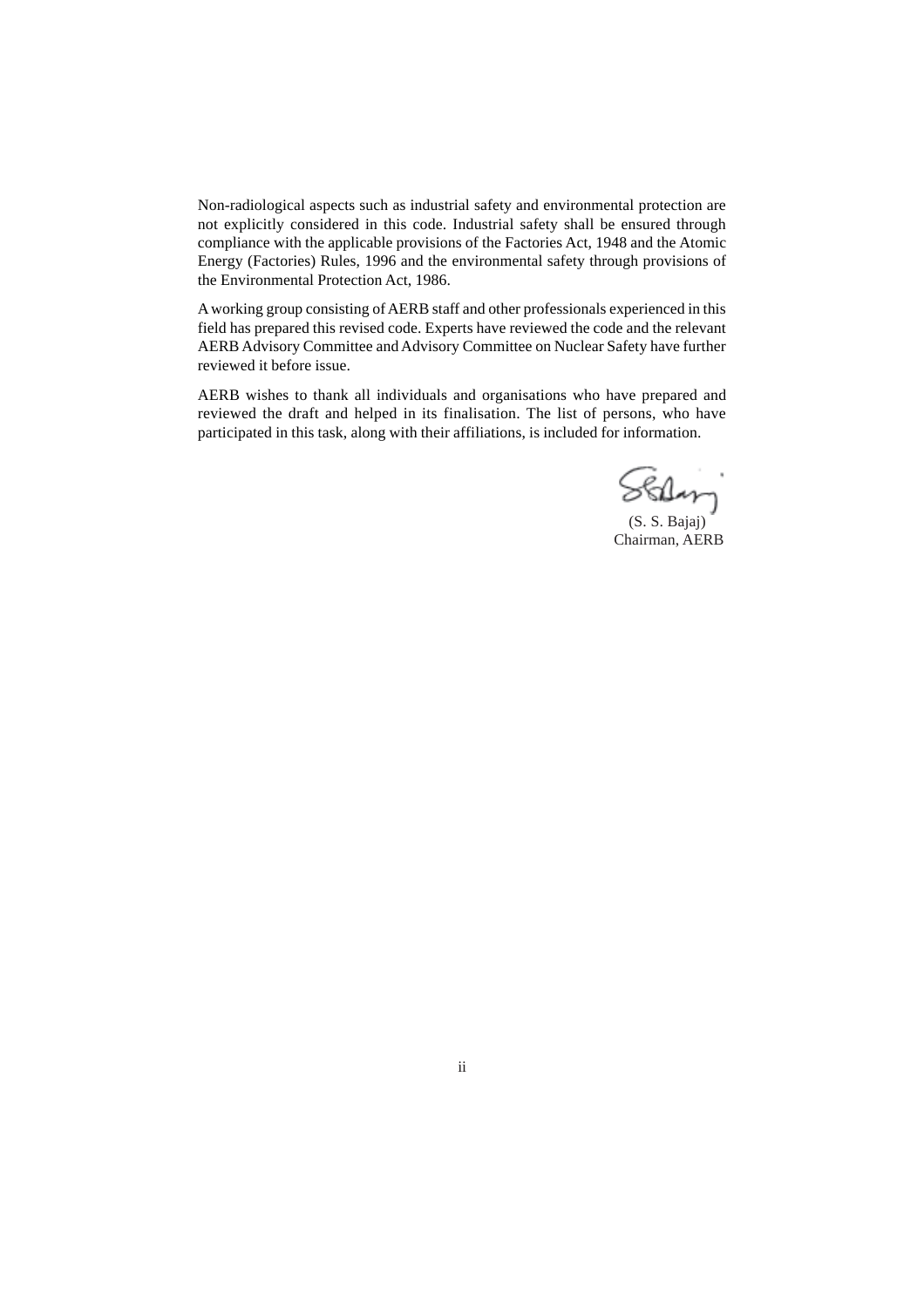Non-radiological aspects such as industrial safety and environmental protection are not explicitly considered in this code. Industrial safety shall be ensured through compliance with the applicable provisions of the Factories Act, 1948 and the Atomic Energy (Factories) Rules, 1996 and the environmental safety through provisions of the Environmental Protection Act, 1986.

A working group consisting of AERB staff and other professionals experienced in this field has prepared this revised code. Experts have reviewed the code and the relevant AERB Advisory Committee and Advisory Committee on Nuclear Safety have further reviewed it before issue.

AERB wishes to thank all individuals and organisations who have prepared and reviewed the draft and helped in its finalisation. The list of persons, who have participated in this task, along with their affiliations, is included for information.

(S. S. Bajaj)
Chairman, AERB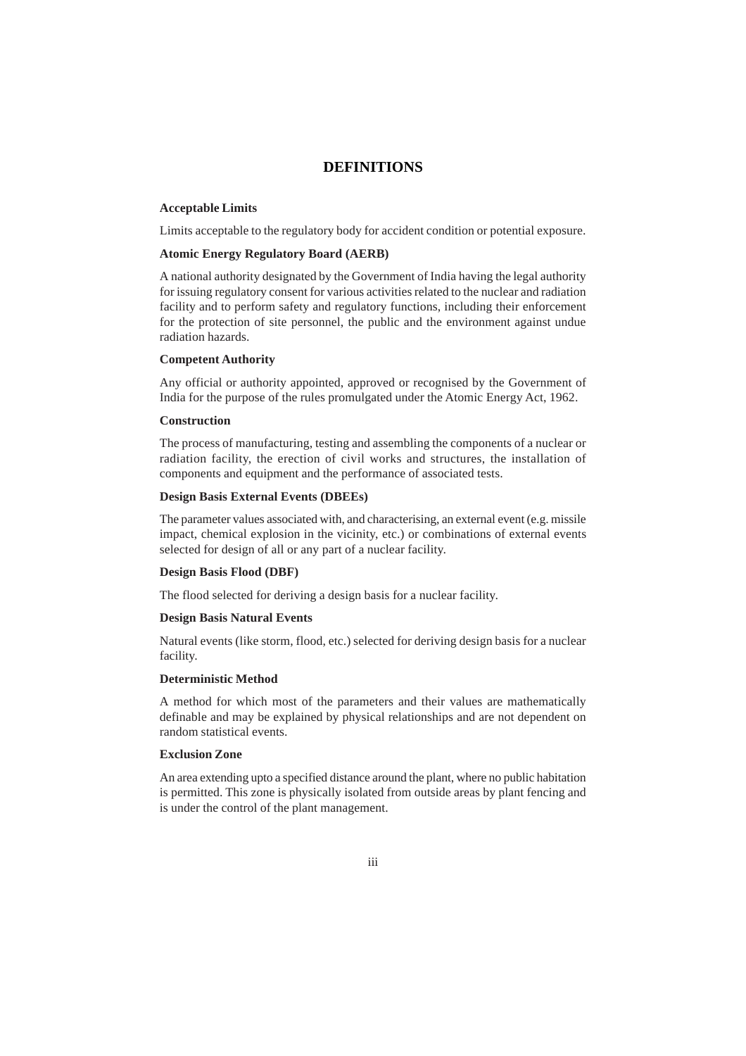# DEFINITIONS

**Acceptable Limits**

Limits acceptable to the regulatory body for accident condition or potential exposure.

**Atomic Energy Regulatory Board (AERB)**

A national authority designated by the Government of India having the legal authority for issuing regulatory consent for various activities related to the nuclear and radiation facility and to perform safety and regulatory functions, including their enforcement for the protection of site personnel, the public and the environment against undue radiation hazards.

**Competent Authority**

Any official or authority appointed, approved or recognised by the Government of India for the purpose of the rules promulgated under the Atomic Energy Act, 1962.

**Construction**

The process of manufacturing, testing and assembling the components of a nuclear or radiation facility, the erection of civil works and structures, the installation of components and equipment and the performance of associated tests.

**Design Basis External Events (DBEEs)**

The parameter values associated with, and characterising, an external event (e.g. missile impact, chemical explosion in the vicinity, etc.) or combinations of external events selected for design of all or any part of a nuclear facility.

**Design Basis Flood (DBF)**

The flood selected for deriving a design basis for a nuclear facility.

**Design Basis Natural Events**

Natural events (like storm, flood, etc.) selected for deriving design basis for a nuclear facility.

**Deterministic Method**

A method for which most of the parameters and their values are mathematically definable and may be explained by physical relationships and are not dependent on random statistical events.

**Exclusion Zone**

An area extending upto a specified distance around the plant, where no public habitation is permitted. This zone is physically isolated from outside areas by plant fencing and is under the control of the plant management.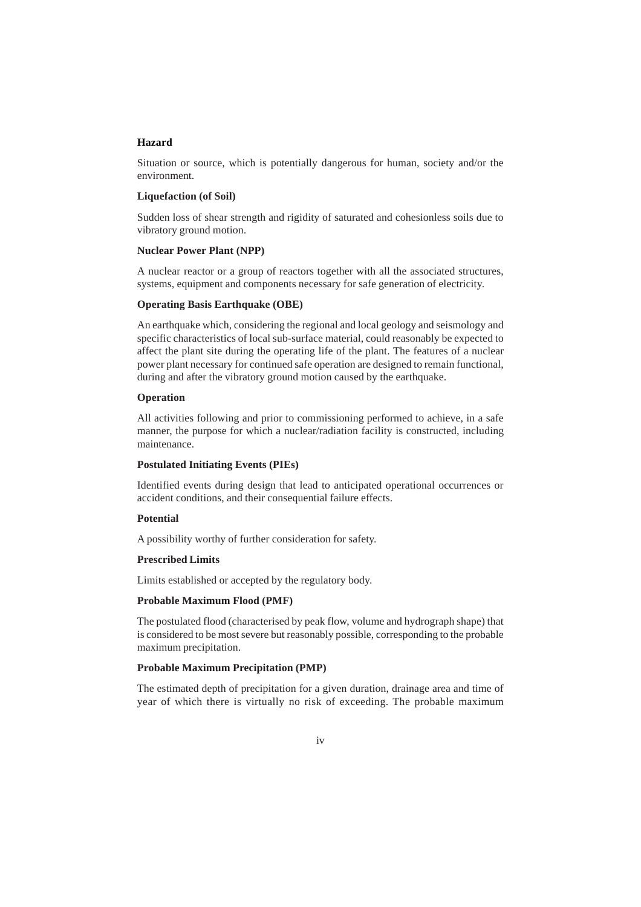**Hazard**

Situation or source, which is potentially dangerous for human, society and/or the environment.

**Liquefaction (of Soil)**

Sudden loss of shear strength and rigidity of saturated and cohesionless soils due to vibratory ground motion.

**Nuclear Power Plant (NPP)**

A nuclear reactor or a group of reactors together with all the associated structures, systems, equipment and components necessary for safe generation of electricity.

**Operating Basis Earthquake (OBE)**

An earthquake which, considering the regional and local geology and seismology and specific characteristics of local sub-surface material, could reasonably be expected to affect the plant site during the operating life of the plant. The features of a nuclear power plant necessary for continued safe operation are designed to remain functional, during and after the vibratory ground motion caused by the earthquake.

**Operation**

All activities following and prior to commissioning performed to achieve, in a safe manner, the purpose for which a nuclear/radiation facility is constructed, including maintenance.

**Postulated Initiating Events (PIEs)**

Identified events during design that lead to anticipated operational occurrences or accident conditions, and their consequential failure effects.

**Potential**

A possibility worthy of further consideration for safety.

**Prescribed Limits**

Limits established or accepted by the regulatory body.

**Probable Maximum Flood (PMF)**

The postulated flood (characterised by peak flow, volume and hydrograph shape) that is considered to be most severe but reasonably possible, corresponding to the probable maximum precipitation.

**Probable Maximum Precipitation (PMP)**

The estimated depth of precipitation for a given duration, drainage area and time of year of which there is virtually no risk of exceeding. The probable maximum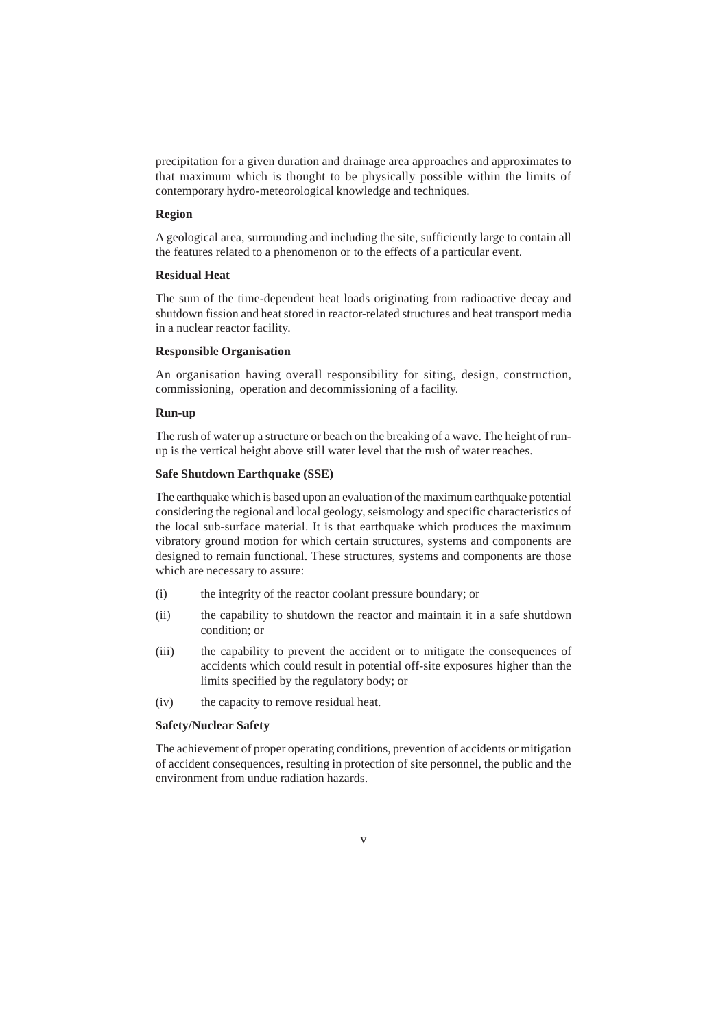precipitation for a given duration and drainage area approaches and approximates to that maximum which is thought to be physically possible within the limits of contemporary hydro-meteorological knowledge and techniques.

**Region**

A geological area, surrounding and including the site, sufficiently large to contain all the features related to a phenomenon or to the effects of a particular event.

**Residual Heat**

The sum of the time-dependent heat loads originating from radioactive decay and shutdown fission and heat stored in reactor-related structures and heat transport media in a nuclear reactor facility.

**Responsible Organisation**

An organisation having overall responsibility for siting, design, construction, commissioning, operation and decommissioning of a facility.

**Run-up**

The rush of water up a structure or beach on the breaking of a wave. The height of run-up is the vertical height above still water level that the rush of water reaches.

**Safe Shutdown Earthquake (SSE)**

The earthquake which is based upon an evaluation of the maximum earthquake potential considering the regional and local geology, seismology and specific characteristics of the local sub-surface material. It is that earthquake which produces the maximum vibratory ground motion for which certain structures, systems and components are designed to remain functional. These structures, systems and components are those which are necessary to assure:

(i) the integrity of the reactor coolant pressure boundary; or

(ii) the capability to shutdown the reactor and maintain it in a safe shutdown condition; or

(iii) the capability to prevent the accident or to mitigate the consequences of accidents which could result in potential off-site exposures higher than the limits specified by the regulatory body; or

(iv) the capacity to remove residual heat.

**Safety/Nuclear Safety**

The achievement of proper operating conditions, prevention of accidents or mitigation of accident consequences, resulting in protection of site personnel, the public and the environment from undue radiation hazards.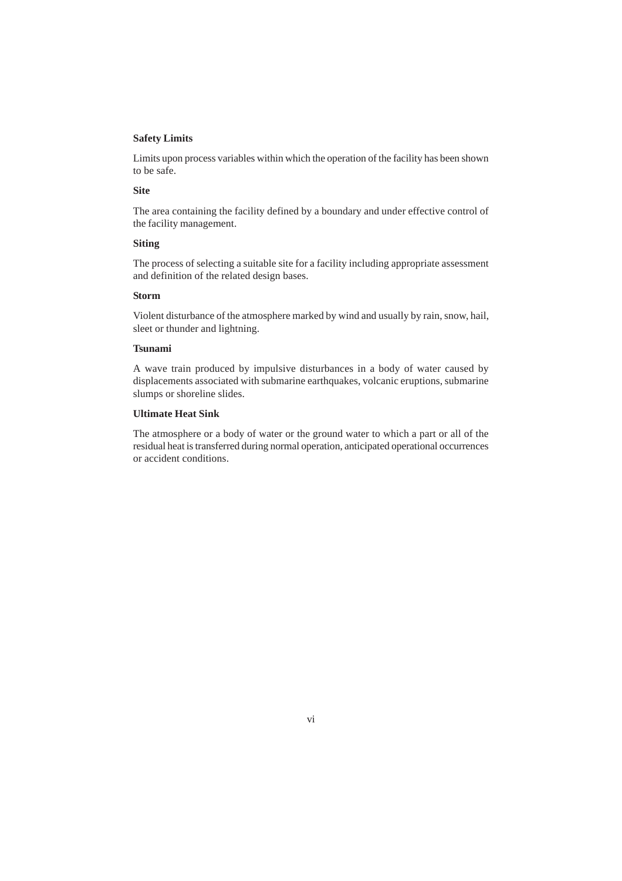**Safety Limits**

Limits upon process variables within which the operation of the facility has been shown to be safe.

**Site**

The area containing the facility defined by a boundary and under effective control of the facility management.

**Siting**

The process of selecting a suitable site for a facility including appropriate assessment and definition of the related design bases.

**Storm**

Violent disturbance of the atmosphere marked by wind and usually by rain, snow, hail, sleet or thunder and lightning.

**Tsunami**

A wave train produced by impulsive disturbances in a body of water caused by displacements associated with submarine earthquakes, volcanic eruptions, submarine slumps or shoreline slides.

**Ultimate Heat Sink**

The atmosphere or a body of water or the ground water to which a part or all of the residual heat is transferred during normal operation, anticipated operational occurrences or accident conditions.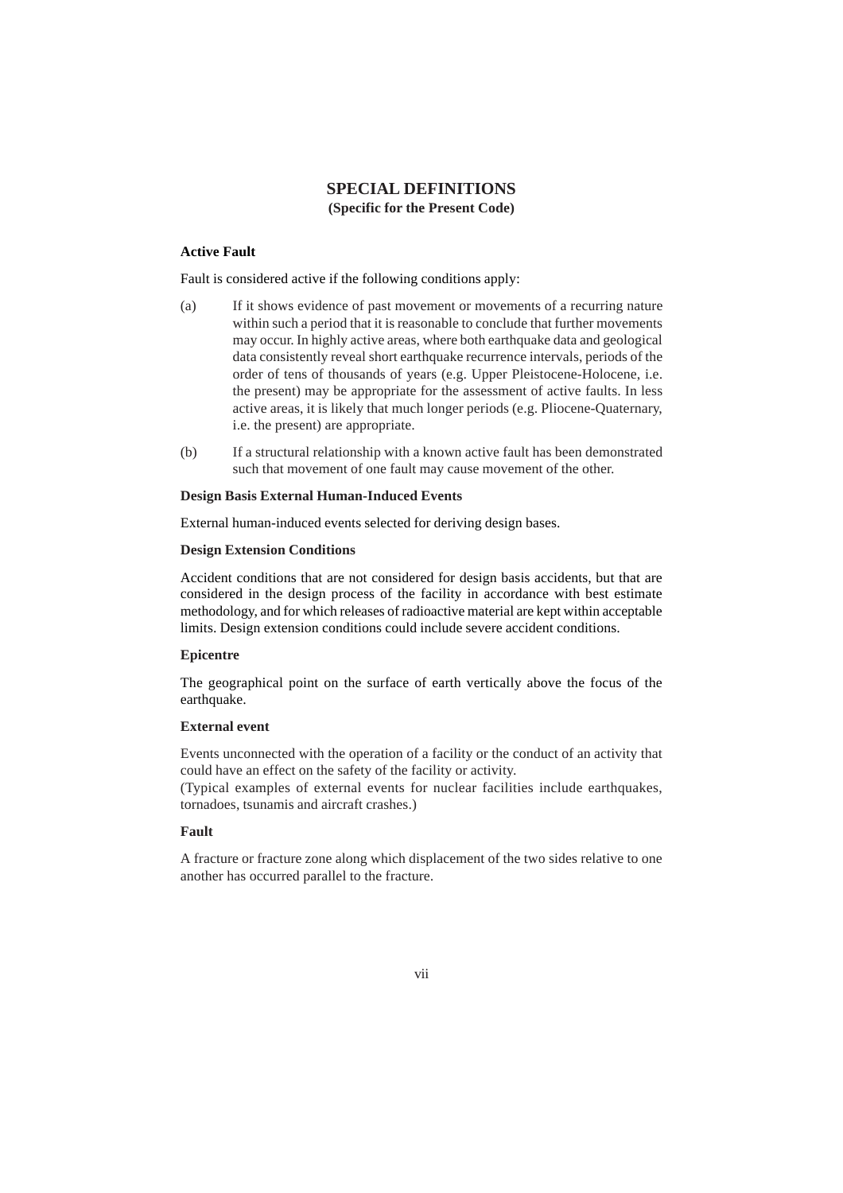# SPECIAL DEFINITIONS

**(Specific for the Present Code)**

### Active Fault

Fault is considered active if the following conditions apply:

(a) If it shows evidence of past movement or movements of a recurring nature within such a period that it is reasonable to conclude that further movements may occur. In highly active areas, where both earthquake data and geological data consistently reveal short earthquake recurrence intervals, periods of the order of tens of thousands of years (e.g. Upper Pleistocene-Holocene, i.e. the present) may be appropriate for the assessment of active faults. In less active areas, it is likely that much longer periods (e.g. Pliocene-Quaternary, i.e. the present) are appropriate.

(b) If a structural relationship with a known active fault has been demonstrated such that movement of one fault may cause movement of the other.

### Design Basis External Human-Induced Events

External human-induced events selected for deriving design bases.

### Design Extension Conditions

Accident conditions that are not considered for design basis accidents, but that are considered in the design process of the facility in accordance with best estimate methodology, and for which releases of radioactive material are kept within acceptable limits. Design extension conditions could include severe accident conditions.

### Epicentre

The geographical point on the surface of earth vertically above the focus of the earthquake.

### External event

Events unconnected with the operation of a facility or the conduct of an activity that could have an effect on the safety of the facility or activity.
(Typical examples of external events for nuclear facilities include earthquakes, tornadoes, tsunamis and aircraft crashes.)

### Fault

A fracture or fracture zone along which displacement of the two sides relative to one another has occurred parallel to the fracture.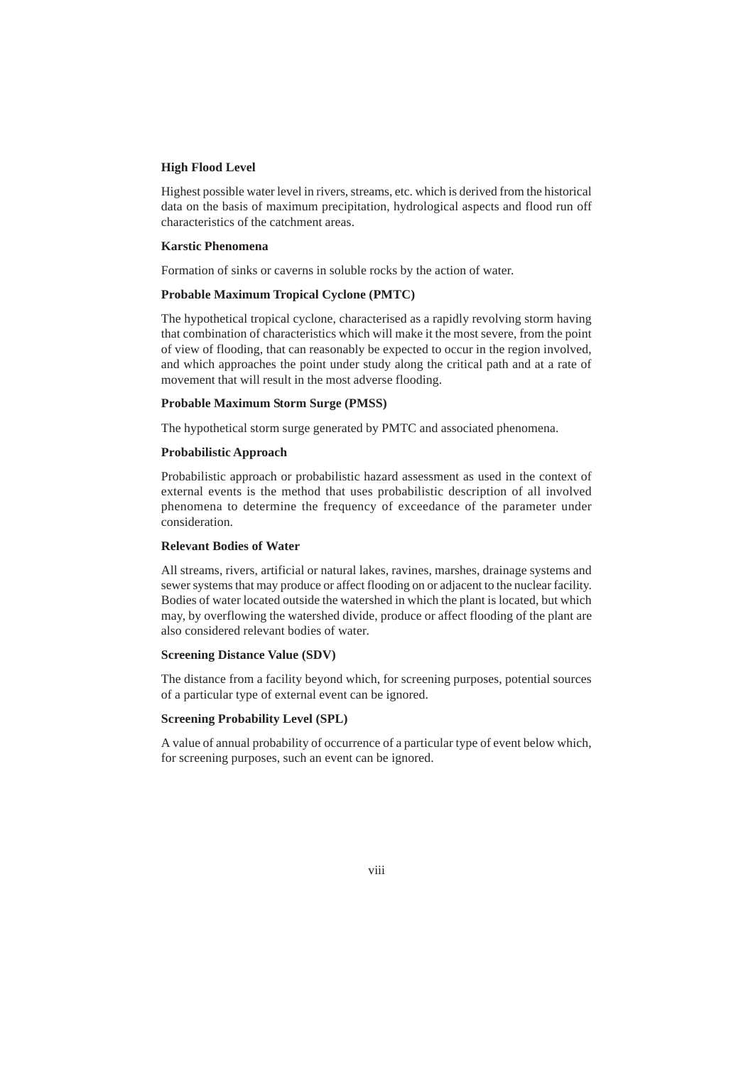**High Flood Level**

Highest possible water level in rivers, streams, etc. which is derived from the historical data on the basis of maximum precipitation, hydrological aspects and flood run off characteristics of the catchment areas.

**Karstic Phenomena**

Formation of sinks or caverns in soluble rocks by the action of water.

**Probable Maximum Tropical Cyclone (PMTC)**

The hypothetical tropical cyclone, characterised as a rapidly revolving storm having that combination of characteristics which will make it the most severe, from the point of view of flooding, that can reasonably be expected to occur in the region involved, and which approaches the point under study along the critical path and at a rate of movement that will result in the most adverse flooding.

**Probable Maximum Storm Surge (PMSS)**

The hypothetical storm surge generated by PMTC and associated phenomena.

**Probabilistic Approach**

Probabilistic approach or probabilistic hazard assessment as used in the context of external events is the method that uses probabilistic description of all involved phenomena to determine the frequency of exceedance of the parameter under consideration.

**Relevant Bodies of Water**

All streams, rivers, artificial or natural lakes, ravines, marshes, drainage systems and sewer systems that may produce or affect flooding on or adjacent to the nuclear facility. Bodies of water located outside the watershed in which the plant is located, but which may, by overflowing the watershed divide, produce or affect flooding of the plant are also considered relevant bodies of water.

**Screening Distance Value (SDV)**

The distance from a facility beyond which, for screening purposes, potential sources of a particular type of external event can be ignored.

**Screening Probability Level (SPL)**

A value of annual probability of occurrence of a particular type of event below which, for screening purposes, such an event can be ignored.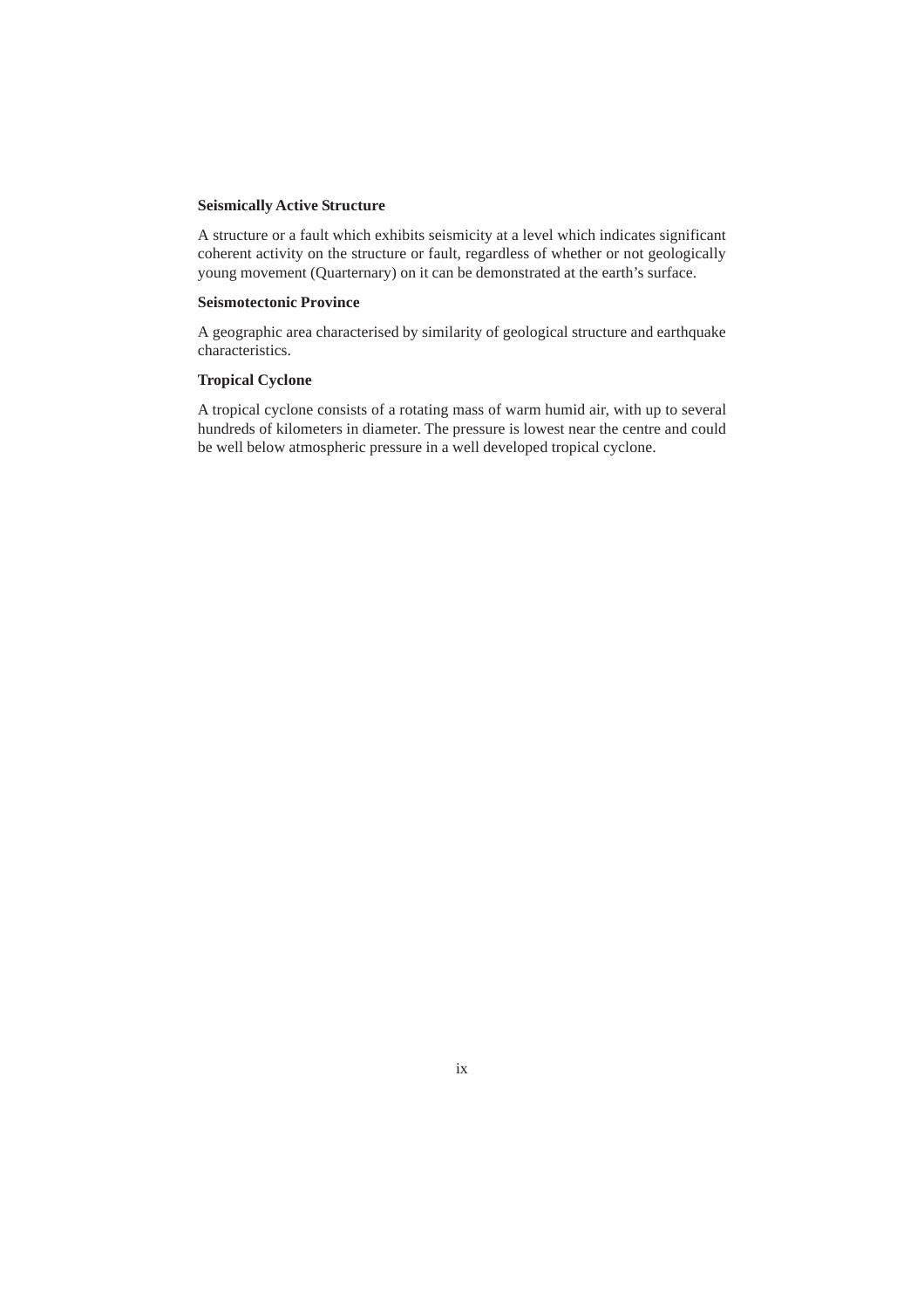**Seismically Active Structure**

A structure or a fault which exhibits seismicity at a level which indicates significant coherent activity on the structure or fault, regardless of whether or not geologically young movement (Quarternary) on it can be demonstrated at the earth's surface.

**Seismotectonic Province**

A geographic area characterised by similarity of geological structure and earthquake characteristics.

**Tropical Cyclone**

A tropical cyclone consists of a rotating mass of warm humid air, with up to several hundreds of kilometers in diameter. The pressure is lowest near the centre and could be well below atmospheric pressure in a well developed tropical cyclone.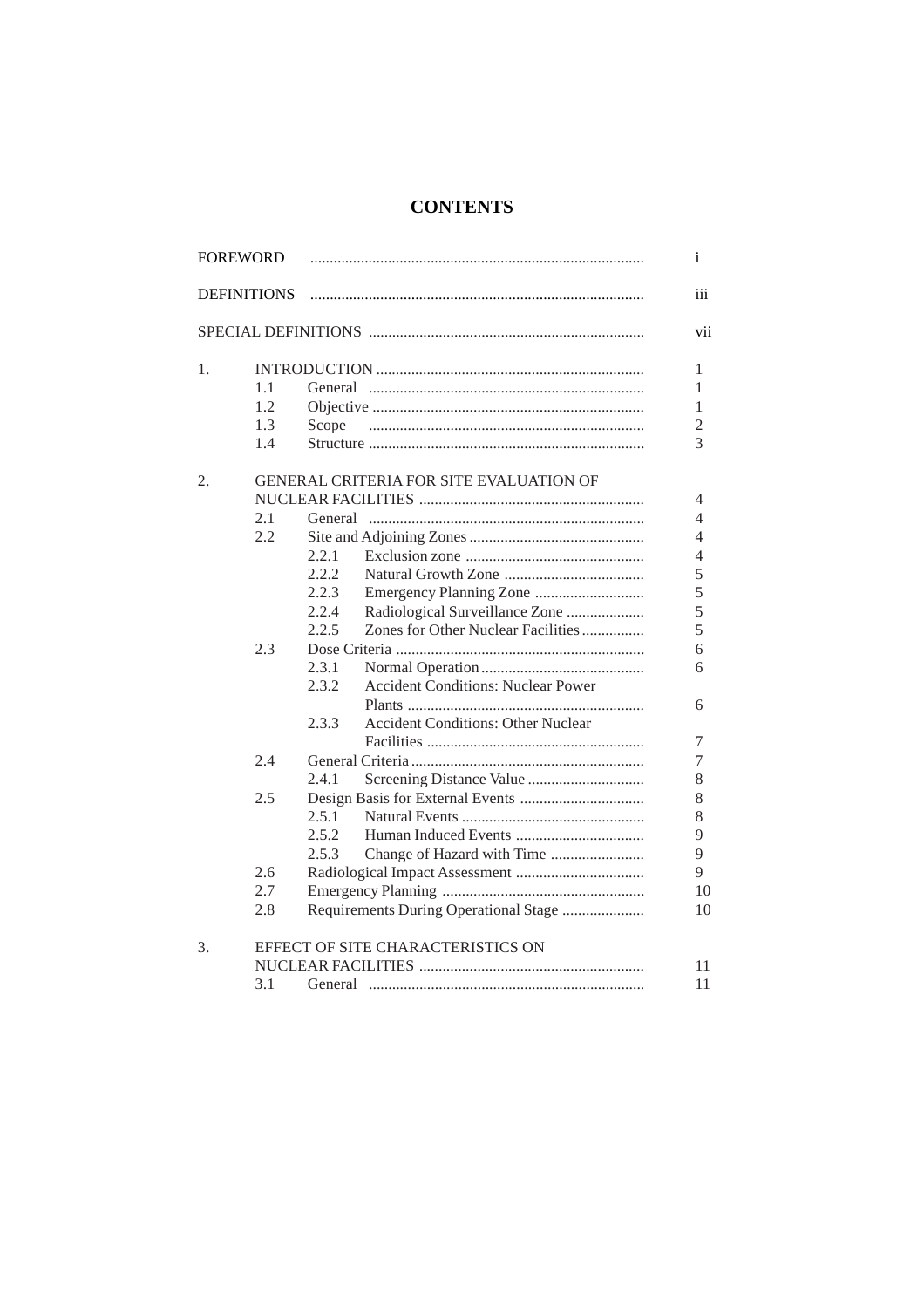# CONTENTS

| | | | |
|---|---|---|---|
| FOREWORD | | | i |
| DEFINITIONS | | | iii |
| SPECIAL DEFINITIONS | | | vii |
| 1. | INTRODUCTION | | 1 |
| | 1.1 | General | 1 |
| | 1.2 | Objective | 1 |
| | 1.3 | Scope | 2 |
| | 1.4 | Structure | 3 |
| 2. | GENERAL CRITERIA FOR SITE EVALUATION OF NUCLEAR FACILITIES | | 4 |
| | 2.1 | General | 4 |
| | 2.2 | Site and Adjoining Zones | 4 |
| | | 2.2.1 Exclusion zone | 4 |
| | | 2.2.2 Natural Growth Zone | 5 |
| | | 2.2.3 Emergency Planning Zone | 5 |
| | | 2.2.4 Radiological Surveillance Zone | 5 |
| | | 2.2.5 Zones for Other Nuclear Facilities | 5 |
| | 2.3 | Dose Criteria | 6 |
| | | 2.3.1 Normal Operation | 6 |
| | | 2.3.2 Accident Conditions: Nuclear Power Plants | 6 |
| | | 2.3.3 Accident Conditions: Other Nuclear Facilities | 7 |
| | 2.4 | General Criteria | 7 |
| | | 2.4.1 Screening Distance Value | 8 |
| | 2.5 | Design Basis for External Events | 8 |
| | | 2.5.1 Natural Events | 8 |
| | | 2.5.2 Human Induced Events | 9 |
| | | 2.5.3 Change of Hazard with Time | 9 |
| | 2.6 | Radiological Impact Assessment | 9 |
| | 2.7 | Emergency Planning | 10 |
| | 2.8 | Requirements During Operational Stage | 10 |
| 3. | EFFECT OF SITE CHARACTERISTICS ON NUCLEAR FACILITIES | | 11 |
| | 3.1 | General | 11 |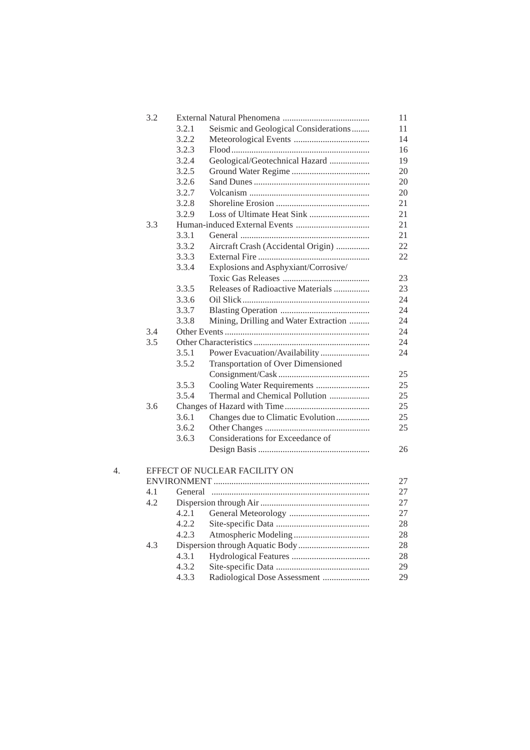| | | | |
|---|---|---|---|
| 3.2 | | External Natural Phenomena | 11 |
| | 3.2.1 | Seismic and Geological Considerations | 11 |
| | 3.2.2 | Meteorological Events | 14 |
| | 3.2.3 | Flood | 16 |
| | 3.2.4 | Geological/Geotechnical Hazard | 19 |
| | 3.2.5 | Ground Water Regime | 20 |
| | 3.2.6 | Sand Dunes | 20 |
| | 3.2.7 | Volcanism | 20 |
| | 3.2.8 | Shoreline Erosion | 21 |
| | 3.2.9 | Loss of Ultimate Heat Sink | 21 |
| 3.3 | | Human-induced External Events | 21 |
| | 3.3.1 | General | 21 |
| | 3.3.2 | Aircraft Crash (Accidental Origin) | 22 |
| | 3.3.3 | External Fire | 22 |
| | 3.3.4 | Explosions and Asphyxiant/Corrosive/ Toxic Gas Releases | 23 |
| | 3.3.5 | Releases of Radioactive Materials | 23 |
| | 3.3.6 | Oil Slick | 24 |
| | 3.3.7 | Blasting Operation | 24 |
| | 3.3.8 | Mining, Drilling and Water Extraction | 24 |
| 3.4 | | Other Events | 24 |
| 3.5 | | Other Characteristics | 24 |
| | 3.5.1 | Power Evacuation/Availability | 24 |
| | 3.5.2 | Transportation of Over Dimensioned Consignment/Cask | 25 |
| | 3.5.3 | Cooling Water Requirements | 25 |
| | 3.5.4 | Thermal and Chemical Pollution | 25 |
| 3.6 | | Changes of Hazard with Time | 25 |
| | 3.6.1 | Changes due to Climatic Evolution | 25 |
| | 3.6.2 | Other Changes | 25 |
| | 3.6.3 | Considerations for Exceedance of Design Basis | 26 |
| **4.** | | **EFFECT OF NUCLEAR FACILITY ON ENVIRONMENT** | 27 |
| 4.1 | | General | 27 |
| 4.2 | | Dispersion through Air | 27 |
| | 4.2.1 | General Meteorology | 27 |
| | 4.2.2 | Site-specific Data | 28 |
| | 4.2.3 | Atmospheric Modeling | 28 |
| 4.3 | | Dispersion through Aquatic Body | 28 |
| | 4.3.1 | Hydrological Features | 28 |
| | 4.3.2 | Site-specific Data | 29 |
| | 4.3.3 | Radiological Dose Assessment | 29 |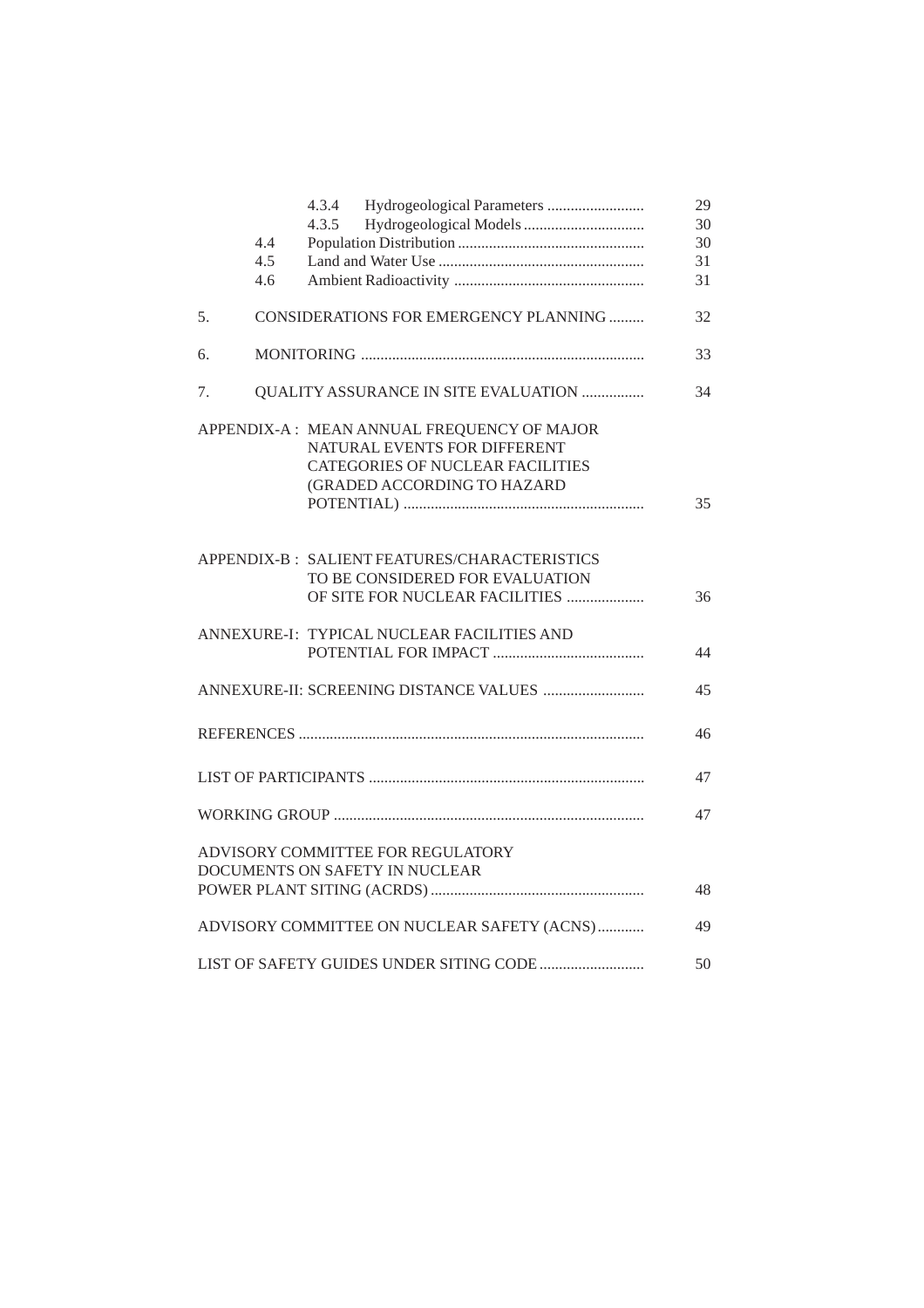| | | | |
|---|---|---|---|
| | | 4.3.4 Hydrogeological Parameters | 29 |
| | | 4.3.5 Hydrogeological Models | 30 |
| | 4.4 | Population Distribution | 30 |
| | 4.5 | Land and Water Use | 31 |
| | 4.6 | Ambient Radioactivity | 31 |
| 5. | | CONSIDERATIONS FOR EMERGENCY PLANNING | 32 |
| 6. | | MONITORING | 33 |
| 7. | | QUALITY ASSURANCE IN SITE EVALUATION | 34 |

| | |
|---|---|
| APPENDIX-A : MEAN ANNUAL FREQUENCY OF MAJOR NATURAL EVENTS FOR DIFFERENT CATEGORIES OF NUCLEAR FACILITIES (GRADED ACCORDING TO HAZARD POTENTIAL) | 35 |
| APPENDIX-B : SALIENT FEATURES/CHARACTERISTICS TO BE CONSIDERED FOR EVALUATION OF SITE FOR NUCLEAR FACILITIES | 36 |
| ANNEXURE-I: TYPICAL NUCLEAR FACILITIES AND POTENTIAL FOR IMPACT | 44 |
| ANNEXURE-II: SCREENING DISTANCE VALUES | 45 |
| REFERENCES | 46 |
| LIST OF PARTICIPANTS | 47 |
| WORKING GROUP | 47 |
| ADVISORY COMMITTEE FOR REGULATORY DOCUMENTS ON SAFETY IN NUCLEAR POWER PLANT SITING (ACRDS) | 48 |
| ADVISORY COMMITTEE ON NUCLEAR SAFETY (ACNS) | 49 |
| LIST OF SAFETY GUIDES UNDER SITING CODE | 50 |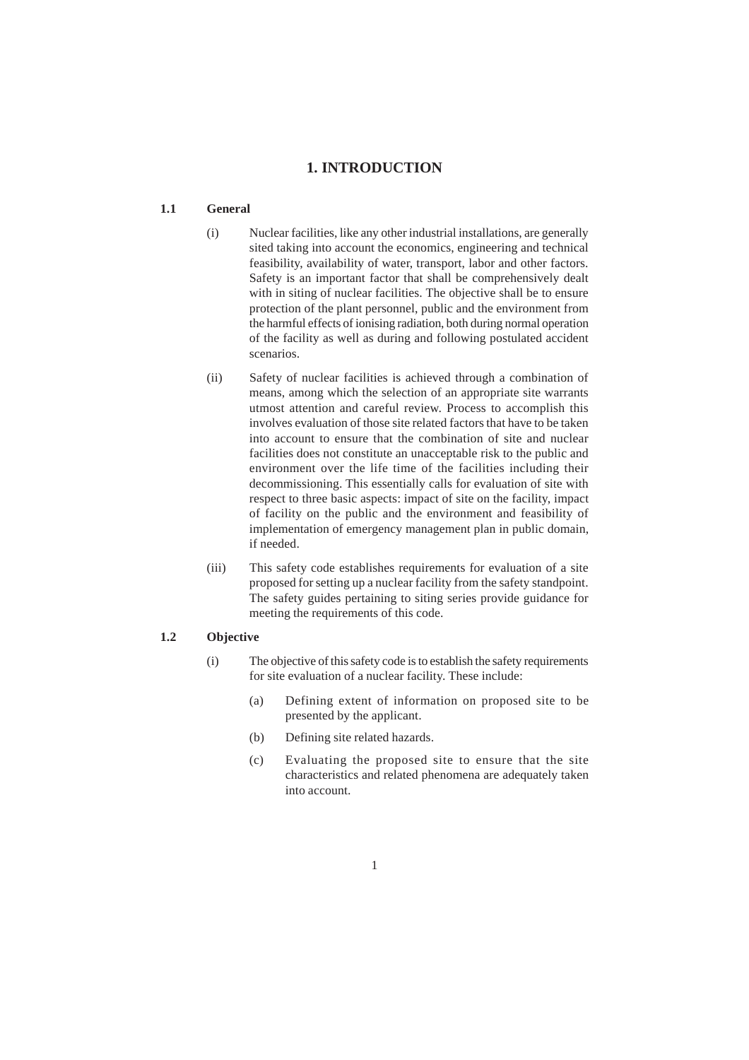# 1. INTRODUCTION

## 1.1 General

(i) Nuclear facilities, like any other industrial installations, are generally sited taking into account the economics, engineering and technical feasibility, availability of water, transport, labor and other factors. Safety is an important factor that shall be comprehensively dealt with in siting of nuclear facilities. The objective shall be to ensure protection of the plant personnel, public and the environment from the harmful effects of ionising radiation, both during normal operation of the facility as well as during and following postulated accident scenarios.

(ii) Safety of nuclear facilities is achieved through a combination of means, among which the selection of an appropriate site warrants utmost attention and careful review. Process to accomplish this involves evaluation of those site related factors that have to be taken into account to ensure that the combination of site and nuclear facilities does not constitute an unacceptable risk to the public and environment over the life time of the facilities including their decommissioning. This essentially calls for evaluation of site with respect to three basic aspects: impact of site on the facility, impact of facility on the public and the environment and feasibility of implementation of emergency management plan in public domain, if needed.

(iii) This safety code establishes requirements for evaluation of a site proposed for setting up a nuclear facility from the safety standpoint. The safety guides pertaining to siting series provide guidance for meeting the requirements of this code.

## 1.2 Objective

(i) The objective of this safety code is to establish the safety requirements for site evaluation of a nuclear facility. These include:

   (a) Defining extent of information on proposed site to be presented by the applicant.

   (b) Defining site related hazards.

   (c) Evaluating the proposed site to ensure that the site characteristics and related phenomena are adequately taken into account.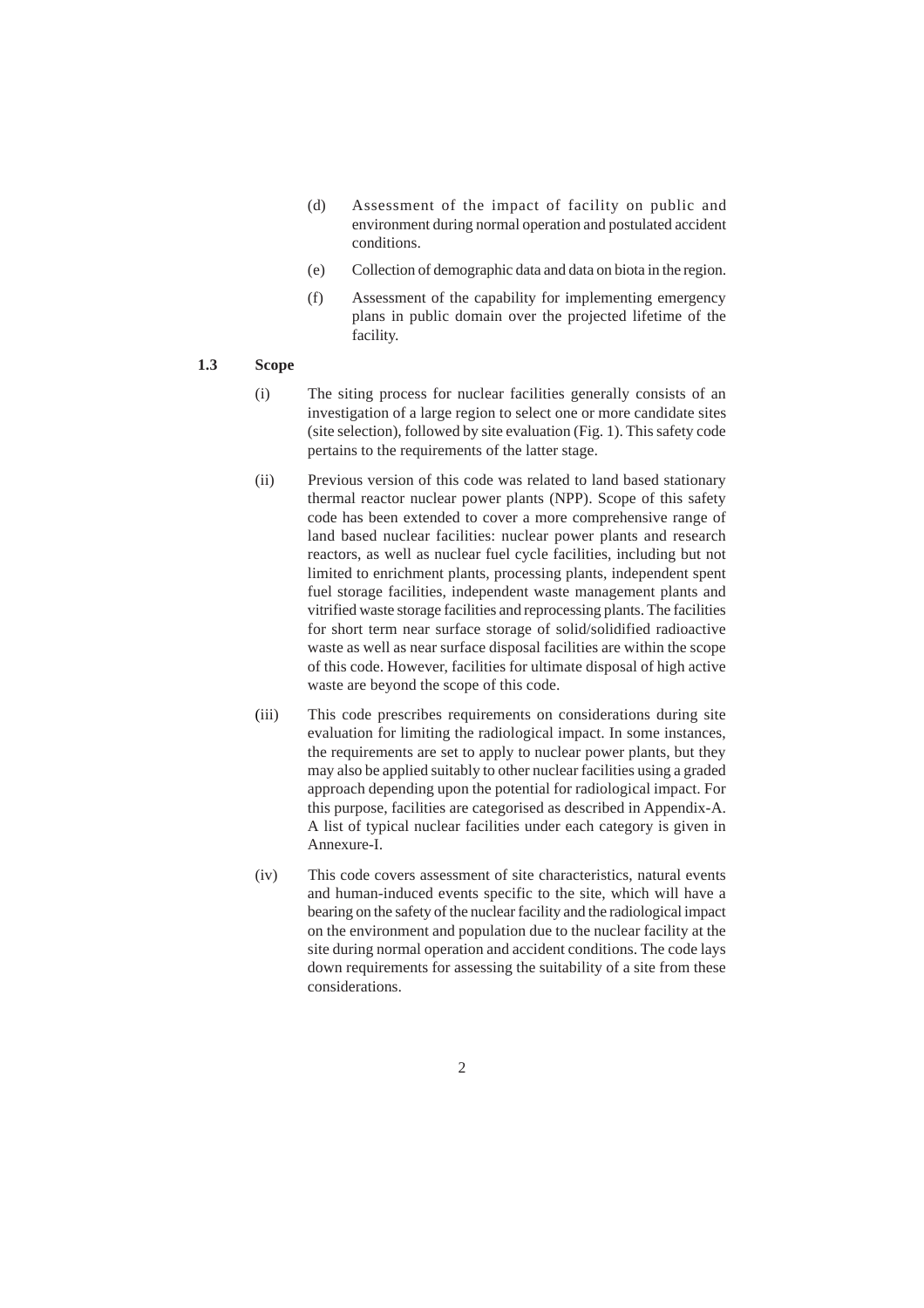(d) Assessment of the impact of facility on public and environment during normal operation and postulated accident conditions.

(e) Collection of demographic data and data on biota in the region.

(f) Assessment of the capability for implementing emergency plans in public domain over the projected lifetime of the facility.

## 1.3 Scope

(i) The siting process for nuclear facilities generally consists of an investigation of a large region to select one or more candidate sites (site selection), followed by site evaluation (Fig. 1). This safety code pertains to the requirements of the latter stage.

(ii) Previous version of this code was related to land based stationary thermal reactor nuclear power plants (NPP). Scope of this safety code has been extended to cover a more comprehensive range of land based nuclear facilities: nuclear power plants and research reactors, as well as nuclear fuel cycle facilities, including but not limited to enrichment plants, processing plants, independent spent fuel storage facilities, independent waste management plants and vitrified waste storage facilities and reprocessing plants. The facilities for short term near surface storage of solid/solidified radioactive waste as well as near surface disposal facilities are within the scope of this code. However, facilities for ultimate disposal of high active waste are beyond the scope of this code.

(iii) This code prescribes requirements on considerations during site evaluation for limiting the radiological impact. In some instances, the requirements are set to apply to nuclear power plants, but they may also be applied suitably to other nuclear facilities using a graded approach depending upon the potential for radiological impact. For this purpose, facilities are categorised as described in Appendix-A. A list of typical nuclear facilities under each category is given in Annexure-I.

(iv) This code covers assessment of site characteristics, natural events and human-induced events specific to the site, which will have a bearing on the safety of the nuclear facility and the radiological impact on the environment and population due to the nuclear facility at the site during normal operation and accident conditions. The code lays down requirements for assessing the suitability of a site from these considerations.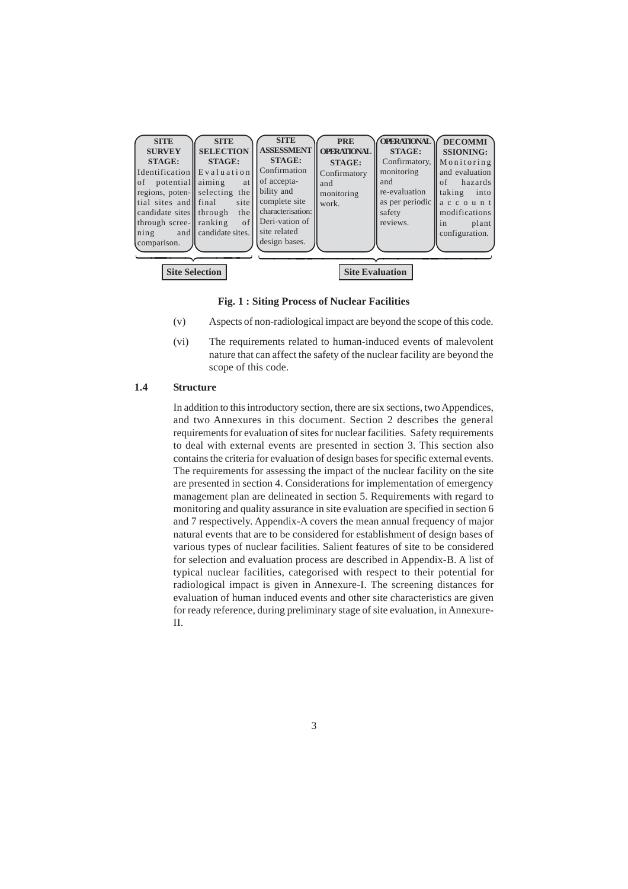| SITE SURVEY STAGE: | SITE SELECTION STAGE: | SITE ASSESSMENT STAGE: | PRE OPERATIONAL STAGE: | OPERATIONAL STAGE: | DECOMMI SSIONING: |
|---|---|---|---|---|---|
| Identification of potential regions, potential sites and candidate sites through screening and comparison. | Evaluation aiming at selecting the final site through the ranking of candidate sites. | Confirmation of acceptability and complete site characterisation: Derivation of site related design bases. | Confirmatory and monitoring work. | Confirmatory, monitoring and re-evaluation as per periodic safety reviews. | Monitoring and evaluation of hazards taking into account modifications in plant configuration. |
| Site Selection | | Site Evaluation | | | |

**Fig. 1 : Siting Process of Nuclear Facilities**

(v) Aspects of non-radiological impact are beyond the scope of this code.

(vi) The requirements related to human-induced events of malevolent nature that can affect the safety of the nuclear facility are beyond the scope of this code.

## 1.4 Structure

In addition to this introductory section, there are six sections, two Appendices, and two Annexures in this document. Section 2 describes the general requirements for evaluation of sites for nuclear facilities. Safety requirements to deal with external events are presented in section 3. This section also contains the criteria for evaluation of design bases for specific external events. The requirements for assessing the impact of the nuclear facility on the site are presented in section 4. Considerations for implementation of emergency management plan are delineated in section 5. Requirements with regard to monitoring and quality assurance in site evaluation are specified in section 6 and 7 respectively. Appendix-A covers the mean annual frequency of major natural events that are to be considered for establishment of design bases of various types of nuclear facilities. Salient features of site to be considered for selection and evaluation process are described in Appendix-B. A list of typical nuclear facilities, categorised with respect to their potential for radiological impact is given in Annexure-I. The screening distances for evaluation of human induced events and other site characteristics are given for ready reference, during preliminary stage of site evaluation, in Annexure-II.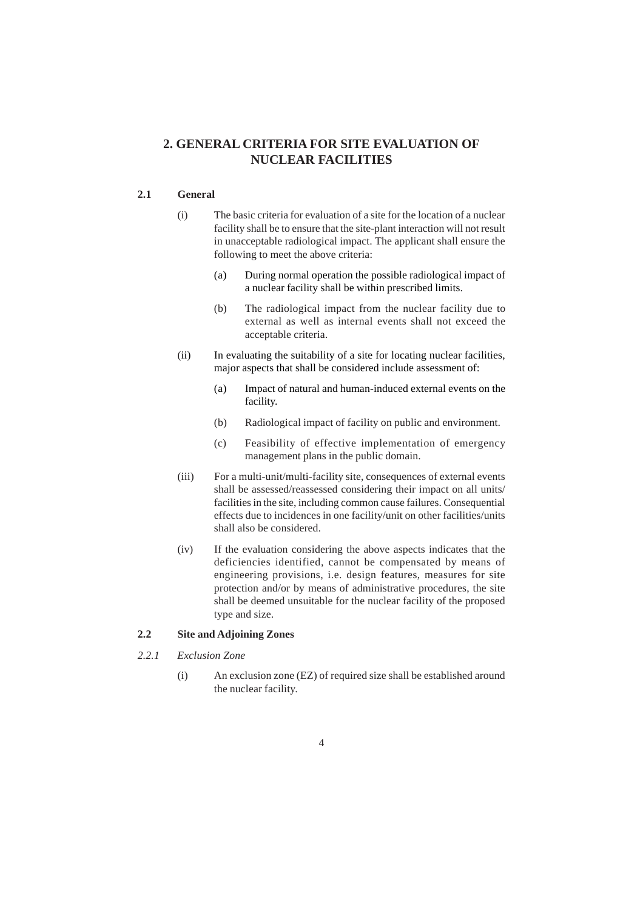# 2. GENERAL CRITERIA FOR SITE EVALUATION OF NUCLEAR FACILITIES

## 2.1 General

(i) The basic criteria for evaluation of a site for the location of a nuclear facility shall be to ensure that the site-plant interaction will not result in unacceptable radiological impact. The applicant shall ensure the following to meet the above criteria:

   (a) During normal operation the possible radiological impact of a nuclear facility shall be within prescribed limits.

   (b) The radiological impact from the nuclear facility due to external as well as internal events shall not exceed the acceptable criteria.

(ii) In evaluating the suitability of a site for locating nuclear facilities, major aspects that shall be considered include assessment of:

   (a) Impact of natural and human-induced external events on the facility.

   (b) Radiological impact of facility on public and environment.

   (c) Feasibility of effective implementation of emergency management plans in the public domain.

(iii) For a multi-unit/multi-facility site, consequences of external events shall be assessed/reassessed considering their impact on all units/ facilities in the site, including common cause failures. Consequential effects due to incidences in one facility/unit on other facilities/units shall also be considered.

(iv) If the evaluation considering the above aspects indicates that the deficiencies identified, cannot be compensated by means of engineering provisions, i.e. design features, measures for site protection and/or by means of administrative procedures, the site shall be deemed unsuitable for the nuclear facility of the proposed type and size.

## 2.2 Site and Adjoining Zones

### *2.2.1 Exclusion Zone*

(i) An exclusion zone (EZ) of required size shall be established around the nuclear facility.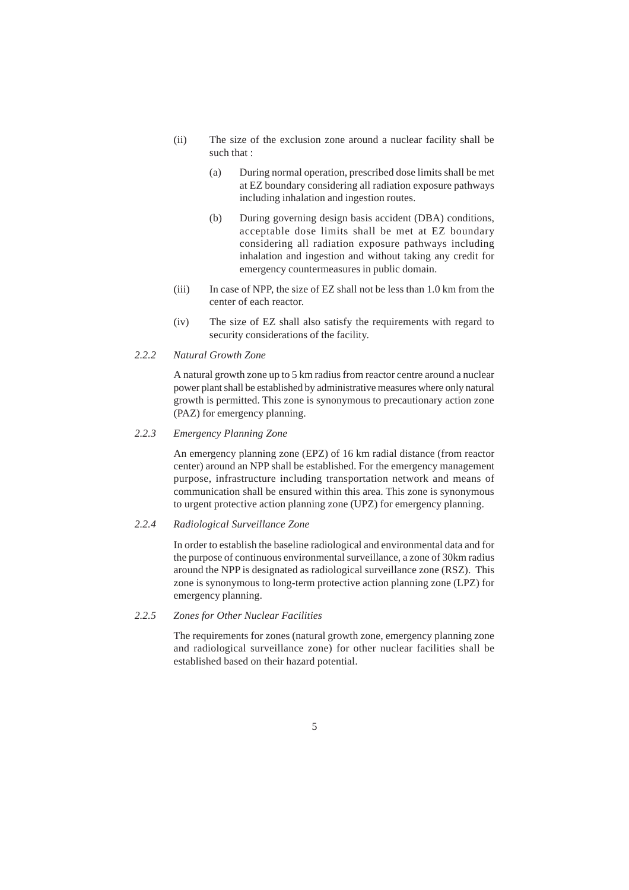(ii) The size of the exclusion zone around a nuclear facility shall be such that :

   (a) During normal operation, prescribed dose limits shall be met at EZ boundary considering all radiation exposure pathways including inhalation and ingestion routes.

   (b) During governing design basis accident (DBA) conditions, acceptable dose limits shall be met at EZ boundary considering all radiation exposure pathways including inhalation and ingestion and without taking any credit for emergency countermeasures in public domain.

(iii) In case of NPP, the size of EZ shall not be less than 1.0 km from the center of each reactor.

(iv) The size of EZ shall also satisfy the requirements with regard to security considerations of the facility.

### *2.2.2 Natural Growth Zone*

A natural growth zone up to 5 km radius from reactor centre around a nuclear power plant shall be established by administrative measures where only natural growth is permitted. This zone is synonymous to precautionary action zone (PAZ) for emergency planning.

### *2.2.3 Emergency Planning Zone*

An emergency planning zone (EPZ) of 16 km radial distance (from reactor center) around an NPP shall be established. For the emergency management purpose, infrastructure including transportation network and means of communication shall be ensured within this area. This zone is synonymous to urgent protective action planning zone (UPZ) for emergency planning.

### *2.2.4 Radiological Surveillance Zone*

In order to establish the baseline radiological and environmental data and for the purpose of continuous environmental surveillance, a zone of 30km radius around the NPP is designated as radiological surveillance zone (RSZ). This zone is synonymous to long-term protective action planning zone (LPZ) for emergency planning.

### *2.2.5 Zones for Other Nuclear Facilities*

The requirements for zones (natural growth zone, emergency planning zone and radiological surveillance zone) for other nuclear facilities shall be established based on their hazard potential.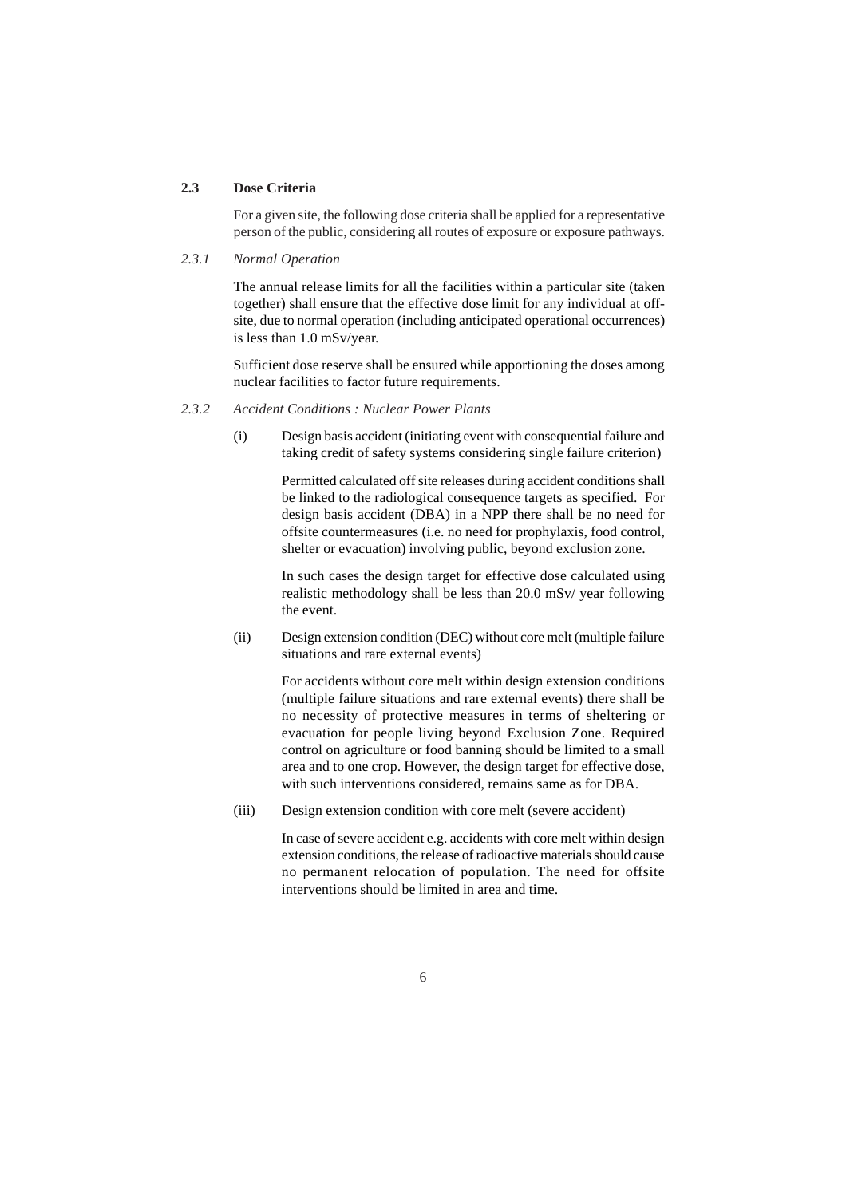## 2.3 Dose Criteria

For a given site, the following dose criteria shall be applied for a representative person of the public, considering all routes of exposure or exposure pathways.

### *2.3.1 Normal Operation*

The annual release limits for all the facilities within a particular site (taken together) shall ensure that the effective dose limit for any individual at off-site, due to normal operation (including anticipated operational occurrences) is less than 1.0 mSv/year.

Sufficient dose reserve shall be ensured while apportioning the doses among nuclear facilities to factor future requirements.

### *2.3.2 Accident Conditions : Nuclear Power Plants*

(i) Design basis accident (initiating event with consequential failure and taking credit of safety systems considering single failure criterion)

Permitted calculated off site releases during accident conditions shall be linked to the radiological consequence targets as specified. For design basis accident (DBA) in a NPP there shall be no need for offsite countermeasures (i.e. no need for prophylaxis, food control, shelter or evacuation) involving public, beyond exclusion zone.

In such cases the design target for effective dose calculated using realistic methodology shall be less than 20.0 mSv/ year following the event.

(ii) Design extension condition (DEC) without core melt (multiple failure situations and rare external events)

For accidents without core melt within design extension conditions (multiple failure situations and rare external events) there shall be no necessity of protective measures in terms of sheltering or evacuation for people living beyond Exclusion Zone. Required control on agriculture or food banning should be limited to a small area and to one crop. However, the design target for effective dose, with such interventions considered, remains same as for DBA.

(iii) Design extension condition with core melt (severe accident)

In case of severe accident e.g. accidents with core melt within design extension conditions, the release of radioactive materials should cause no permanent relocation of population. The need for offsite interventions should be limited in area and time.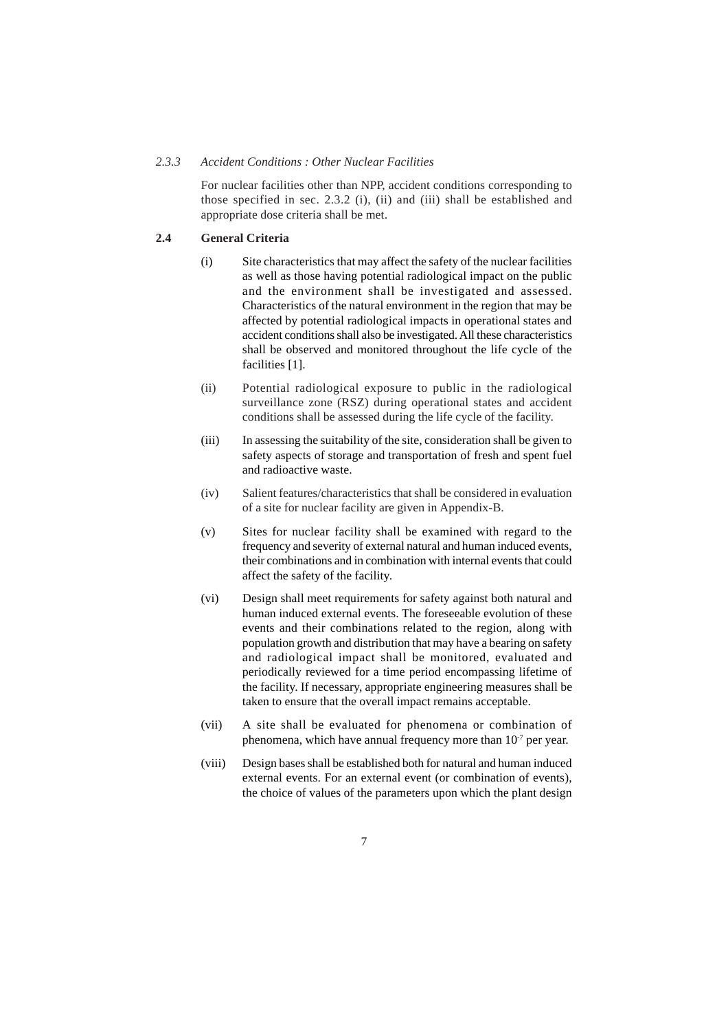#### *2.3.3 Accident Conditions : Other Nuclear Facilities*

For nuclear facilities other than NPP, accident conditions corresponding to those specified in sec. 2.3.2 (i), (ii) and (iii) shall be established and appropriate dose criteria shall be met.

### 2.4 General Criteria

(i) Site characteristics that may affect the safety of the nuclear facilities as well as those having potential radiological impact on the public and the environment shall be investigated and assessed. Characteristics of the natural environment in the region that may be affected by potential radiological impacts in operational states and accident conditions shall also be investigated. All these characteristics shall be observed and monitored throughout the life cycle of the facilities [1].

(ii) Potential radiological exposure to public in the radiological surveillance zone (RSZ) during operational states and accident conditions shall be assessed during the life cycle of the facility.

(iii) In assessing the suitability of the site, consideration shall be given to safety aspects of storage and transportation of fresh and spent fuel and radioactive waste.

(iv) Salient features/characteristics that shall be considered in evaluation of a site for nuclear facility are given in Appendix-B.

(v) Sites for nuclear facility shall be examined with regard to the frequency and severity of external natural and human induced events, their combinations and in combination with internal events that could affect the safety of the facility.

(vi) Design shall meet requirements for safety against both natural and human induced external events. The foreseeable evolution of these events and their combinations related to the region, along with population growth and distribution that may have a bearing on safety and radiological impact shall be monitored, evaluated and periodically reviewed for a time period encompassing lifetime of the facility. If necessary, appropriate engineering measures shall be taken to ensure that the overall impact remains acceptable.

(vii) A site shall be evaluated for phenomena or combination of phenomena, which have annual frequency more than $10^{-7}$ per year.

(viii) Design bases shall be established both for natural and human induced external events. For an external event (or combination of events), the choice of values of the parameters upon which the plant design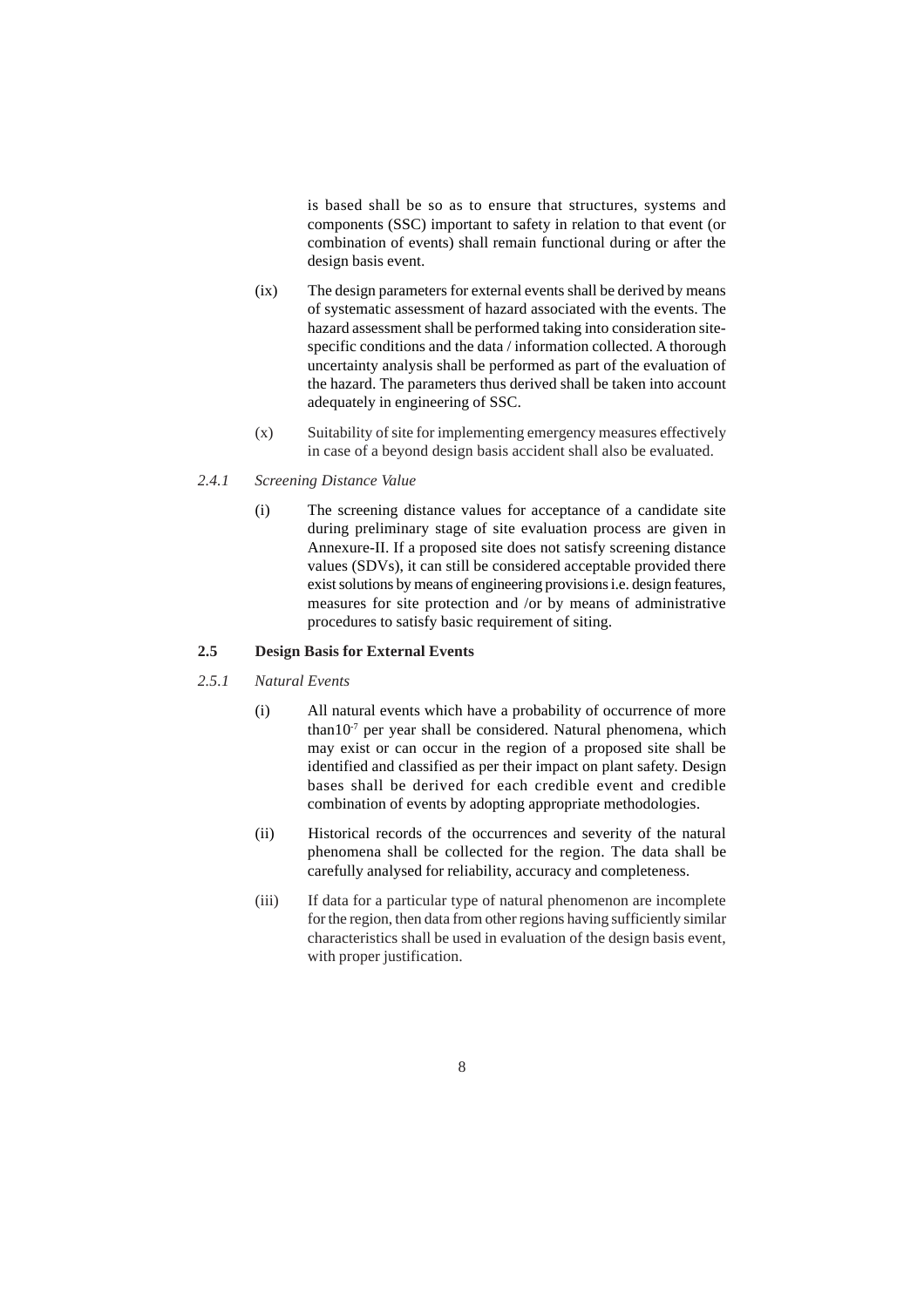is based shall be so as to ensure that structures, systems and components (SSC) important to safety in relation to that event (or combination of events) shall remain functional during or after the design basis event.

(ix) The design parameters for external events shall be derived by means of systematic assessment of hazard associated with the events. The hazard assessment shall be performed taking into consideration site-specific conditions and the data / information collected. A thorough uncertainty analysis shall be performed as part of the evaluation of the hazard. The parameters thus derived shall be taken into account adequately in engineering of SSC.

(x) Suitability of site for implementing emergency measures effectively in case of a beyond design basis accident shall also be evaluated.

*2.4.1 Screening Distance Value*

(i) The screening distance values for acceptance of a candidate site during preliminary stage of site evaluation process are given in Annexure-II. If a proposed site does not satisfy screening distance values (SDVs), it can still be considered acceptable provided there exist solutions by means of engineering provisions i.e. design features, measures for site protection and /or by means of administrative procedures to satisfy basic requirement of siting.

## 2.5 Design Basis for External Events

*2.5.1 Natural Events*

(i) All natural events which have a probability of occurrence of more than$10^{-7}$ per year shall be considered. Natural phenomena, which may exist or can occur in the region of a proposed site shall be identified and classified as per their impact on plant safety. Design bases shall be derived for each credible event and credible combination of events by adopting appropriate methodologies.

(ii) Historical records of the occurrences and severity of the natural phenomena shall be collected for the region. The data shall be carefully analysed for reliability, accuracy and completeness.

(iii) If data for a particular type of natural phenomenon are incomplete for the region, then data from other regions having sufficiently similar characteristics shall be used in evaluation of the design basis event, with proper justification.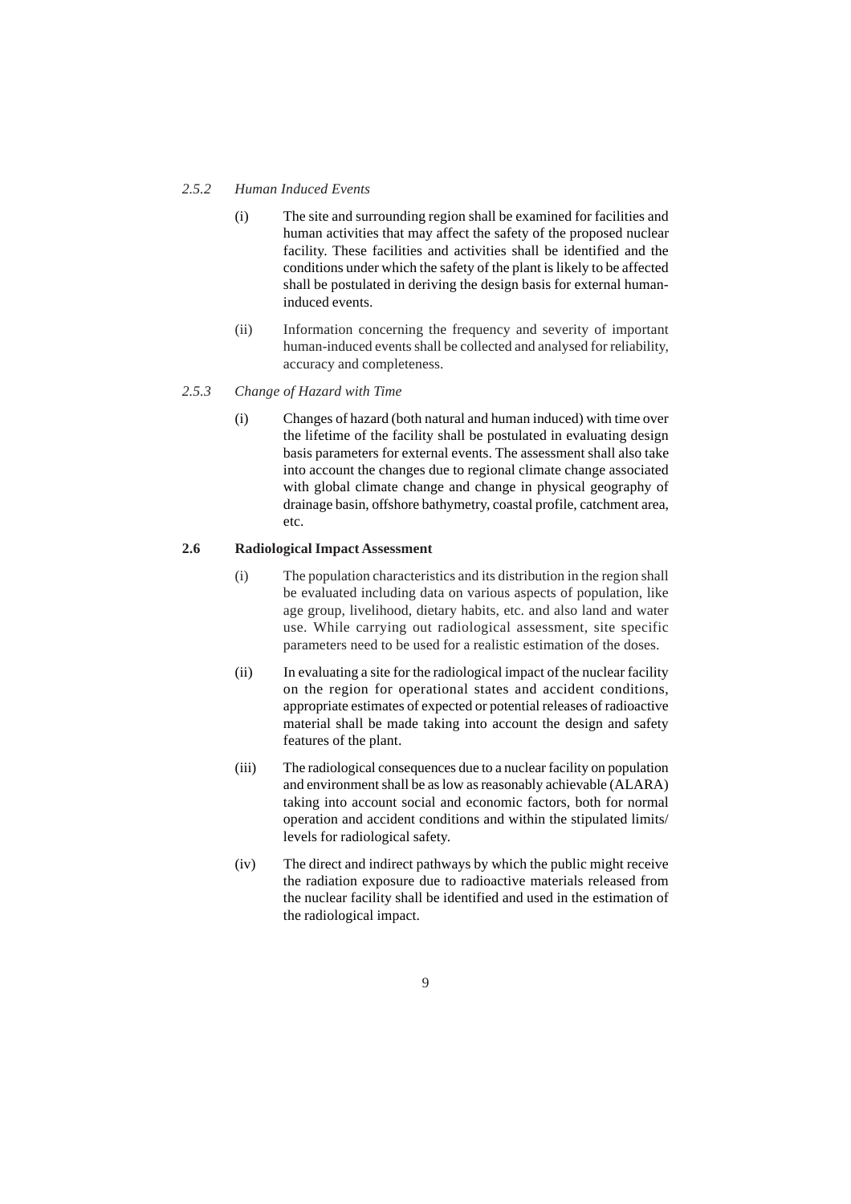*2.5.2 Human Induced Events*

(i) The site and surrounding region shall be examined for facilities and human activities that may affect the safety of the proposed nuclear facility. These facilities and activities shall be identified and the conditions under which the safety of the plant is likely to be affected shall be postulated in deriving the design basis for external human-induced events.

(ii) Information concerning the frequency and severity of important human-induced events shall be collected and analysed for reliability, accuracy and completeness.

*2.5.3 Change of Hazard with Time*

(i) Changes of hazard (both natural and human induced) with time over the lifetime of the facility shall be postulated in evaluating design basis parameters for external events. The assessment shall also take into account the changes due to regional climate change associated with global climate change and change in physical geography of drainage basin, offshore bathymetry, coastal profile, catchment area, etc.

**2.6 Radiological Impact Assessment**

(i) The population characteristics and its distribution in the region shall be evaluated including data on various aspects of population, like age group, livelihood, dietary habits, etc. and also land and water use. While carrying out radiological assessment, site specific parameters need to be used for a realistic estimation of the doses.

(ii) In evaluating a site for the radiological impact of the nuclear facility on the region for operational states and accident conditions, appropriate estimates of expected or potential releases of radioactive material shall be made taking into account the design and safety features of the plant.

(iii) The radiological consequences due to a nuclear facility on population and environment shall be as low as reasonably achievable (ALARA) taking into account social and economic factors, both for normal operation and accident conditions and within the stipulated limits/ levels for radiological safety.

(iv) The direct and indirect pathways by which the public might receive the radiation exposure due to radioactive materials released from the nuclear facility shall be identified and used in the estimation of the radiological impact.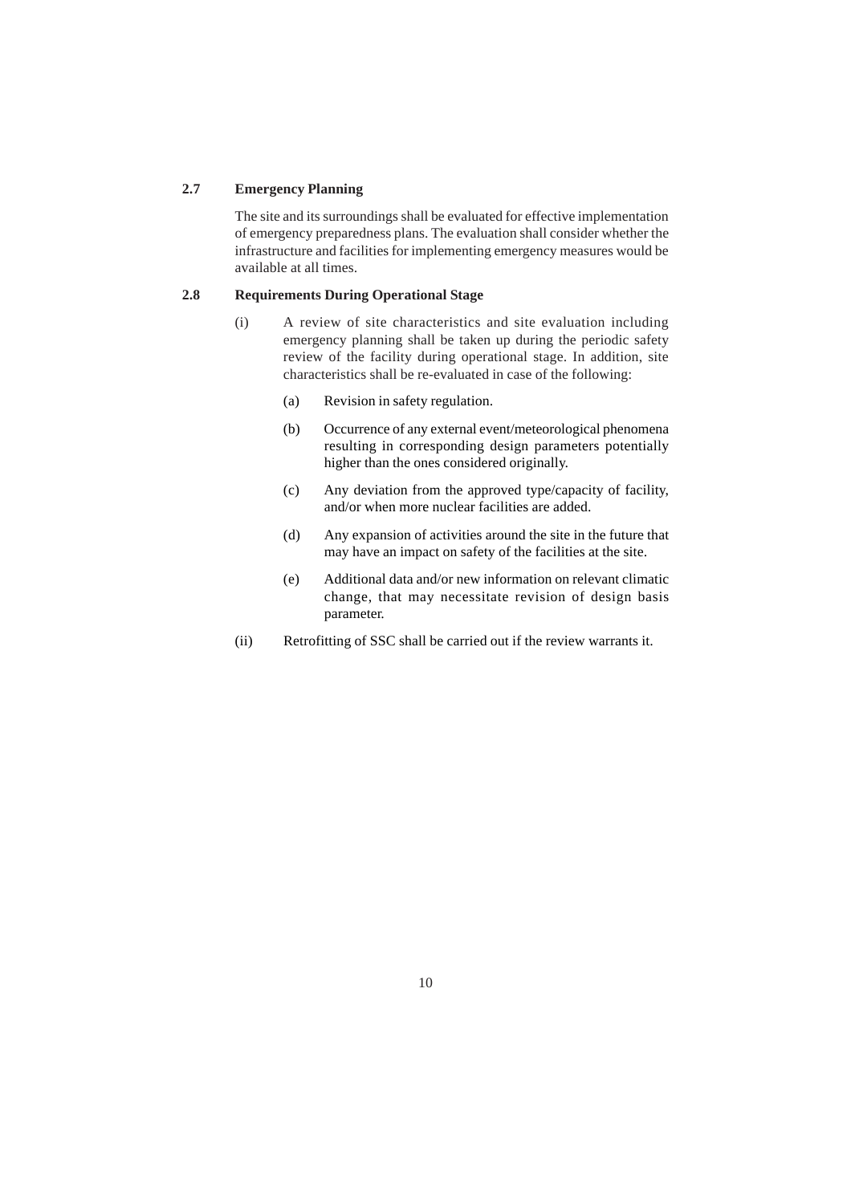### 2.7 Emergency Planning

The site and its surroundings shall be evaluated for effective implementation of emergency preparedness plans. The evaluation shall consider whether the infrastructure and facilities for implementing emergency measures would be available at all times.

### 2.8 Requirements During Operational Stage

(i) A review of site characteristics and site evaluation including emergency planning shall be taken up during the periodic safety review of the facility during operational stage. In addition, site characteristics shall be re-evaluated in case of the following:

   (a) Revision in safety regulation.

   (b) Occurrence of any external event/meteorological phenomena resulting in corresponding design parameters potentially higher than the ones considered originally.

   (c) Any deviation from the approved type/capacity of facility, and/or when more nuclear facilities are added.

   (d) Any expansion of activities around the site in the future that may have an impact on safety of the facilities at the site.

   (e) Additional data and/or new information on relevant climatic change, that may necessitate revision of design basis parameter.

(ii) Retrofitting of SSC shall be carried out if the review warrants it.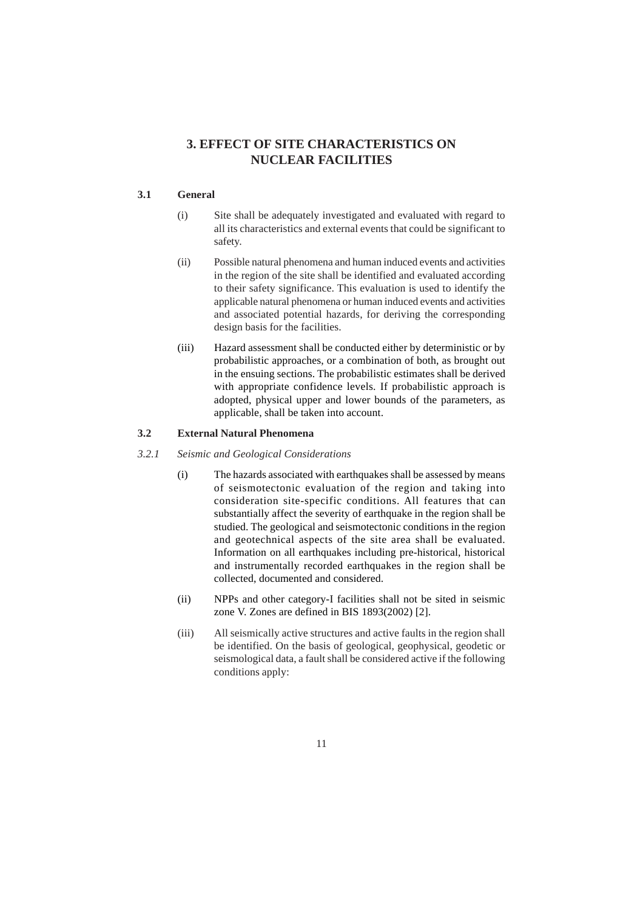# 3. EFFECT OF SITE CHARACTERISTICS ON NUCLEAR FACILITIES

## 3.1 General

(i) Site shall be adequately investigated and evaluated with regard to all its characteristics and external events that could be significant to safety.

(ii) Possible natural phenomena and human induced events and activities in the region of the site shall be identified and evaluated according to their safety significance. This evaluation is used to identify the applicable natural phenomena or human induced events and activities and associated potential hazards, for deriving the corresponding design basis for the facilities.

(iii) Hazard assessment shall be conducted either by deterministic or by probabilistic approaches, or a combination of both, as brought out in the ensuing sections. The probabilistic estimates shall be derived with appropriate confidence levels. If probabilistic approach is adopted, physical upper and lower bounds of the parameters, as applicable, shall be taken into account.

## 3.2 External Natural Phenomena

### *3.2.1 Seismic and Geological Considerations*

(i) The hazards associated with earthquakes shall be assessed by means of seismotectonic evaluation of the region and taking into consideration site-specific conditions. All features that can substantially affect the severity of earthquake in the region shall be studied. The geological and seismotectonic conditions in the region and geotechnical aspects of the site area shall be evaluated. Information on all earthquakes including pre-historical, historical and instrumentally recorded earthquakes in the region shall be collected, documented and considered.

(ii) NPPs and other category-I facilities shall not be sited in seismic zone V. Zones are defined in BIS 1893(2002) [2].

(iii) All seismically active structures and active faults in the region shall be identified. On the basis of geological, geophysical, geodetic or seismological data, a fault shall be considered active if the following conditions apply: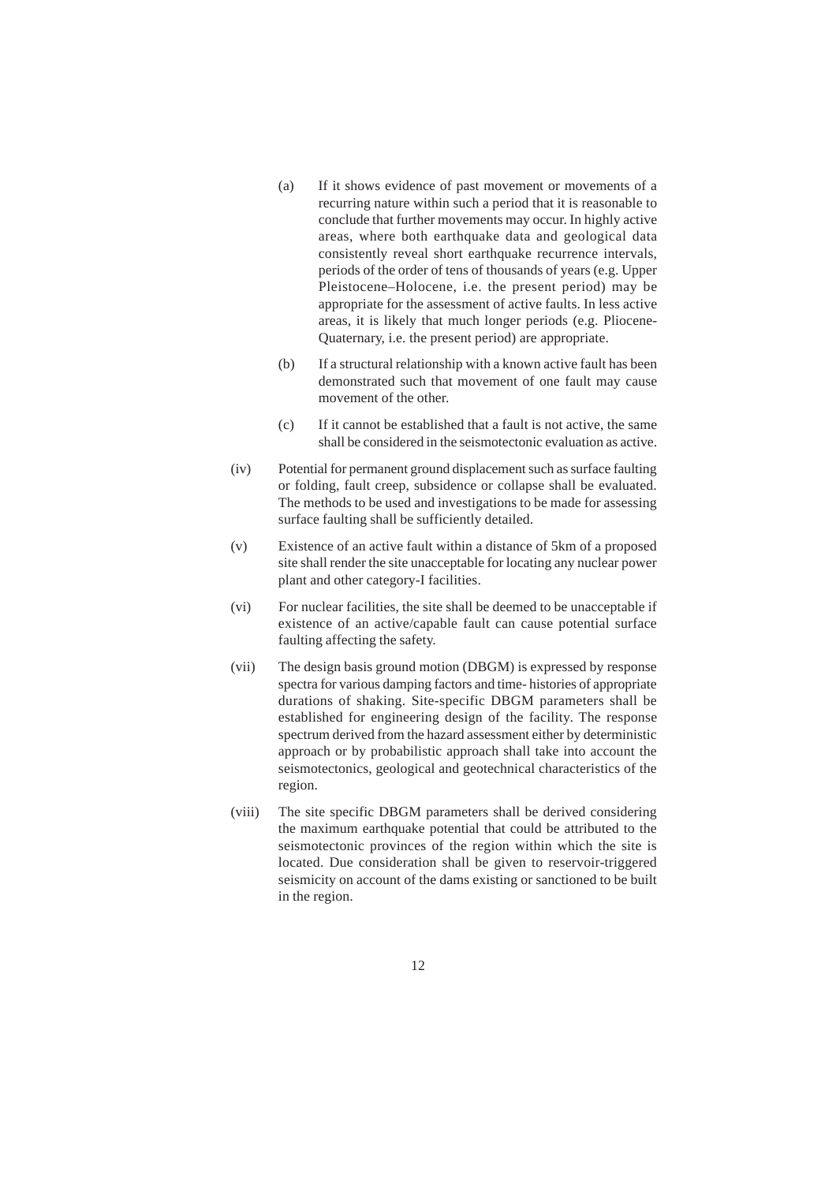(a) If it shows evidence of past movement or movements of a recurring nature within such a period that it is reasonable to conclude that further movements may occur. In highly active areas, where both earthquake data and geological data consistently reveal short earthquake recurrence intervals, periods of the order of tens of thousands of years (e.g. Upper Pleistocene–Holocene, i.e. the present period) may be appropriate for the assessment of active faults. In less active areas, it is likely that much longer periods (e.g. Pliocene-Quaternary, i.e. the present period) are appropriate.

(b) If a structural relationship with a known active fault has been demonstrated such that movement of one fault may cause movement of the other.

(c) If it cannot be established that a fault is not active, the same shall be considered in the seismotectonic evaluation as active.

(iv) Potential for permanent ground displacement such as surface faulting or folding, fault creep, subsidence or collapse shall be evaluated. The methods to be used and investigations to be made for assessing surface faulting shall be sufficiently detailed.

(v) Existence of an active fault within a distance of 5km of a proposed site shall render the site unacceptable for locating any nuclear power plant and other category-I facilities.

(vi) For nuclear facilities, the site shall be deemed to be unacceptable if existence of an active/capable fault can cause potential surface faulting affecting the safety.

(vii) The design basis ground motion (DBGM) is expressed by response spectra for various damping factors and time- histories of appropriate durations of shaking. Site-specific DBGM parameters shall be established for engineering design of the facility. The response spectrum derived from the hazard assessment either by deterministic approach or by probabilistic approach shall take into account the seismotectonics, geological and geotechnical characteristics of the region.

(viii) The site specific DBGM parameters shall be derived considering the maximum earthquake potential that could be attributed to the seismotectonic provinces of the region within which the site is located. Due consideration shall be given to reservoir-triggered seismicity on account of the dams existing or sanctioned to be built in the region.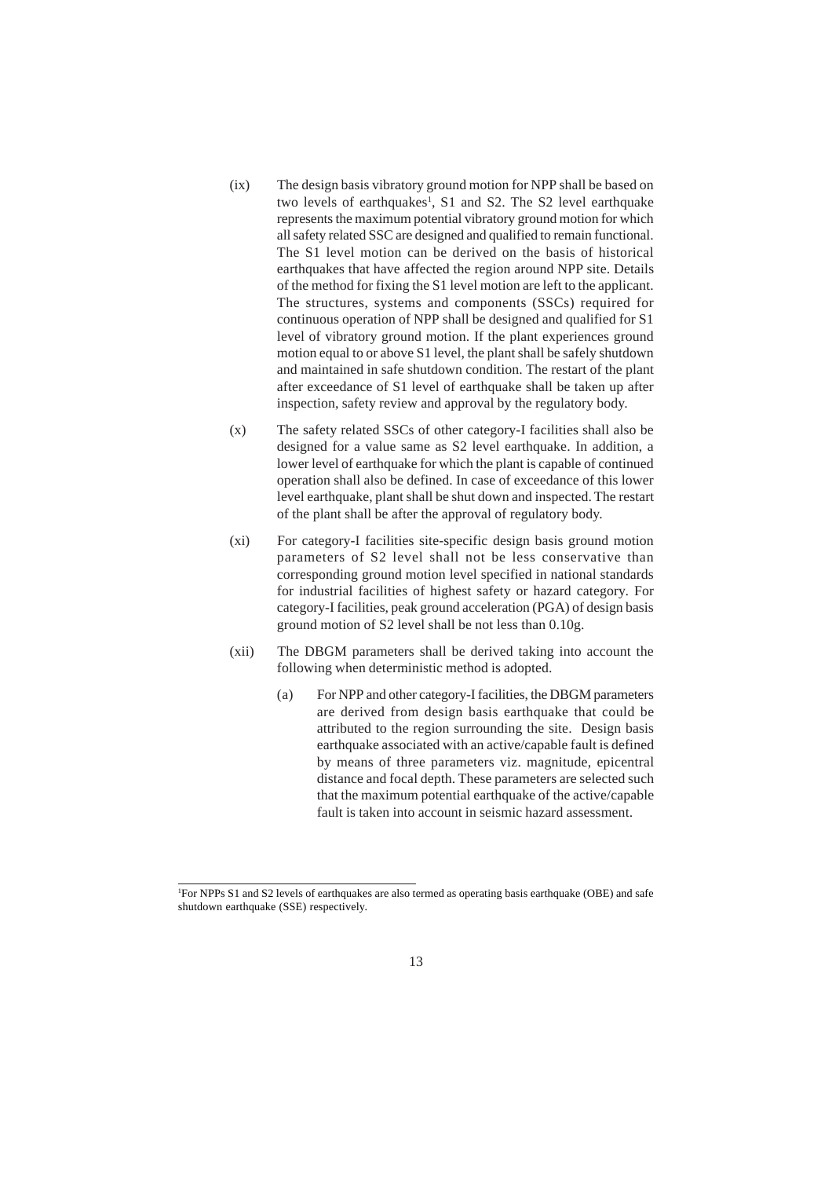(ix) The design basis vibratory ground motion for NPP shall be based on two levels of earthquakes[1], S1 and S2. The S2 level earthquake represents the maximum potential vibratory ground motion for which all safety related SSC are designed and qualified to remain functional. The S1 level motion can be derived on the basis of historical earthquakes that have affected the region around NPP site. Details of the method for fixing the S1 level motion are left to the applicant. The structures, systems and components (SSCs) required for continuous operation of NPP shall be designed and qualified for S1 level of vibratory ground motion. If the plant experiences ground motion equal to or above S1 level, the plant shall be safely shutdown and maintained in safe shutdown condition. The restart of the plant after exceedance of S1 level of earthquake shall be taken up after inspection, safety review and approval by the regulatory body.

(x) The safety related SSCs of other category-I facilities shall also be designed for a value same as S2 level earthquake. In addition, a lower level of earthquake for which the plant is capable of continued operation shall also be defined. In case of exceedance of this lower level earthquake, plant shall be shut down and inspected. The restart of the plant shall be after the approval of regulatory body.

(xi) For category-I facilities site-specific design basis ground motion parameters of S2 level shall not be less conservative than corresponding ground motion level specified in national standards for industrial facilities of highest safety or hazard category. For category-I facilities, peak ground acceleration (PGA) of design basis ground motion of S2 level shall be not less than 0.10g.

(xii) The DBGM parameters shall be derived taking into account the following when deterministic method is adopted.

   (a) For NPP and other category-I facilities, the DBGM parameters are derived from design basis earthquake that could be attributed to the region surrounding the site. Design basis earthquake associated with an active/capable fault is defined by means of three parameters viz. magnitude, epicentral distance and focal depth. These parameters are selected such that the maximum potential earthquake of the active/capable fault is taken into account in seismic hazard assessment.

---

[1] For NPPs S1 and S2 levels of earthquakes are also termed as operating basis earthquake (OBE) and safe shutdown earthquake (SSE) respectively.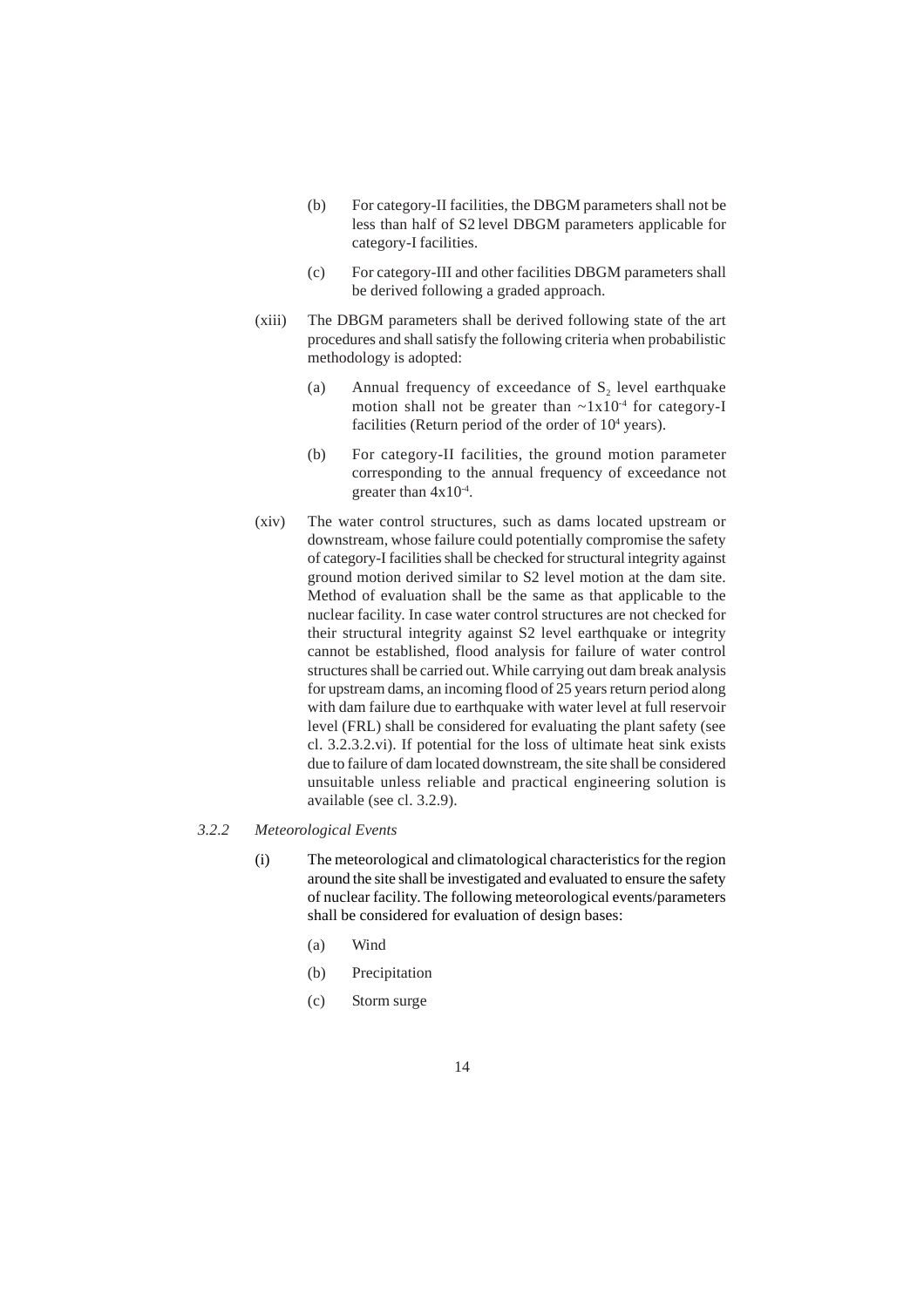(b) For category-II facilities, the DBGM parameters shall not be less than half of S2 level DBGM parameters applicable for category-I facilities.

(c) For category-III and other facilities DBGM parameters shall be derived following a graded approach.

(xiii) The DBGM parameters shall be derived following state of the art procedures and shall satisfy the following criteria when probabilistic methodology is adopted:

(a) Annual frequency of exceedance of $S_2$ level earthquake motion shall not be greater than $\sim 1 \times 10^{-4}$ for category-I facilities (Return period of the order of $10^4$ years).

(b) For category-II facilities, the ground motion parameter corresponding to the annual frequency of exceedance not greater than $4 \times 10^{-4}$.

(xiv) The water control structures, such as dams located upstream or downstream, whose failure could potentially compromise the safety of category-I facilities shall be checked for structural integrity against ground motion derived similar to S2 level motion at the dam site. Method of evaluation shall be the same as that applicable to the nuclear facility. In case water control structures are not checked for their structural integrity against S2 level earthquake or integrity cannot be established, flood analysis for failure of water control structures shall be carried out. While carrying out dam break analysis for upstream dams, an incoming flood of 25 years return period along with dam failure due to earthquake with water level at full reservoir level (FRL) shall be considered for evaluating the plant safety (see cl. 3.2.3.2.vi). If potential for the loss of ultimate heat sink exists due to failure of dam located downstream, the site shall be considered unsuitable unless reliable and practical engineering solution is available (see cl. 3.2.9).

*3.2.2 Meteorological Events*

(i) The meteorological and climatological characteristics for the region around the site shall be investigated and evaluated to ensure the safety of nuclear facility. The following meteorological events/parameters shall be considered for evaluation of design bases:

(a) Wind

(b) Precipitation

(c) Storm surge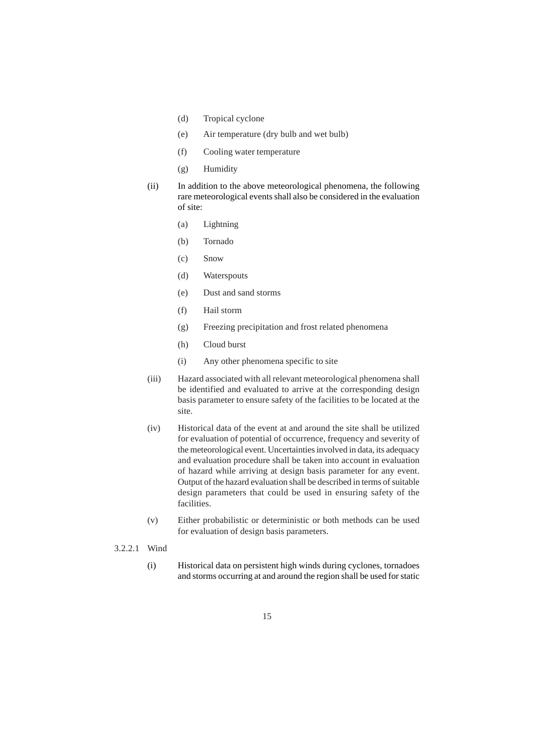(d) Tropical cyclone

(e) Air temperature (dry bulb and wet bulb)

(f) Cooling water temperature

(g) Humidity

(ii) In addition to the above meteorological phenomena, the following rare meteorological events shall also be considered in the evaluation of site:

(a) Lightning

(b) Tornado

(c) Snow

(d) Waterspouts

(e) Dust and sand storms

(f) Hail storm

(g) Freezing precipitation and frost related phenomena

(h) Cloud burst

(i) Any other phenomena specific to site

(iii) Hazard associated with all relevant meteorological phenomena shall be identified and evaluated to arrive at the corresponding design basis parameter to ensure safety of the facilities to be located at the site.

(iv) Historical data of the event at and around the site shall be utilized for evaluation of potential of occurrence, frequency and severity of the meteorological event. Uncertainties involved in data, its adequacy and evaluation procedure shall be taken into account in evaluation of hazard while arriving at design basis parameter for any event. Output of the hazard evaluation shall be described in terms of suitable design parameters that could be used in ensuring safety of the facilities.

(v) Either probabilistic or deterministic or both methods can be used for evaluation of design basis parameters.

3.2.2.1 Wind

(i) Historical data on persistent high winds during cyclones, tornadoes and storms occurring at and around the region shall be used for static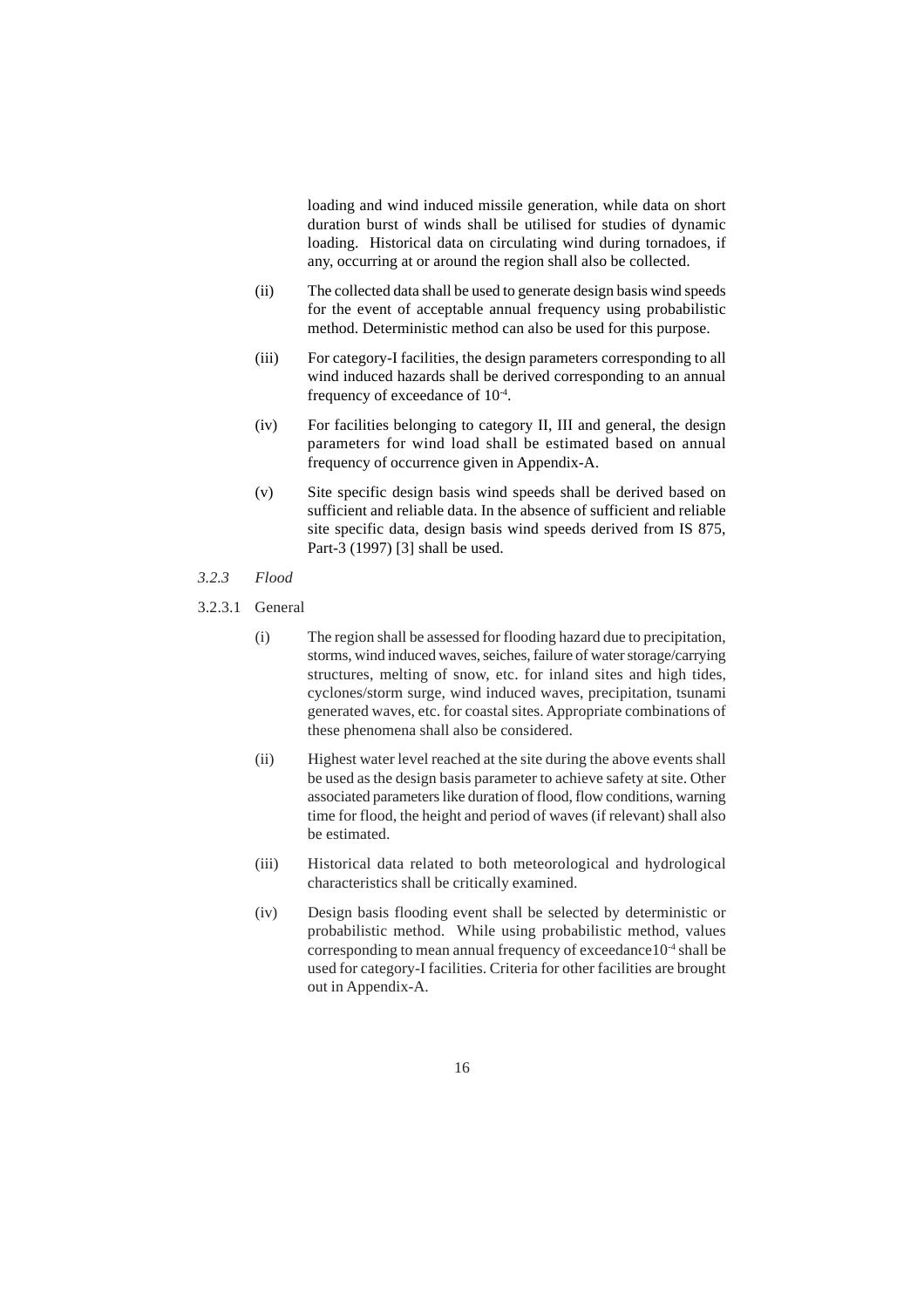loading and wind induced missile generation, while data on short duration burst of winds shall be utilised for studies of dynamic loading. Historical data on circulating wind during tornadoes, if any, occurring at or around the region shall also be collected.

(ii) The collected data shall be used to generate design basis wind speeds for the event of acceptable annual frequency using probabilistic method. Deterministic method can also be used for this purpose.

(iii) For category-I facilities, the design parameters corresponding to all wind induced hazards shall be derived corresponding to an annual frequency of exceedance of $10^{-4}$.

(iv) For facilities belonging to category II, III and general, the design parameters for wind load shall be estimated based on annual frequency of occurrence given in Appendix-A.

(v) Site specific design basis wind speeds shall be derived based on sufficient and reliable data. In the absence of sufficient and reliable site specific data, design basis wind speeds derived from IS 875, Part-3 (1997) [3] shall be used.

### *3.2.3 Flood*

#### 3.2.3.1 General

(i) The region shall be assessed for flooding hazard due to precipitation, storms, wind induced waves, seiches, failure of water storage/carrying structures, melting of snow, etc. for inland sites and high tides, cyclones/storm surge, wind induced waves, precipitation, tsunami generated waves, etc. for coastal sites. Appropriate combinations of these phenomena shall also be considered.

(ii) Highest water level reached at the site during the above events shall be used as the design basis parameter to achieve safety at site. Other associated parameters like duration of flood, flow conditions, warning time for flood, the height and period of waves (if relevant) shall also be estimated.

(iii) Historical data related to both meteorological and hydrological characteristics shall be critically examined.

(iv) Design basis flooding event shall be selected by deterministic or probabilistic method. While using probabilistic method, values corresponding to mean annual frequency of exceedance$10^{-4}$ shall be used for category-I facilities. Criteria for other facilities are brought out in Appendix-A.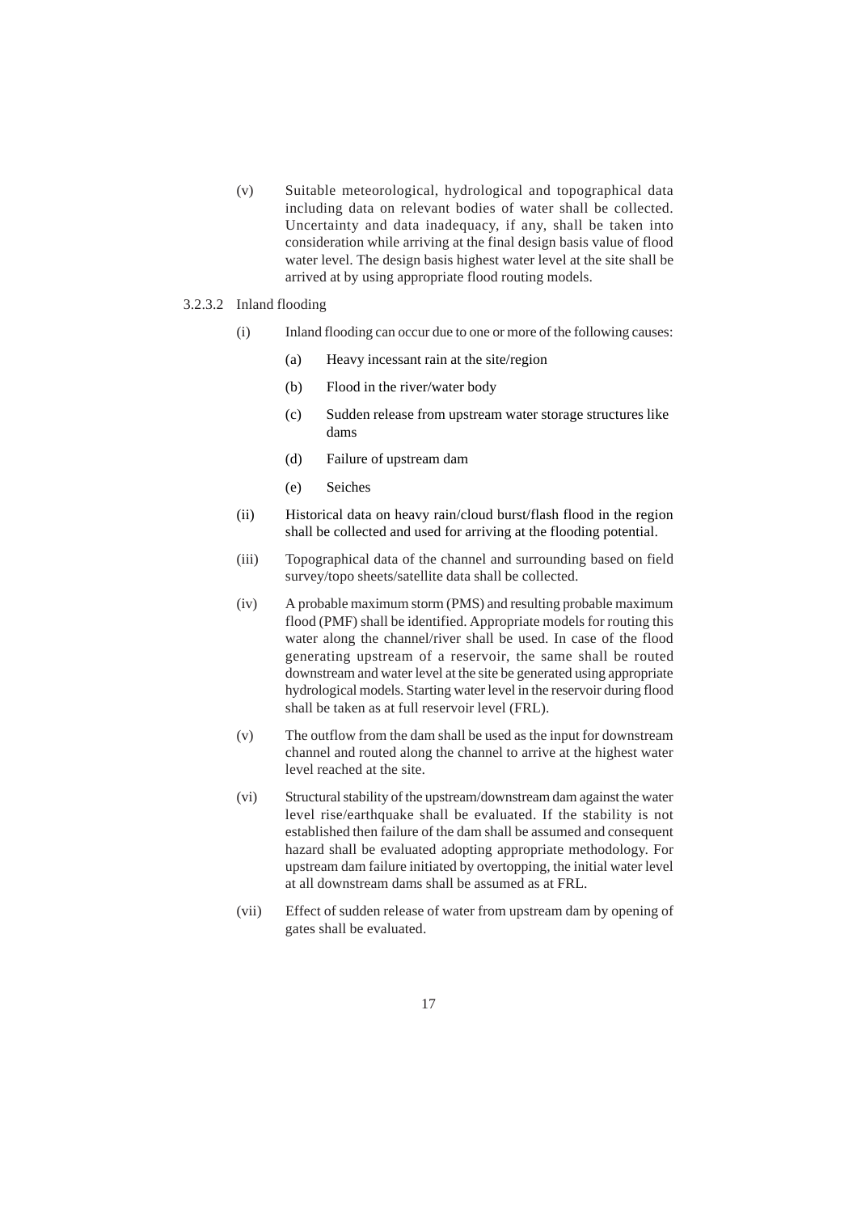(v) Suitable meteorological, hydrological and topographical data including data on relevant bodies of water shall be collected. Uncertainty and data inadequacy, if any, shall be taken into consideration while arriving at the final design basis value of flood water level. The design basis highest water level at the site shall be arrived at by using appropriate flood routing models.

3.2.3.2 Inland flooding

(i) Inland flooding can occur due to one or more of the following causes:

  (a) Heavy incessant rain at the site/region

  (b) Flood in the river/water body

  (c) Sudden release from upstream water storage structures like dams

  (d) Failure of upstream dam

  (e) Seiches

(ii) Historical data on heavy rain/cloud burst/flash flood in the region shall be collected and used for arriving at the flooding potential.

(iii) Topographical data of the channel and surrounding based on field survey/topo sheets/satellite data shall be collected.

(iv) A probable maximum storm (PMS) and resulting probable maximum flood (PMF) shall be identified. Appropriate models for routing this water along the channel/river shall be used. In case of the flood generating upstream of a reservoir, the same shall be routed downstream and water level at the site be generated using appropriate hydrological models. Starting water level in the reservoir during flood shall be taken as at full reservoir level (FRL).

(v) The outflow from the dam shall be used as the input for downstream channel and routed along the channel to arrive at the highest water level reached at the site.

(vi) Structural stability of the upstream/downstream dam against the water level rise/earthquake shall be evaluated. If the stability is not established then failure of the dam shall be assumed and consequent hazard shall be evaluated adopting appropriate methodology. For upstream dam failure initiated by overtopping, the initial water level at all downstream dams shall be assumed as at FRL.

(vii) Effect of sudden release of water from upstream dam by opening of gates shall be evaluated.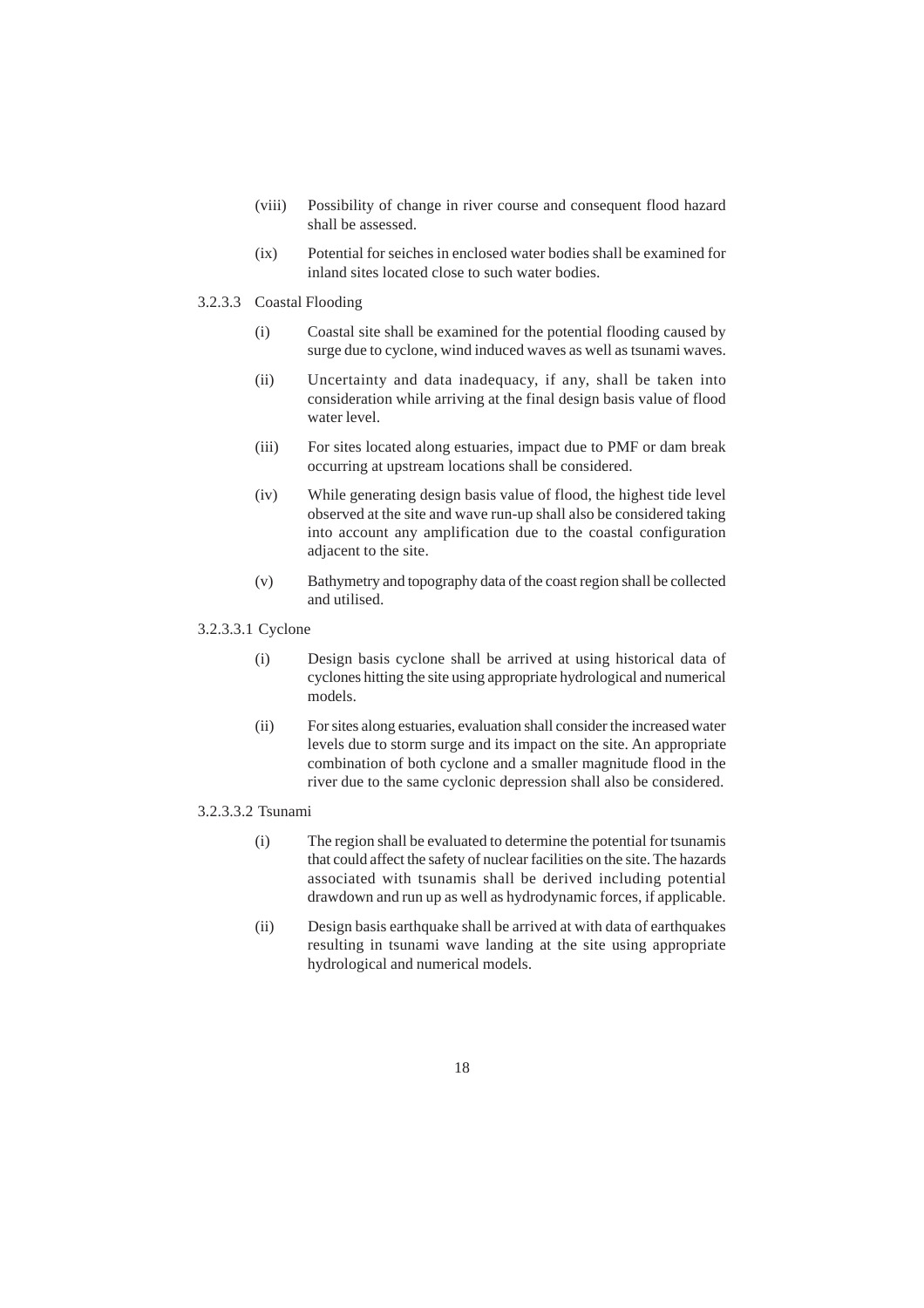(viii) Possibility of change in river course and consequent flood hazard shall be assessed.

(ix) Potential for seiches in enclosed water bodies shall be examined for inland sites located close to such water bodies.

3.2.3.3 Coastal Flooding

(i) Coastal site shall be examined for the potential flooding caused by surge due to cyclone, wind induced waves as well as tsunami waves.

(ii) Uncertainty and data inadequacy, if any, shall be taken into consideration while arriving at the final design basis value of flood water level.

(iii) For sites located along estuaries, impact due to PMF or dam break occurring at upstream locations shall be considered.

(iv) While generating design basis value of flood, the highest tide level observed at the site and wave run-up shall also be considered taking into account any amplification due to the coastal configuration adjacent to the site.

(v) Bathymetry and topography data of the coast region shall be collected and utilised.

3.2.3.3.1 Cyclone

(i) Design basis cyclone shall be arrived at using historical data of cyclones hitting the site using appropriate hydrological and numerical models.

(ii) For sites along estuaries, evaluation shall consider the increased water levels due to storm surge and its impact on the site. An appropriate combination of both cyclone and a smaller magnitude flood in the river due to the same cyclonic depression shall also be considered.

3.2.3.3.2 Tsunami

(i) The region shall be evaluated to determine the potential for tsunamis that could affect the safety of nuclear facilities on the site. The hazards associated with tsunamis shall be derived including potential drawdown and run up as well as hydrodynamic forces, if applicable.

(ii) Design basis earthquake shall be arrived at with data of earthquakes resulting in tsunami wave landing at the site using appropriate hydrological and numerical models.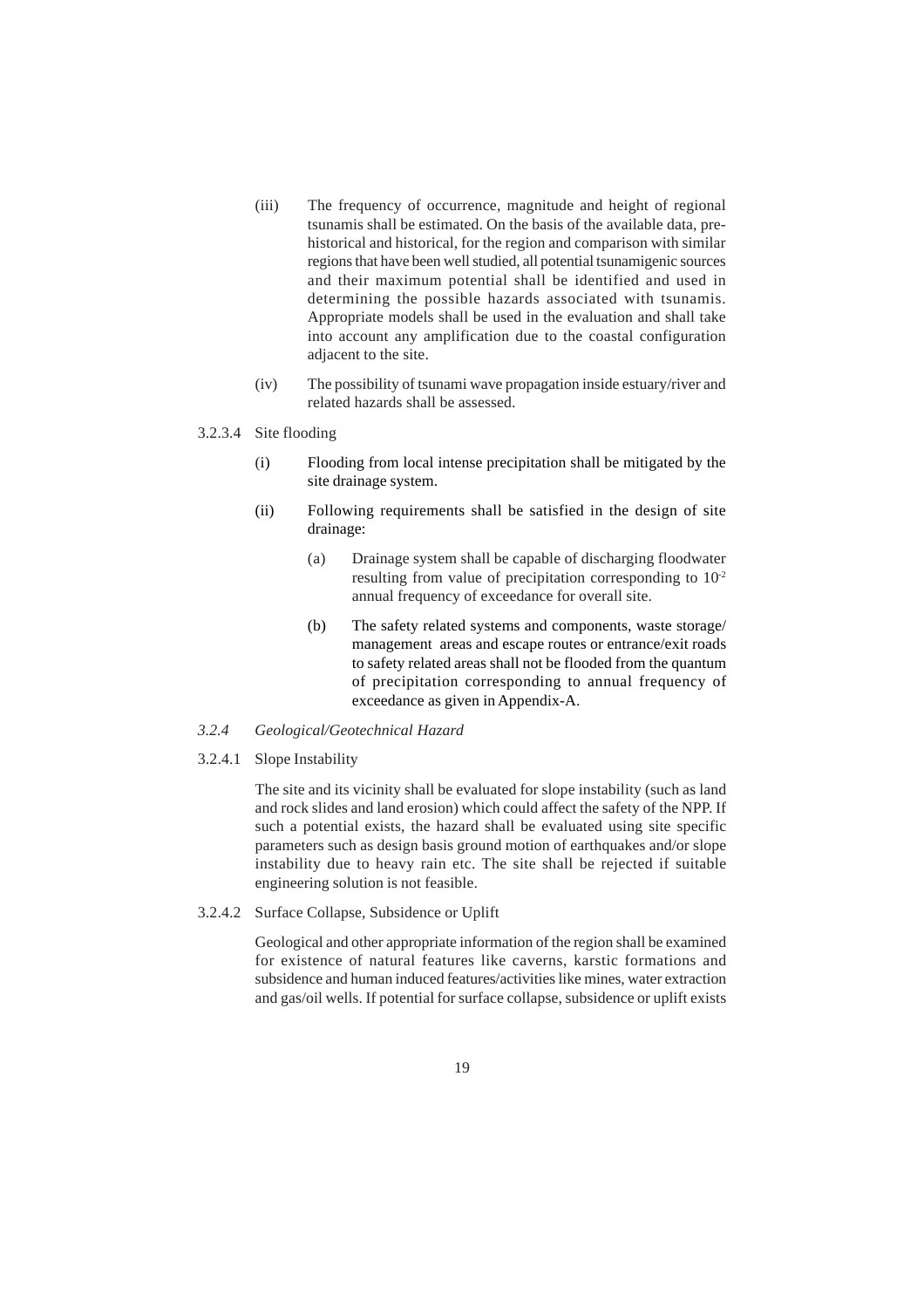(iii) The frequency of occurrence, magnitude and height of regional tsunamis shall be estimated. On the basis of the available data, pre-historical and historical, for the region and comparison with similar regions that have been well studied, all potential tsunamigenic sources and their maximum potential shall be identified and used in determining the possible hazards associated with tsunamis. Appropriate models shall be used in the evaluation and shall take into account any amplification due to the coastal configuration adjacent to the site.

(iv) The possibility of tsunami wave propagation inside estuary/river and related hazards shall be assessed.

3.2.3.4 Site flooding

(i) Flooding from local intense precipitation shall be mitigated by the site drainage system.

(ii) Following requirements shall be satisfied in the design of site drainage:

(a) Drainage system shall be capable of discharging floodwater resulting from value of precipitation corresponding to $10^{-2}$ annual frequency of exceedance for overall site.

(b) The safety related systems and components, waste storage/management areas and escape routes or entrance/exit roads to safety related areas shall not be flooded from the quantum of precipitation corresponding to annual frequency of exceedance as given in Appendix-A.

*3.2.4 Geological/Geotechnical Hazard*

3.2.4.1 Slope Instability

The site and its vicinity shall be evaluated for slope instability (such as land and rock slides and land erosion) which could affect the safety of the NPP. If such a potential exists, the hazard shall be evaluated using site specific parameters such as design basis ground motion of earthquakes and/or slope instability due to heavy rain etc. The site shall be rejected if suitable engineering solution is not feasible.

3.2.4.2 Surface Collapse, Subsidence or Uplift

Geological and other appropriate information of the region shall be examined for existence of natural features like caverns, karstic formations and subsidence and human induced features/activities like mines, water extraction and gas/oil wells. If potential for surface collapse, subsidence or uplift exists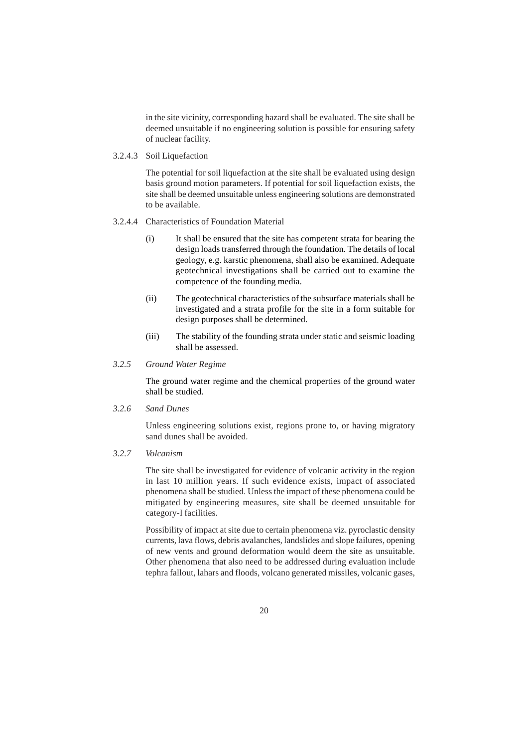in the site vicinity, corresponding hazard shall be evaluated. The site shall be deemed unsuitable if no engineering solution is possible for ensuring safety of nuclear facility.

3.2.4.3 Soil Liquefaction

The potential for soil liquefaction at the site shall be evaluated using design basis ground motion parameters. If potential for soil liquefaction exists, the site shall be deemed unsuitable unless engineering solutions are demonstrated to be available.

3.2.4.4 Characteristics of Foundation Material

(i) It shall be ensured that the site has competent strata for bearing the design loads transferred through the foundation. The details of local geology, e.g. karstic phenomena, shall also be examined. Adequate geotechnical investigations shall be carried out to examine the competence of the founding media.

(ii) The geotechnical characteristics of the subsurface materials shall be investigated and a strata profile for the site in a form suitable for design purposes shall be determined.

(iii) The stability of the founding strata under static and seismic loading shall be assessed.

*3.2.5 Ground Water Regime*

The ground water regime and the chemical properties of the ground water shall be studied.

*3.2.6 Sand Dunes*

Unless engineering solutions exist, regions prone to, or having migratory sand dunes shall be avoided.

*3.2.7 Volcanism*

The site shall be investigated for evidence of volcanic activity in the region in last 10 million years. If such evidence exists, impact of associated phenomena shall be studied. Unless the impact of these phenomena could be mitigated by engineering measures, site shall be deemed unsuitable for category-I facilities.

Possibility of impact at site due to certain phenomena viz. pyroclastic density currents, lava flows, debris avalanches, landslides and slope failures, opening of new vents and ground deformation would deem the site as unsuitable. Other phenomena that also need to be addressed during evaluation include tephra fallout, lahars and floods, volcano generated missiles, volcanic gases,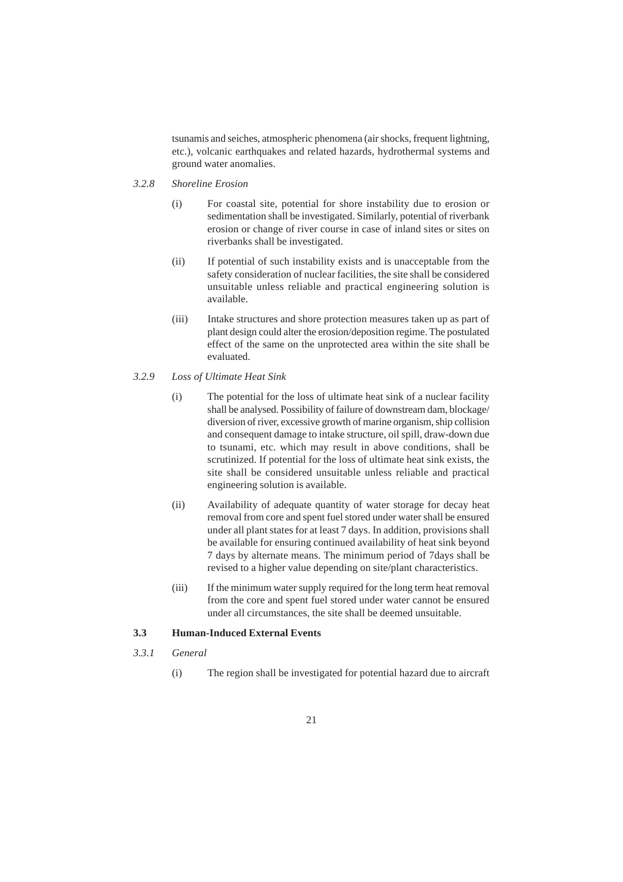tsunamis and seiches, atmospheric phenomena (air shocks, frequent lightning, etc.), volcanic earthquakes and related hazards, hydrothermal systems and ground water anomalies.

*3.2.8 Shoreline Erosion*

(i) For coastal site, potential for shore instability due to erosion or sedimentation shall be investigated. Similarly, potential of riverbank erosion or change of river course in case of inland sites or sites on riverbanks shall be investigated.

(ii) If potential of such instability exists and is unacceptable from the safety consideration of nuclear facilities, the site shall be considered unsuitable unless reliable and practical engineering solution is available.

(iii) Intake structures and shore protection measures taken up as part of plant design could alter the erosion/deposition regime. The postulated effect of the same on the unprotected area within the site shall be evaluated.

*3.2.9 Loss of Ultimate Heat Sink*

(i) The potential for the loss of ultimate heat sink of a nuclear facility shall be analysed. Possibility of failure of downstream dam, blockage/ diversion of river, excessive growth of marine organism, ship collision and consequent damage to intake structure, oil spill, draw-down due to tsunami, etc. which may result in above conditions, shall be scrutinized. If potential for the loss of ultimate heat sink exists, the site shall be considered unsuitable unless reliable and practical engineering solution is available.

(ii) Availability of adequate quantity of water storage for decay heat removal from core and spent fuel stored under water shall be ensured under all plant states for at least 7 days. In addition, provisions shall be available for ensuring continued availability of heat sink beyond 7 days by alternate means. The minimum period of 7days shall be revised to a higher value depending on site/plant characteristics.

(iii) If the minimum water supply required for the long term heat removal from the core and spent fuel stored under water cannot be ensured under all circumstances, the site shall be deemed unsuitable.

## 3.3 Human-Induced External Events

*3.3.1 General*

(i) The region shall be investigated for potential hazard due to aircraft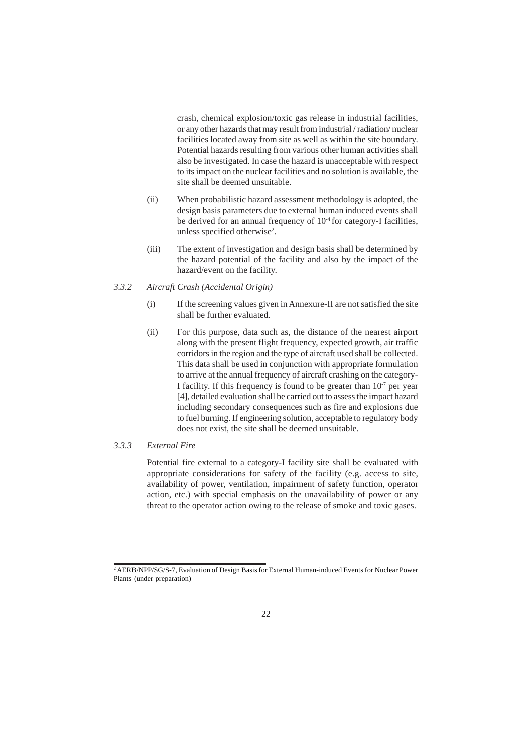crash, chemical explosion/toxic gas release in industrial facilities, or any other hazards that may result from industrial / radiation/ nuclear facilities located away from site as well as within the site boundary. Potential hazards resulting from various other human activities shall also be investigated. In case the hazard is unacceptable with respect to its impact on the nuclear facilities and no solution is available, the site shall be deemed unsuitable.

(ii) When probabilistic hazard assessment methodology is adopted, the design basis parameters due to external human induced events shall be derived for an annual frequency of $10^{-4}$ for category-I facilities, unless specified otherwise[2].

(iii) The extent of investigation and design basis shall be determined by the hazard potential of the facility and also by the impact of the hazard/event on the facility.

*3.3.2 Aircraft Crash (Accidental Origin)*

(i) If the screening values given in Annexure-II are not satisfied the site shall be further evaluated.

(ii) For this purpose, data such as, the distance of the nearest airport along with the present flight frequency, expected growth, air traffic corridors in the region and the type of aircraft used shall be collected. This data shall be used in conjunction with appropriate formulation to arrive at the annual frequency of aircraft crashing on the category-I facility. If this frequency is found to be greater than $10^{-7}$ per year [4], detailed evaluation shall be carried out to assess the impact hazard including secondary consequences such as fire and explosions due to fuel burning. If engineering solution, acceptable to regulatory body does not exist, the site shall be deemed unsuitable.

*3.3.3 External Fire*

Potential fire external to a category-I facility site shall be evaluated with appropriate considerations for safety of the facility (e.g. access to site, availability of power, ventilation, impairment of safety function, operator action, etc.) with special emphasis on the unavailability of power or any threat to the operator action owing to the release of smoke and toxic gases.

---

[2] AERB/NPP/SG/S-7, Evaluation of Design Basis for External Human-induced Events for Nuclear Power Plants (under preparation)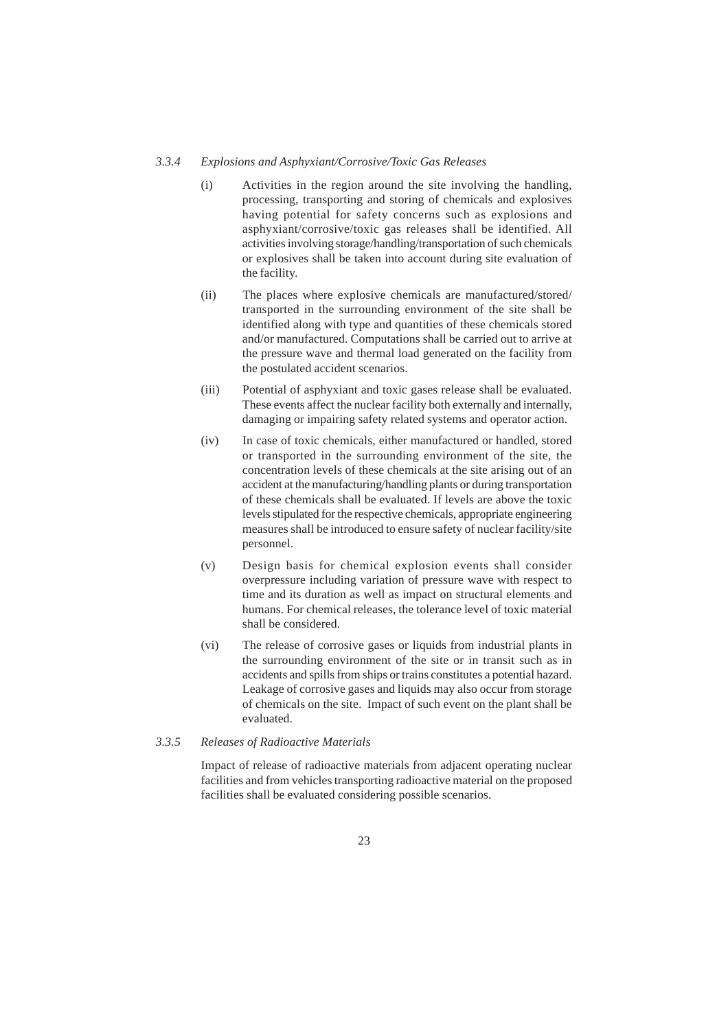### *3.3.4 Explosions and Asphyxiant/Corrosive/Toxic Gas Releases*

(i) Activities in the region around the site involving the handling, processing, transporting and storing of chemicals and explosives having potential for safety concerns such as explosions and asphyxiant/corrosive/toxic gas releases shall be identified. All activities involving storage/handling/transportation of such chemicals or explosives shall be taken into account during site evaluation of the facility.

(ii) The places where explosive chemicals are manufactured/stored/ transported in the surrounding environment of the site shall be identified along with type and quantities of these chemicals stored and/or manufactured. Computations shall be carried out to arrive at the pressure wave and thermal load generated on the facility from the postulated accident scenarios.

(iii) Potential of asphyxiant and toxic gases release shall be evaluated. These events affect the nuclear facility both externally and internally, damaging or impairing safety related systems and operator action.

(iv) In case of toxic chemicals, either manufactured or handled, stored or transported in the surrounding environment of the site, the concentration levels of these chemicals at the site arising out of an accident at the manufacturing/handling plants or during transportation of these chemicals shall be evaluated. If levels are above the toxic levels stipulated for the respective chemicals, appropriate engineering measures shall be introduced to ensure safety of nuclear facility/site personnel.

(v) Design basis for chemical explosion events shall consider overpressure including variation of pressure wave with respect to time and its duration as well as impact on structural elements and humans. For chemical releases, the tolerance level of toxic material shall be considered.

(vi) The release of corrosive gases or liquids from industrial plants in the surrounding environment of the site or in transit such as in accidents and spills from ships or trains constitutes a potential hazard. Leakage of corrosive gases and liquids may also occur from storage of chemicals on the site. Impact of such event on the plant shall be evaluated.

### *3.3.5 Releases of Radioactive Materials*

Impact of release of radioactive materials from adjacent operating nuclear facilities and from vehicles transporting radioactive material on the proposed facilities shall be evaluated considering possible scenarios.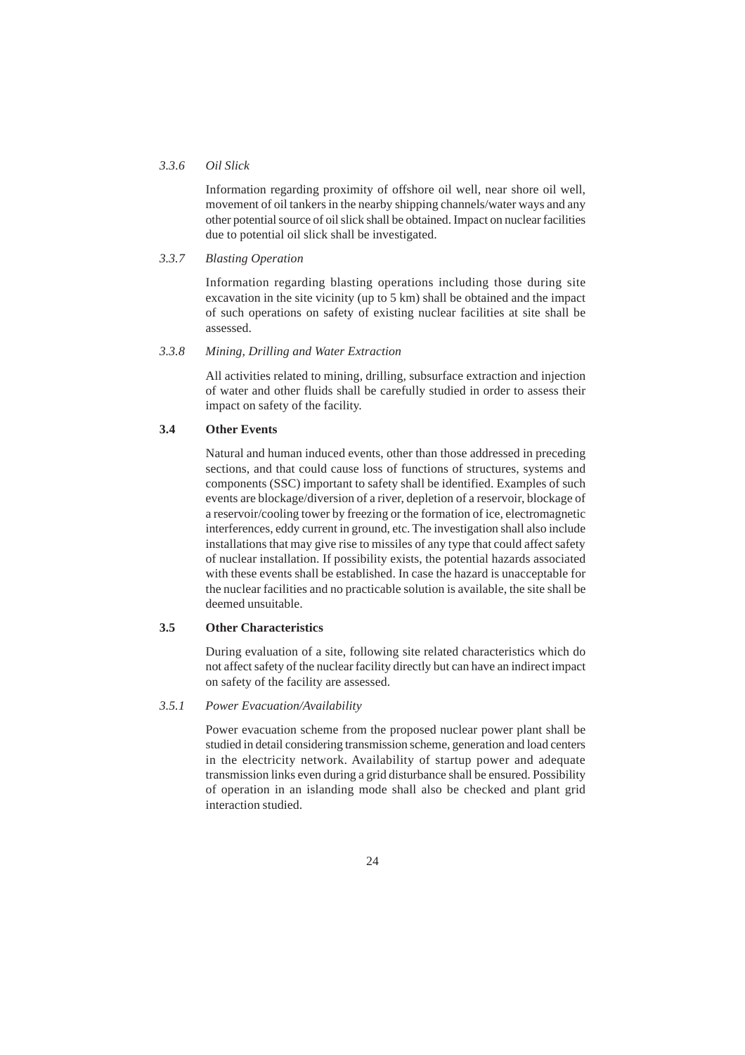#### 3.3.6 *Oil Slick*

Information regarding proximity of offshore oil well, near shore oil well, movement of oil tankers in the nearby shipping channels/water ways and any other potential source of oil slick shall be obtained. Impact on nuclear facilities due to potential oil slick shall be investigated.

#### 3.3.7 *Blasting Operation*

Information regarding blasting operations including those during site excavation in the site vicinity (up to 5 km) shall be obtained and the impact of such operations on safety of existing nuclear facilities at site shall be assessed.

#### 3.3.8 *Mining, Drilling and Water Extraction*

All activities related to mining, drilling, subsurface extraction and injection of water and other fluids shall be carefully studied in order to assess their impact on safety of the facility.

### 3.4 Other Events

Natural and human induced events, other than those addressed in preceding sections, and that could cause loss of functions of structures, systems and components (SSC) important to safety shall be identified. Examples of such events are blockage/diversion of a river, depletion of a reservoir, blockage of a reservoir/cooling tower by freezing or the formation of ice, electromagnetic interferences, eddy current in ground, etc. The investigation shall also include installations that may give rise to missiles of any type that could affect safety of nuclear installation. If possibility exists, the potential hazards associated with these events shall be established. In case the hazard is unacceptable for the nuclear facilities and no practicable solution is available, the site shall be deemed unsuitable.

### 3.5 Other Characteristics

During evaluation of a site, following site related characteristics which do not affect safety of the nuclear facility directly but can have an indirect impact on safety of the facility are assessed.

#### 3.5.1 *Power Evacuation/Availability*

Power evacuation scheme from the proposed nuclear power plant shall be studied in detail considering transmission scheme, generation and load centers in the electricity network. Availability of startup power and adequate transmission links even during a grid disturbance shall be ensured. Possibility of operation in an islanding mode shall also be checked and plant grid interaction studied.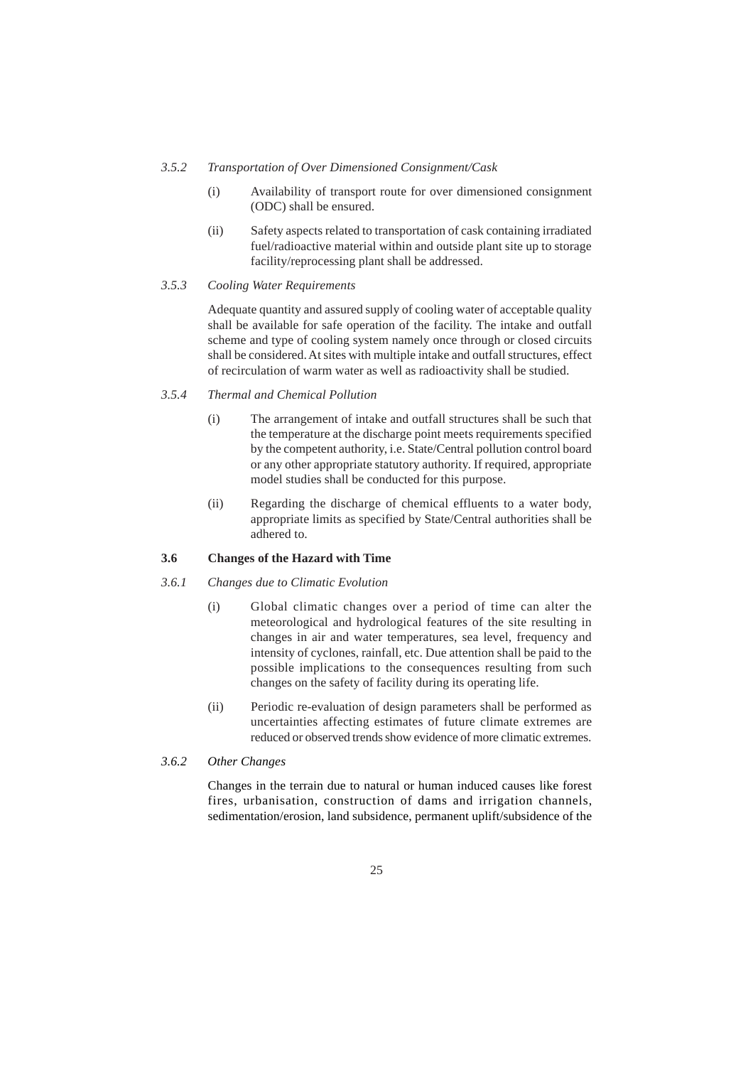#### 3.5.2 *Transportation of Over Dimensioned Consignment/Cask*

(i) Availability of transport route for over dimensioned consignment (ODC) shall be ensured.

(ii) Safety aspects related to transportation of cask containing irradiated fuel/radioactive material within and outside plant site up to storage facility/reprocessing plant shall be addressed.

#### 3.5.3 *Cooling Water Requirements*

Adequate quantity and assured supply of cooling water of acceptable quality shall be available for safe operation of the facility. The intake and outfall scheme and type of cooling system namely once through or closed circuits shall be considered. At sites with multiple intake and outfall structures, effect of recirculation of warm water as well as radioactivity shall be studied.

#### 3.5.4 *Thermal and Chemical Pollution*

(i) The arrangement of intake and outfall structures shall be such that the temperature at the discharge point meets requirements specified by the competent authority, i.e. State/Central pollution control board or any other appropriate statutory authority. If required, appropriate model studies shall be conducted for this purpose.

(ii) Regarding the discharge of chemical effluents to a water body, appropriate limits as specified by State/Central authorities shall be adhered to.

### 3.6 Changes of the Hazard with Time

#### 3.6.1 *Changes due to Climatic Evolution*

(i) Global climatic changes over a period of time can alter the meteorological and hydrological features of the site resulting in changes in air and water temperatures, sea level, frequency and intensity of cyclones, rainfall, etc. Due attention shall be paid to the possible implications to the consequences resulting from such changes on the safety of facility during its operating life.

(ii) Periodic re-evaluation of design parameters shall be performed as uncertainties affecting estimates of future climate extremes are reduced or observed trends show evidence of more climatic extremes.

#### 3.6.2 *Other Changes*

Changes in the terrain due to natural or human induced causes like forest fires, urbanisation, construction of dams and irrigation channels, sedimentation/erosion, land subsidence, permanent uplift/subsidence of the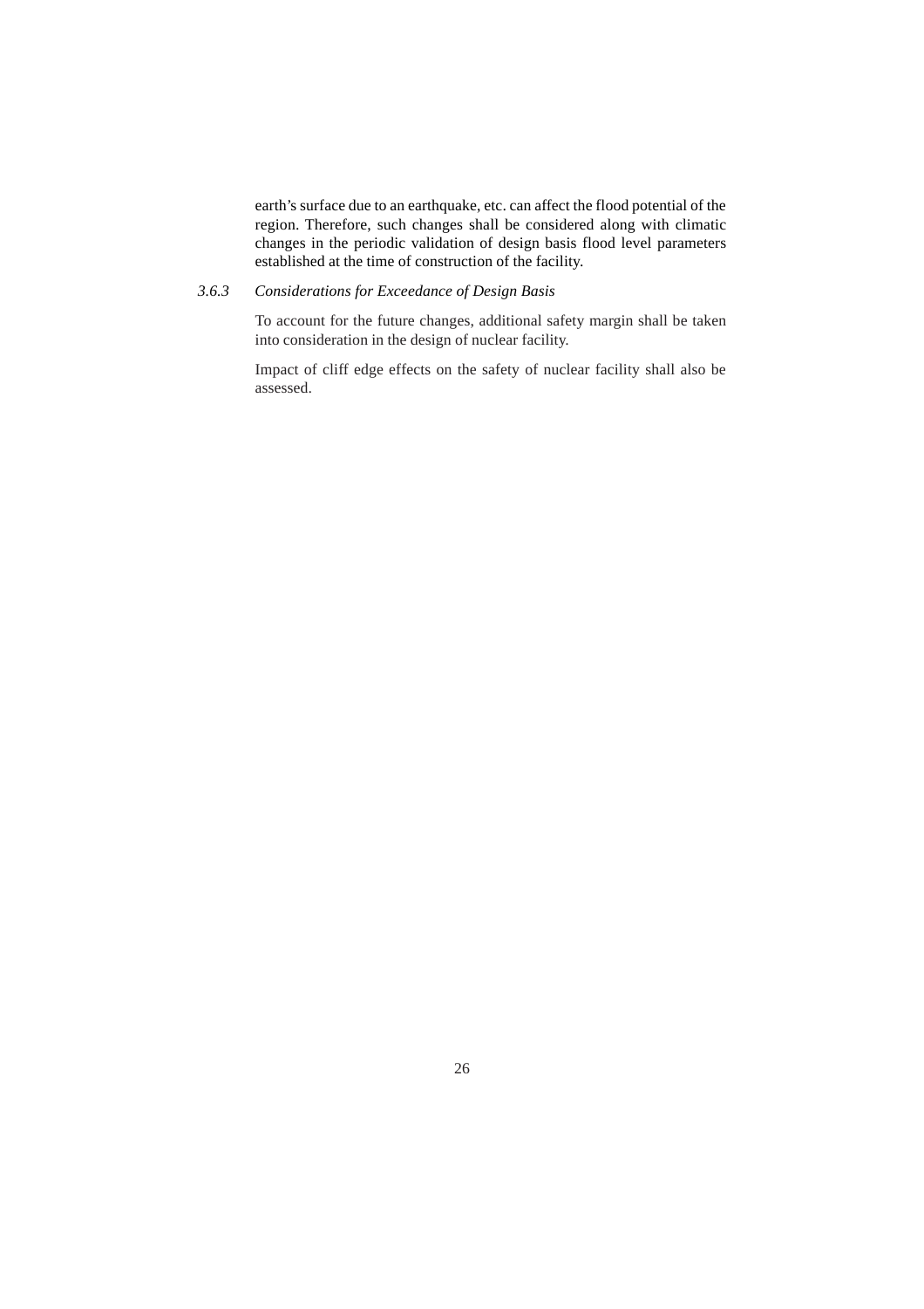earth's surface due to an earthquake, etc. can affect the flood potential of the region. Therefore, such changes shall be considered along with climatic changes in the periodic validation of design basis flood level parameters established at the time of construction of the facility.

### 3.6.3 *Considerations for Exceedance of Design Basis*

To account for the future changes, additional safety margin shall be taken into consideration in the design of nuclear facility.

Impact of cliff edge effects on the safety of nuclear facility shall also be assessed.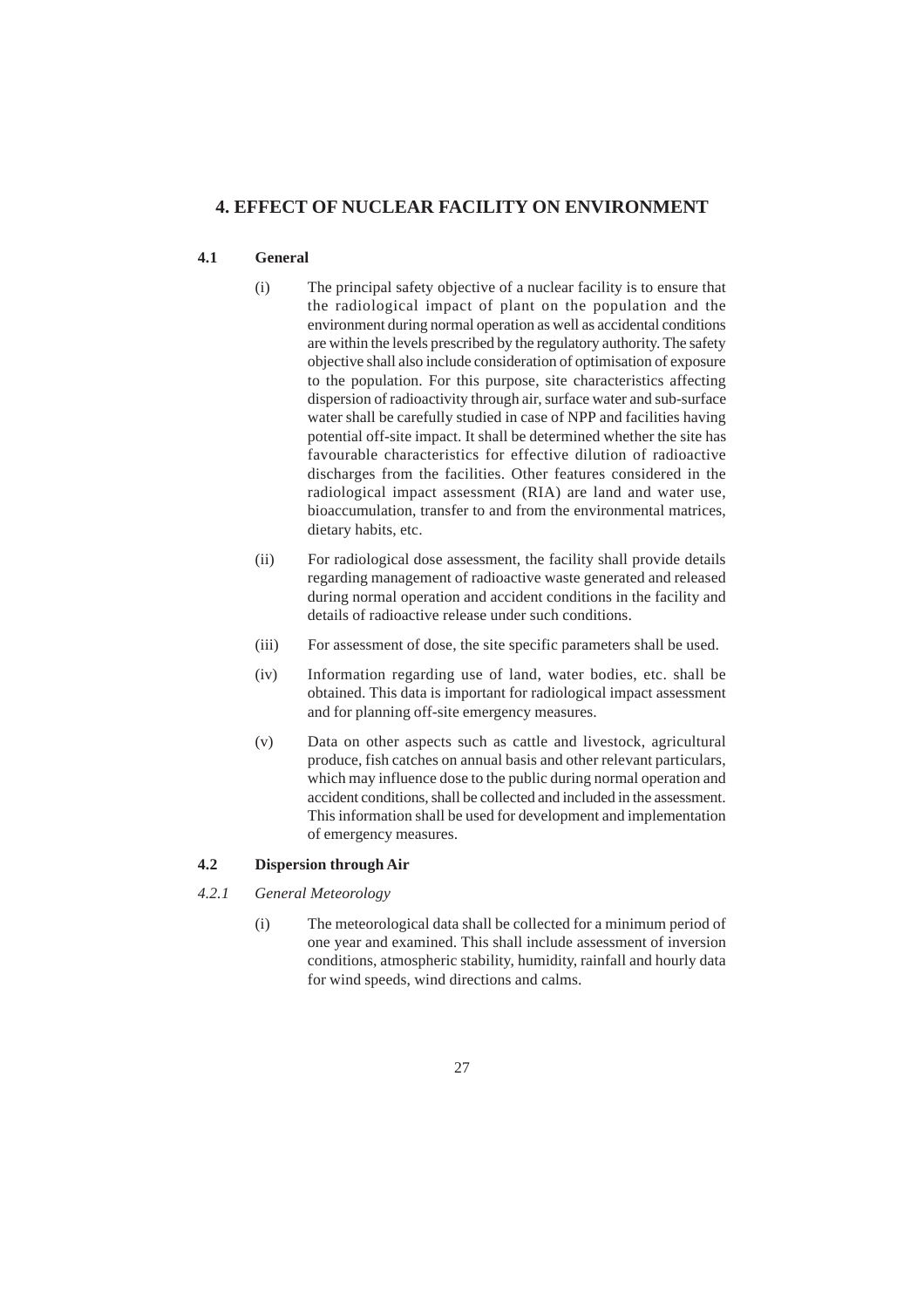# 4. EFFECT OF NUCLEAR FACILITY ON ENVIRONMENT

## 4.1 General

(i) The principal safety objective of a nuclear facility is to ensure that the radiological impact of plant on the population and the environment during normal operation as well as accidental conditions are within the levels prescribed by the regulatory authority. The safety objective shall also include consideration of optimisation of exposure to the population. For this purpose, site characteristics affecting dispersion of radioactivity through air, surface water and sub-surface water shall be carefully studied in case of NPP and facilities having potential off-site impact. It shall be determined whether the site has favourable characteristics for effective dilution of radioactive discharges from the facilities. Other features considered in the radiological impact assessment (RIA) are land and water use, bioaccumulation, transfer to and from the environmental matrices, dietary habits, etc.

(ii) For radiological dose assessment, the facility shall provide details regarding management of radioactive waste generated and released during normal operation and accident conditions in the facility and details of radioactive release under such conditions.

(iii) For assessment of dose, the site specific parameters shall be used.

(iv) Information regarding use of land, water bodies, etc. shall be obtained. This data is important for radiological impact assessment and for planning off-site emergency measures.

(v) Data on other aspects such as cattle and livestock, agricultural produce, fish catches on annual basis and other relevant particulars, which may influence dose to the public during normal operation and accident conditions, shall be collected and included in the assessment. This information shall be used for development and implementation of emergency measures.

## 4.2 Dispersion through Air

### *4.2.1 General Meteorology*

(i) The meteorological data shall be collected for a minimum period of one year and examined. This shall include assessment of inversion conditions, atmospheric stability, humidity, rainfall and hourly data for wind speeds, wind directions and calms.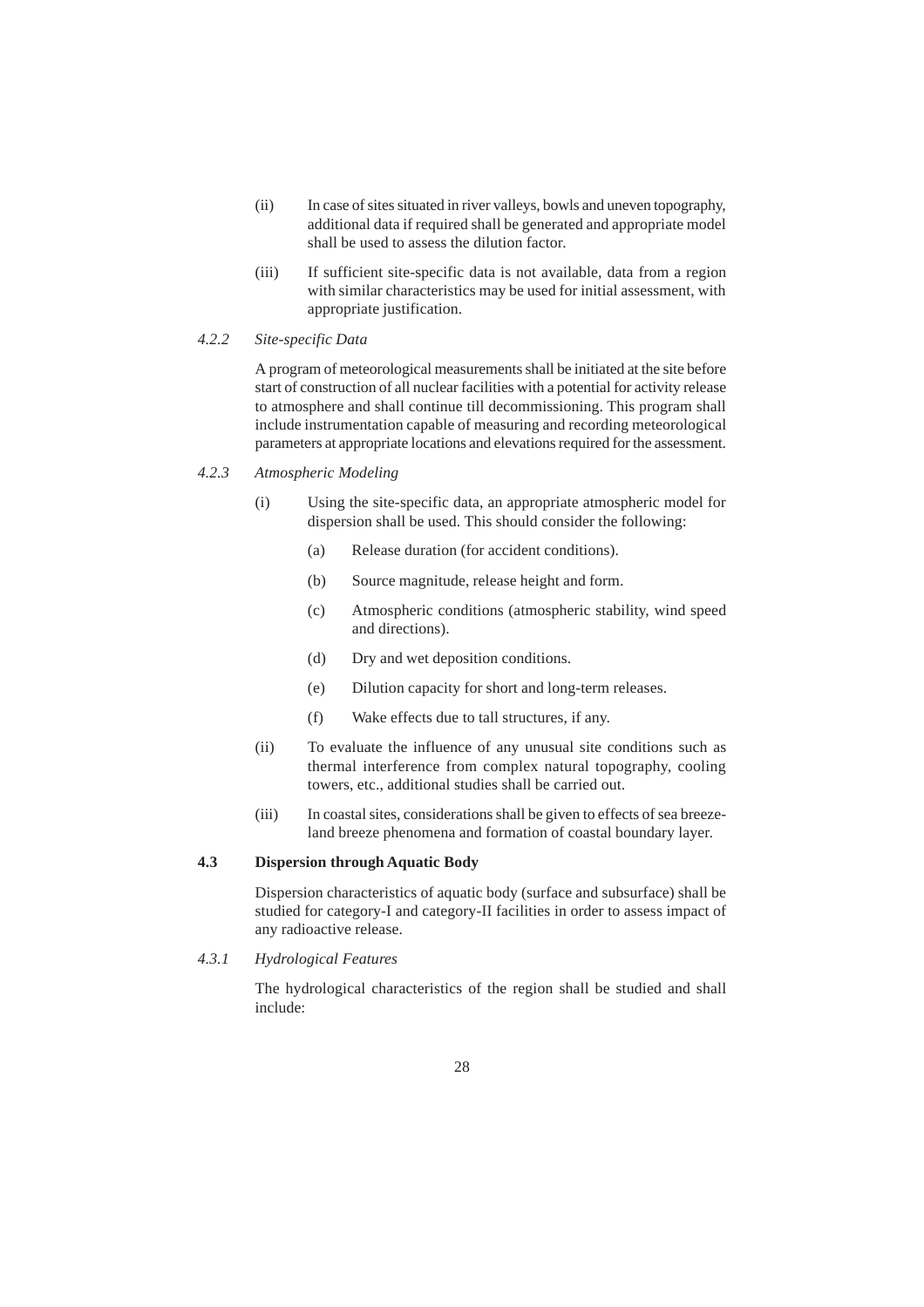(ii) In case of sites situated in river valleys, bowls and uneven topography, additional data if required shall be generated and appropriate model shall be used to assess the dilution factor.

(iii) If sufficient site-specific data is not available, data from a region with similar characteristics may be used for initial assessment, with appropriate justification.

#### *4.2.2 Site-specific Data*

A program of meteorological measurements shall be initiated at the site before start of construction of all nuclear facilities with a potential for activity release to atmosphere and shall continue till decommissioning. This program shall include instrumentation capable of measuring and recording meteorological parameters at appropriate locations and elevations required for the assessment.

#### *4.2.3 Atmospheric Modeling*

(i) Using the site-specific data, an appropriate atmospheric model for dispersion shall be used. This should consider the following:

  (a) Release duration (for accident conditions).

  (b) Source magnitude, release height and form.

  (c) Atmospheric conditions (atmospheric stability, wind speed and directions).

  (d) Dry and wet deposition conditions.

  (e) Dilution capacity for short and long-term releases.

  (f) Wake effects due to tall structures, if any.

(ii) To evaluate the influence of any unusual site conditions such as thermal interference from complex natural topography, cooling towers, etc., additional studies shall be carried out.

(iii) In coastal sites, considerations shall be given to effects of sea breeze-land breeze phenomena and formation of coastal boundary layer.

### 4.3 Dispersion through Aquatic Body

Dispersion characteristics of aquatic body (surface and subsurface) shall be studied for category-I and category-II facilities in order to assess impact of any radioactive release.

#### *4.3.1 Hydrological Features*

The hydrological characteristics of the region shall be studied and shall include: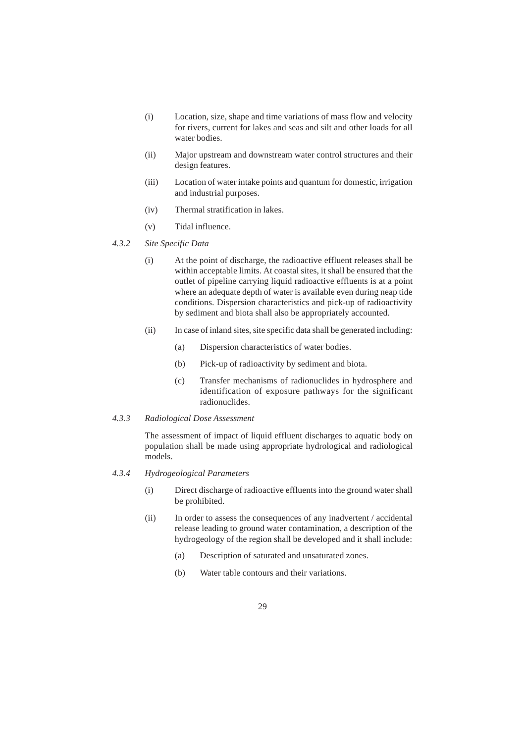(i) Location, size, shape and time variations of mass flow and velocity for rivers, current for lakes and seas and silt and other loads for all water bodies.

(ii) Major upstream and downstream water control structures and their design features.

(iii) Location of water intake points and quantum for domestic, irrigation and industrial purposes.

(iv) Thermal stratification in lakes.

(v) Tidal influence.

*4.3.2 Site Specific Data*

(i) At the point of discharge, the radioactive effluent releases shall be within acceptable limits. At coastal sites, it shall be ensured that the outlet of pipeline carrying liquid radioactive effluents is at a point where an adequate depth of water is available even during neap tide conditions. Dispersion characteristics and pick-up of radioactivity by sediment and biota shall also be appropriately accounted.

(ii) In case of inland sites, site specific data shall be generated including:

  (a) Dispersion characteristics of water bodies.

  (b) Pick-up of radioactivity by sediment and biota.

  (c) Transfer mechanisms of radionuclides in hydrosphere and identification of exposure pathways for the significant radionuclides.

*4.3.3 Radiological Dose Assessment*

The assessment of impact of liquid effluent discharges to aquatic body on population shall be made using appropriate hydrological and radiological models.

*4.3.4 Hydrogeological Parameters*

(i) Direct discharge of radioactive effluents into the ground water shall be prohibited.

(ii) In order to assess the consequences of any inadvertent / accidental release leading to ground water contamination, a description of the hydrogeology of the region shall be developed and it shall include:

  (a) Description of saturated and unsaturated zones.

  (b) Water table contours and their variations.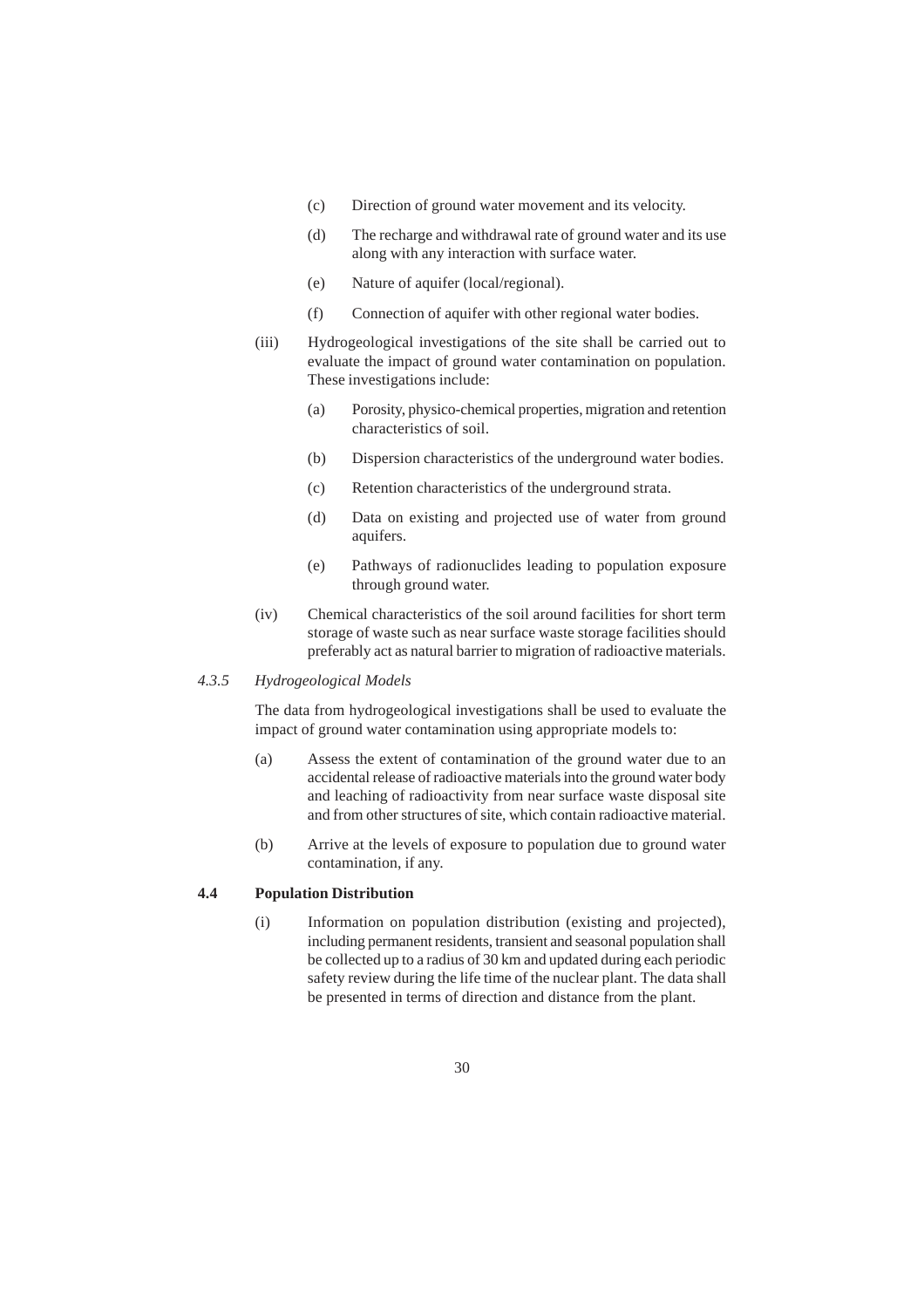(c) Direction of ground water movement and its velocity.

(d) The recharge and withdrawal rate of ground water and its use along with any interaction with surface water.

(e) Nature of aquifer (local/regional).

(f) Connection of aquifer with other regional water bodies.

(iii) Hydrogeological investigations of the site shall be carried out to evaluate the impact of ground water contamination on population. These investigations include:

(a) Porosity, physico-chemical properties, migration and retention characteristics of soil.

(b) Dispersion characteristics of the underground water bodies.

(c) Retention characteristics of the underground strata.

(d) Data on existing and projected use of water from ground aquifers.

(e) Pathways of radionuclides leading to population exposure through ground water.

(iv) Chemical characteristics of the soil around facilities for short term storage of waste such as near surface waste storage facilities should preferably act as natural barrier to migration of radioactive materials.

### *4.3.5 Hydrogeological Models*

The data from hydrogeological investigations shall be used to evaluate the impact of ground water contamination using appropriate models to:

(a) Assess the extent of contamination of the ground water due to an accidental release of radioactive materials into the ground water body and leaching of radioactivity from near surface waste disposal site and from other structures of site, which contain radioactive material.

(b) Arrive at the levels of exposure to population due to ground water contamination, if any.

## **4.4 Population Distribution**

(i) Information on population distribution (existing and projected), including permanent residents, transient and seasonal population shall be collected up to a radius of 30 km and updated during each periodic safety review during the life time of the nuclear plant. The data shall be presented in terms of direction and distance from the plant.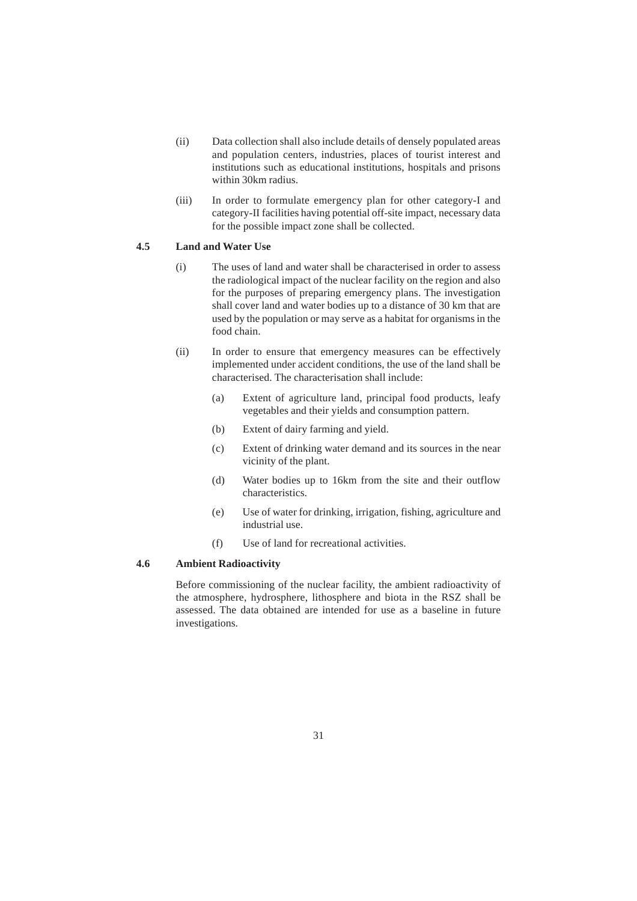(ii) Data collection shall also include details of densely populated areas and population centers, industries, places of tourist interest and institutions such as educational institutions, hospitals and prisons within 30km radius.

(iii) In order to formulate emergency plan for other category-I and category-II facilities having potential off-site impact, necessary data for the possible impact zone shall be collected.

### 4.5 Land and Water Use

(i) The uses of land and water shall be characterised in order to assess the radiological impact of the nuclear facility on the region and also for the purposes of preparing emergency plans. The investigation shall cover land and water bodies up to a distance of 30 km that are used by the population or may serve as a habitat for organisms in the food chain.

(ii) In order to ensure that emergency measures can be effectively implemented under accident conditions, the use of the land shall be characterised. The characterisation shall include:

- (a) Extent of agriculture land, principal food products, leafy vegetables and their yields and consumption pattern.
- (b) Extent of dairy farming and yield.
- (c) Extent of drinking water demand and its sources in the near vicinity of the plant.
- (d) Water bodies up to 16km from the site and their outflow characteristics.
- (e) Use of water for drinking, irrigation, fishing, agriculture and industrial use.
- (f) Use of land for recreational activities.

### 4.6 Ambient Radioactivity

Before commissioning of the nuclear facility, the ambient radioactivity of the atmosphere, hydrosphere, lithosphere and biota in the RSZ shall be assessed. The data obtained are intended for use as a baseline in future investigations.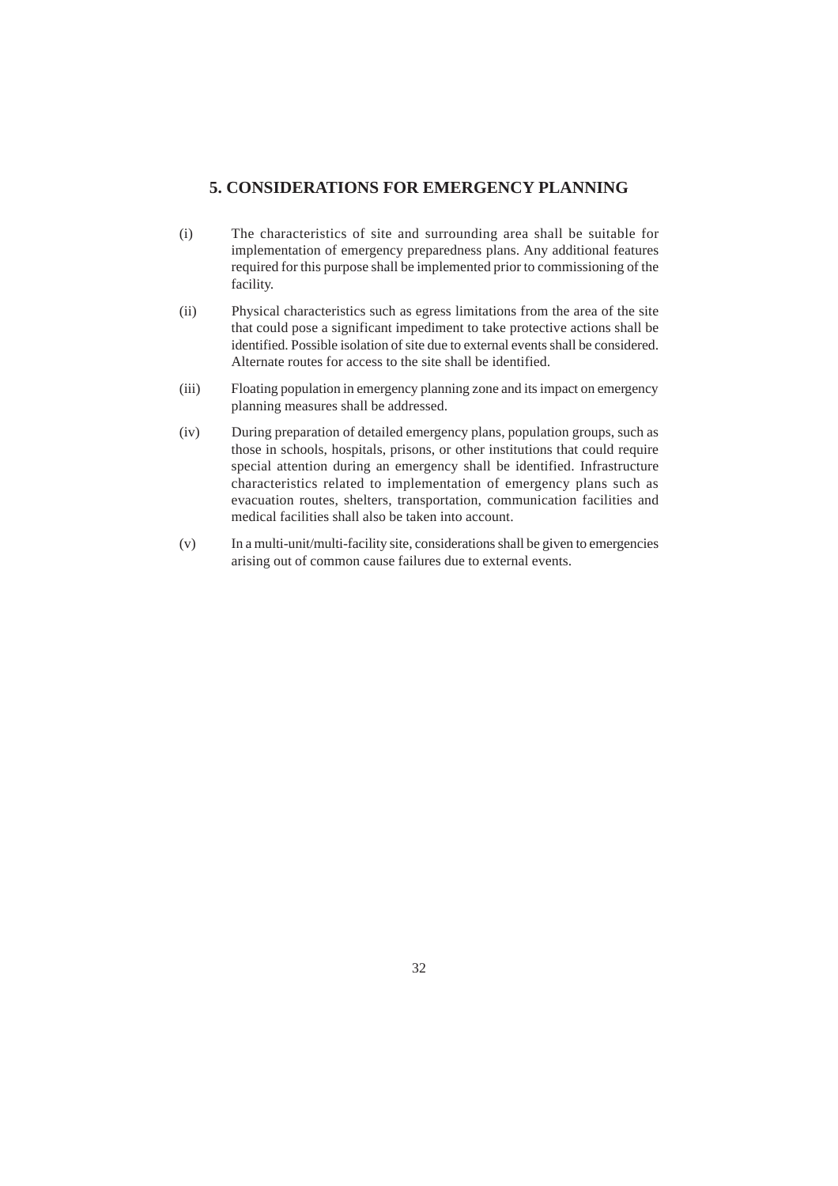## 5. CONSIDERATIONS FOR EMERGENCY PLANNING

(i) The characteristics of site and surrounding area shall be suitable for implementation of emergency preparedness plans. Any additional features required for this purpose shall be implemented prior to commissioning of the facility.

(ii) Physical characteristics such as egress limitations from the area of the site that could pose a significant impediment to take protective actions shall be identified. Possible isolation of site due to external events shall be considered. Alternate routes for access to the site shall be identified.

(iii) Floating population in emergency planning zone and its impact on emergency planning measures shall be addressed.

(iv) During preparation of detailed emergency plans, population groups, such as those in schools, hospitals, prisons, or other institutions that could require special attention during an emergency shall be identified. Infrastructure characteristics related to implementation of emergency plans such as evacuation routes, shelters, transportation, communication facilities and medical facilities shall also be taken into account.

(v) In a multi-unit/multi-facility site, considerations shall be given to emergencies arising out of common cause failures due to external events.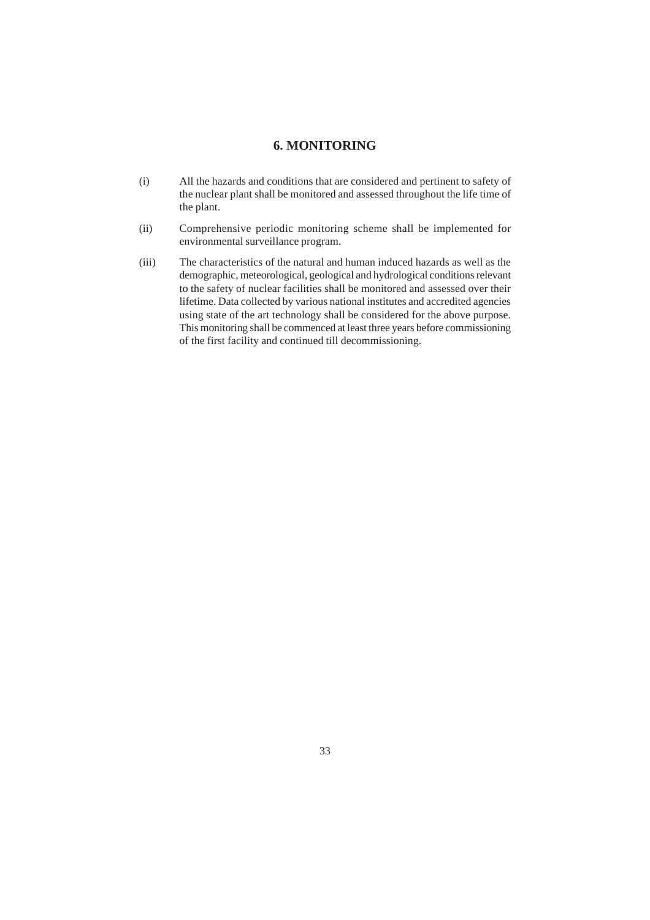## 6. MONITORING

(i) All the hazards and conditions that are considered and pertinent to safety of the nuclear plant shall be monitored and assessed throughout the life time of the plant.

(ii) Comprehensive periodic monitoring scheme shall be implemented for environmental surveillance program.

(iii) The characteristics of the natural and human induced hazards as well as the demographic, meteorological, geological and hydrological conditions relevant to the safety of nuclear facilities shall be monitored and assessed over their lifetime. Data collected by various national institutes and accredited agencies using state of the art technology shall be considered for the above purpose. This monitoring shall be commenced at least three years before commissioning of the first facility and continued till decommissioning.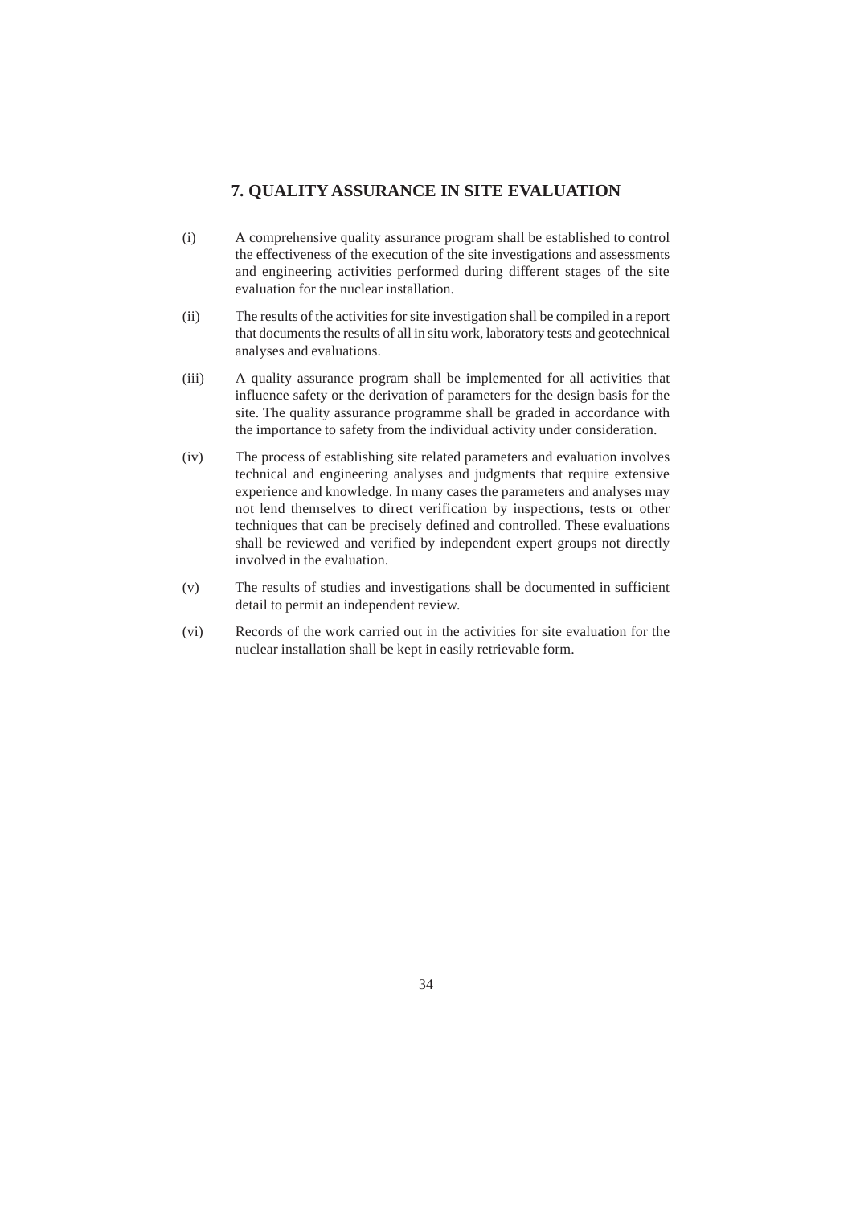## 7. QUALITY ASSURANCE IN SITE EVALUATION

(i) A comprehensive quality assurance program shall be established to control the effectiveness of the execution of the site investigations and assessments and engineering activities performed during different stages of the site evaluation for the nuclear installation.

(ii) The results of the activities for site investigation shall be compiled in a report that documents the results of all in situ work, laboratory tests and geotechnical analyses and evaluations.

(iii) A quality assurance program shall be implemented for all activities that influence safety or the derivation of parameters for the design basis for the site. The quality assurance programme shall be graded in accordance with the importance to safety from the individual activity under consideration.

(iv) The process of establishing site related parameters and evaluation involves technical and engineering analyses and judgments that require extensive experience and knowledge. In many cases the parameters and analyses may not lend themselves to direct verification by inspections, tests or other techniques that can be precisely defined and controlled. These evaluations shall be reviewed and verified by independent expert groups not directly involved in the evaluation.

(v) The results of studies and investigations shall be documented in sufficient detail to permit an independent review.

(vi) Records of the work carried out in the activities for site evaluation for the nuclear installation shall be kept in easily retrievable form.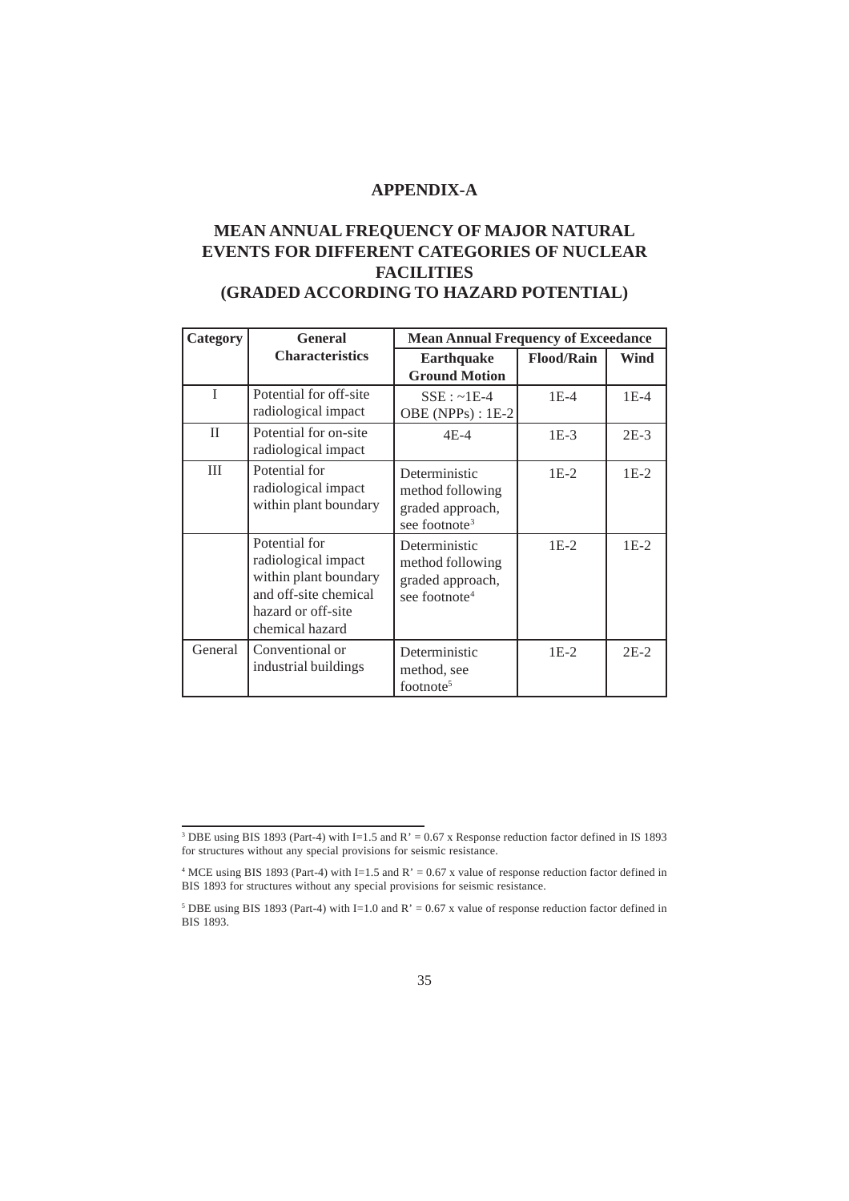# APPENDIX-A

## MEAN ANNUAL FREQUENCY OF MAJOR NATURAL EVENTS FOR DIFFERENT CATEGORIES OF NUCLEAR FACILITIES (GRADED ACCORDING TO HAZARD POTENTIAL)

| Category | General Characteristics | Mean Annual Frequency of Exceedance | | |
|---|---|---|---|---|
| | | **Earthquake Ground Motion** | **Flood/Rain** | **Wind** |
| I | Potential for off-site radiological impact | SSE : ~1E-4<br>OBE (NPPs) : 1E-2 | 1E-4 | 1E-4 |
| II | Potential for on-site radiological impact | 4E-4 | 1E-3 | 2E-3 |
| III | Potential for radiological impact within plant boundary | Deterministic method following graded approach, see footnote[3] | 1E-2 | 1E-2 |
| | Potential for radiological impact within plant boundary and off-site chemical hazard or off-site chemical hazard | Deterministic method following graded approach, see footnote[4] | 1E-2 | 1E-2 |
| General | Conventional or industrial buildings | Deterministic method, see footnote[5] | 1E-2 | 2E-2 |

---

[3] DBE using BIS 1893 (Part-4) with I=1.5 and R' = 0.67 x Response reduction factor defined in IS 1893 for structures without any special provisions for seismic resistance.

[4] MCE using BIS 1893 (Part-4) with I=1.5 and R' = 0.67 x value of response reduction factor defined in BIS 1893 for structures without any special provisions for seismic resistance.

[5] DBE using BIS 1893 (Part-4) with I=1.0 and R' = 0.67 x value of response reduction factor defined in BIS 1893.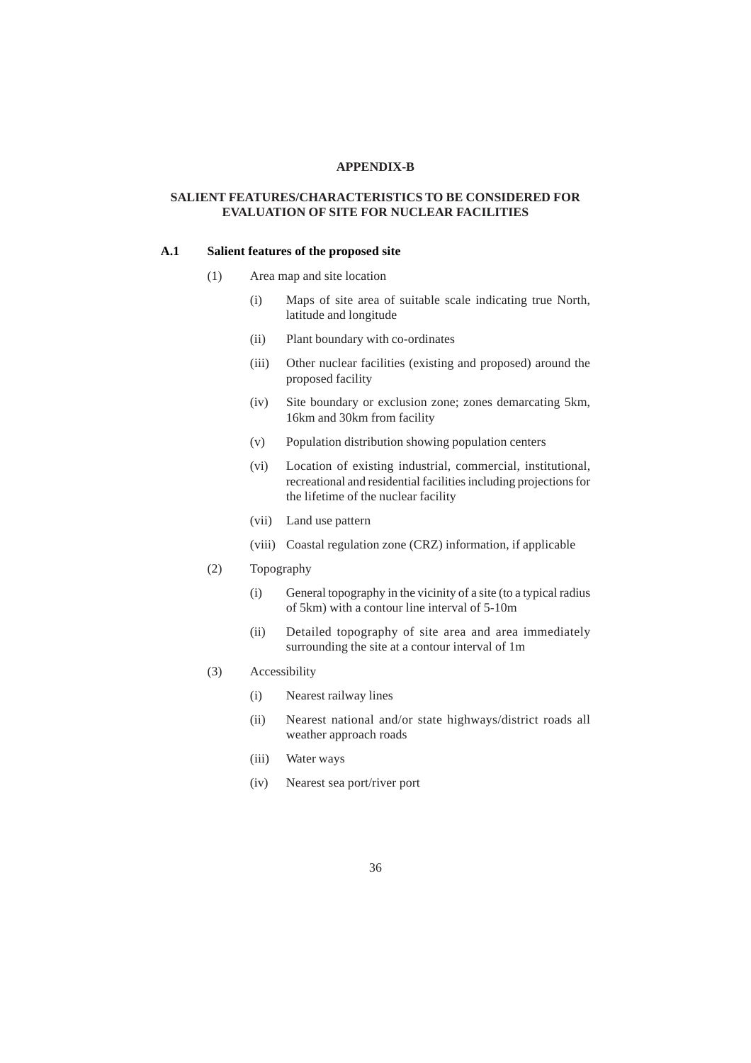# APPENDIX-B

## SALIENT FEATURES/CHARACTERISTICS TO BE CONSIDERED FOR EVALUATION OF SITE FOR NUCLEAR FACILITIES

### A.1 Salient features of the proposed site

(1) Area map and site location

- (i) Maps of site area of suitable scale indicating true North, latitude and longitude
- (ii) Plant boundary with co-ordinates
- (iii) Other nuclear facilities (existing and proposed) around the proposed facility
- (iv) Site boundary or exclusion zone; zones demarcating 5km, 16km and 30km from facility
- (v) Population distribution showing population centers
- (vi) Location of existing industrial, commercial, institutional, recreational and residential facilities including projections for the lifetime of the nuclear facility
- (vii) Land use pattern
- (viii) Coastal regulation zone (CRZ) information, if applicable

(2) Topography

- (i) General topography in the vicinity of a site (to a typical radius of 5km) with a contour line interval of 5-10m
- (ii) Detailed topography of site area and area immediately surrounding the site at a contour interval of 1m

(3) Accessibility

- (i) Nearest railway lines
- (ii) Nearest national and/or state highways/district roads all weather approach roads
- (iii) Water ways
- (iv) Nearest sea port/river port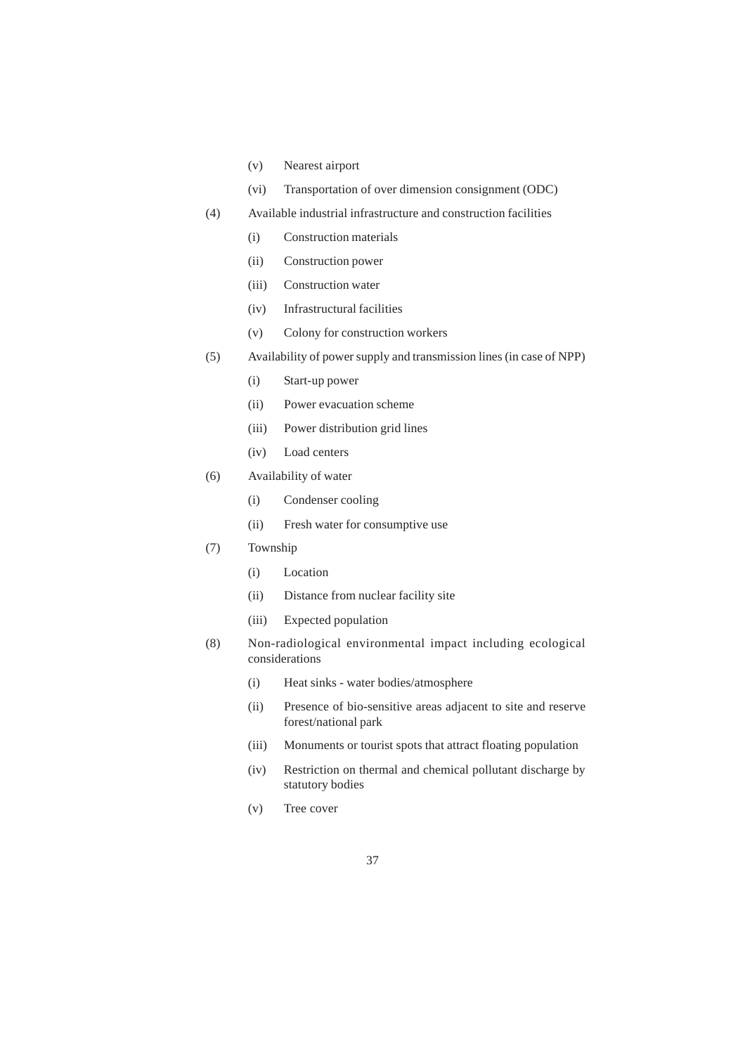- (v) Nearest airport
- (vi) Transportation of over dimension consignment (ODC)

(4) Available industrial infrastructure and construction facilities

- (i) Construction materials
- (ii) Construction power
- (iii) Construction water
- (iv) Infrastructural facilities
- (v) Colony for construction workers

(5) Availability of power supply and transmission lines (in case of NPP)

- (i) Start-up power
- (ii) Power evacuation scheme
- (iii) Power distribution grid lines
- (iv) Load centers

(6) Availability of water

- (i) Condenser cooling
- (ii) Fresh water for consumptive use

(7) Township

- (i) Location
- (ii) Distance from nuclear facility site
- (iii) Expected population

(8) Non-radiological environmental impact including ecological considerations

- (i) Heat sinks - water bodies/atmosphere
- (ii) Presence of bio-sensitive areas adjacent to site and reserve forest/national park
- (iii) Monuments or tourist spots that attract floating population
- (iv) Restriction on thermal and chemical pollutant discharge by statutory bodies
- (v) Tree cover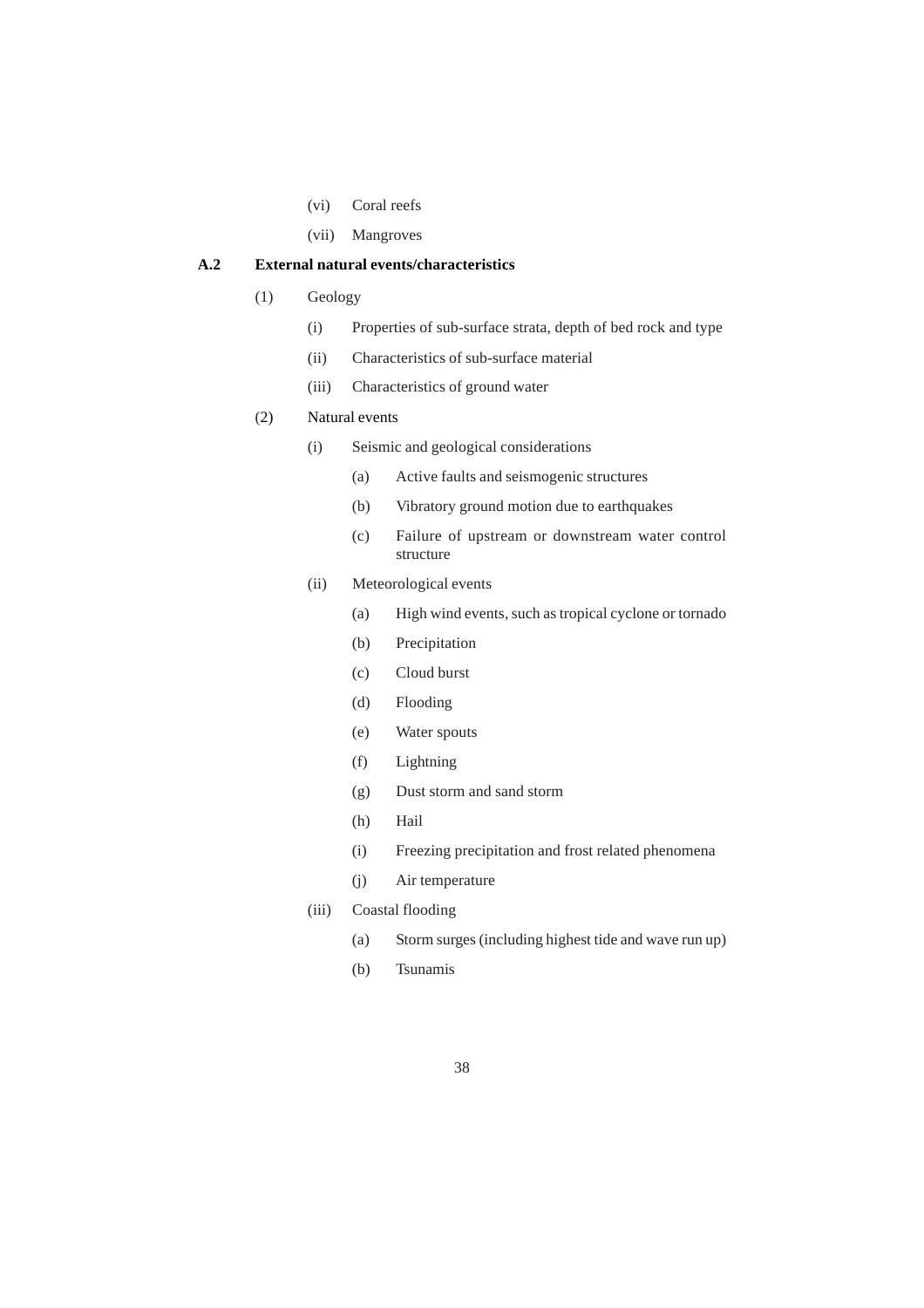(vi) Coral reefs

(vii) Mangroves

**A.2 External natural events/characteristics**

(1) Geology

(i) Properties of sub-surface strata, depth of bed rock and type

(ii) Characteristics of sub-surface material

(iii) Characteristics of ground water

(2) Natural events

(i) Seismic and geological considerations

(a) Active faults and seismogenic structures

(b) Vibratory ground motion due to earthquakes

(c) Failure of upstream or downstream water control structure

(ii) Meteorological events

(a) High wind events, such as tropical cyclone or tornado

(b) Precipitation

(c) Cloud burst

(d) Flooding

(e) Water spouts

(f) Lightning

(g) Dust storm and sand storm

(h) Hail

(i) Freezing precipitation and frost related phenomena

(j) Air temperature

(iii) Coastal flooding

(a) Storm surges (including highest tide and wave run up)

(b) Tsunamis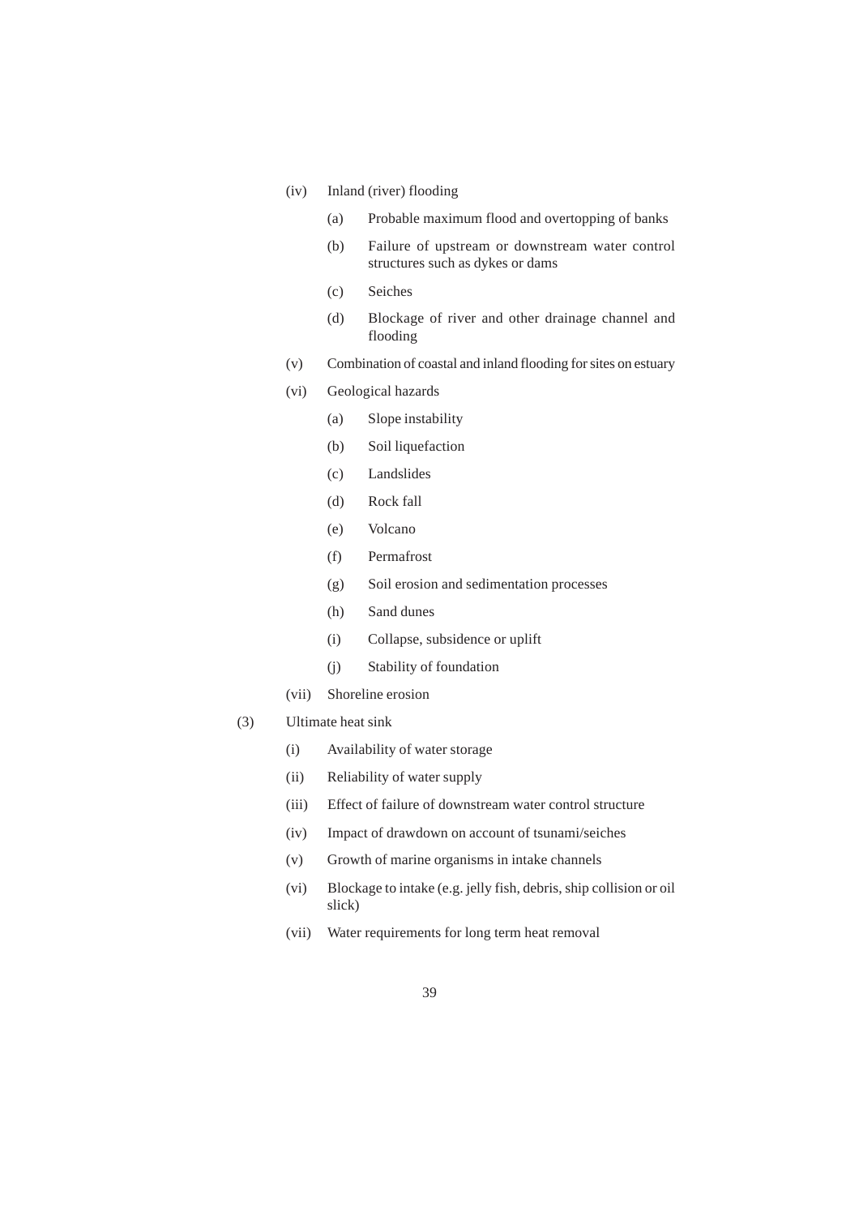- (iv) Inland (river) flooding
  - (a) Probable maximum flood and overtopping of banks
  - (b) Failure of upstream or downstream water control structures such as dykes or dams
  - (c) Seiches
  - (d) Blockage of river and other drainage channel and flooding
- (v) Combination of coastal and inland flooding for sites on estuary
- (vi) Geological hazards
  - (a) Slope instability
  - (b) Soil liquefaction
  - (c) Landslides
  - (d) Rock fall
  - (e) Volcano
  - (f) Permafrost
  - (g) Soil erosion and sedimentation processes
  - (h) Sand dunes
  - (i) Collapse, subsidence or uplift
  - (j) Stability of foundation
- (vii) Shoreline erosion

(3) Ultimate heat sink

- (i) Availability of water storage
- (ii) Reliability of water supply
- (iii) Effect of failure of downstream water control structure
- (iv) Impact of drawdown on account of tsunami/seiches
- (v) Growth of marine organisms in intake channels
- (vi) Blockage to intake (e.g. jelly fish, debris, ship collision or oil slick)
- (vii) Water requirements for long term heat removal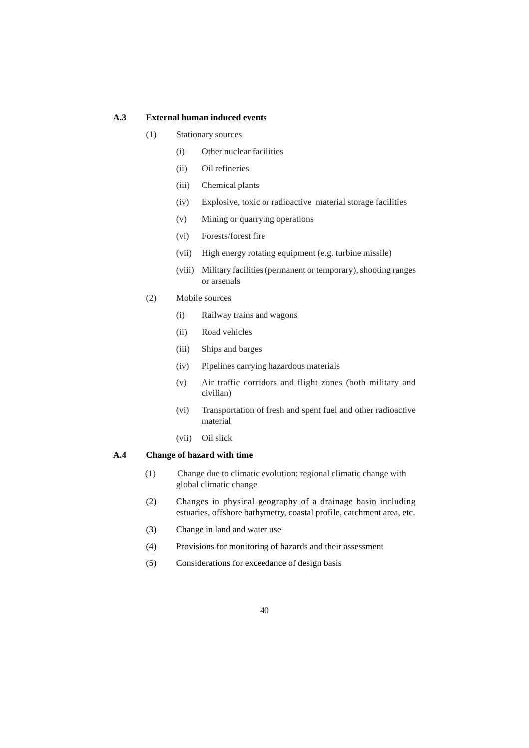### A.3 External human induced events

(1) Stationary sources

  - (i) Other nuclear facilities
  - (ii) Oil refineries
  - (iii) Chemical plants
  - (iv) Explosive, toxic or radioactive material storage facilities
  - (v) Mining or quarrying operations
  - (vi) Forests/forest fire
  - (vii) High energy rotating equipment (e.g. turbine missile)
  - (viii) Military facilities (permanent or temporary), shooting ranges or arsenals

(2) Mobile sources

  - (i) Railway trains and wagons
  - (ii) Road vehicles
  - (iii) Ships and barges
  - (iv) Pipelines carrying hazardous materials
  - (v) Air traffic corridors and flight zones (both military and civilian)
  - (vi) Transportation of fresh and spent fuel and other radioactive material
  - (vii) Oil slick

### A.4 Change of hazard with time

(1) Change due to climatic evolution: regional climatic change with global climatic change

(2) Changes in physical geography of a drainage basin including estuaries, offshore bathymetry, coastal profile, catchment area, etc.

(3) Change in land and water use

(4) Provisions for monitoring of hazards and their assessment

(5) Considerations for exceedance of design basis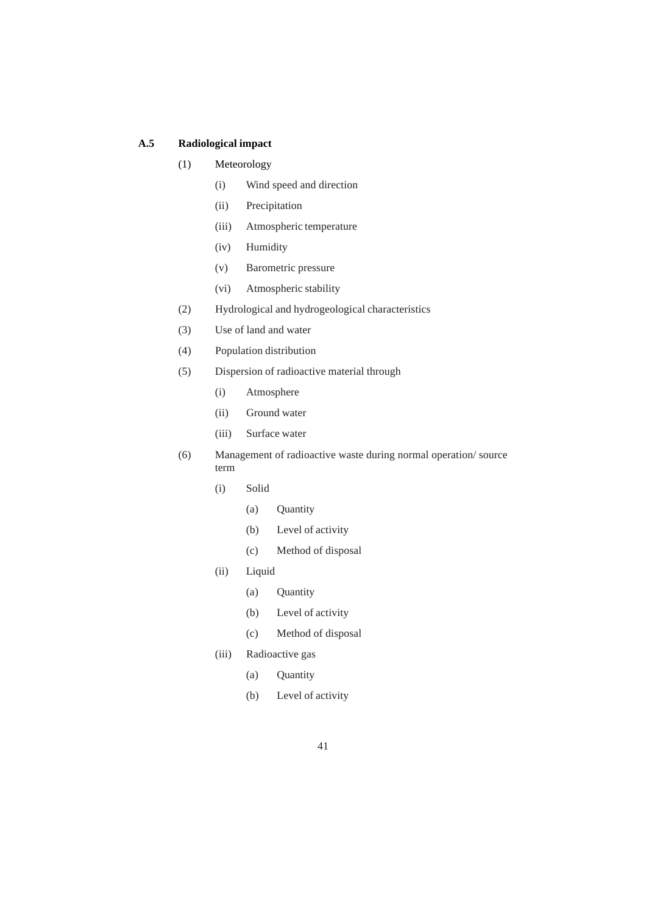**A.5 Radiological impact**

(1) Meteorology

- (i) Wind speed and direction
- (ii) Precipitation
- (iii) Atmospheric temperature
- (iv) Humidity
- (v) Barometric pressure
- (vi) Atmospheric stability

(2) Hydrological and hydrogeological characteristics

(3) Use of land and water

(4) Population distribution

(5) Dispersion of radioactive material through

- (i) Atmosphere
- (ii) Ground water
- (iii) Surface water

(6) Management of radioactive waste during normal operation/ source term

- (i) Solid
  - (a) Quantity
  - (b) Level of activity
  - (c) Method of disposal
- (ii) Liquid
  - (a) Quantity
  - (b) Level of activity
  - (c) Method of disposal
- (iii) Radioactive gas
  - (a) Quantity
  - (b) Level of activity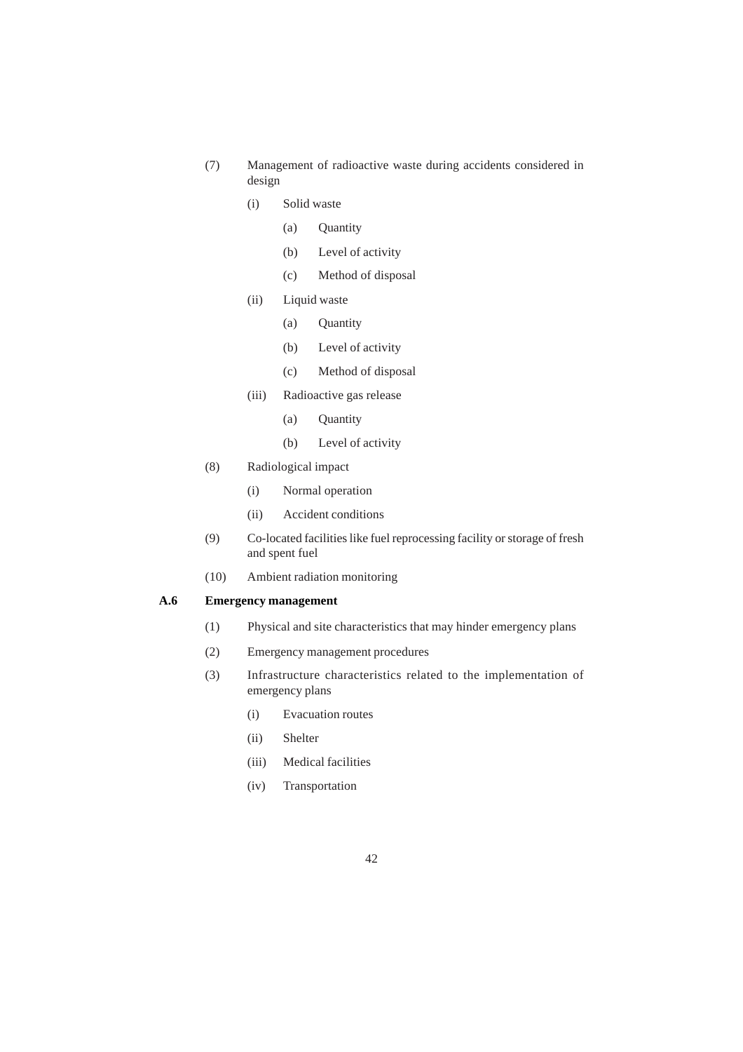(7) Management of radioactive waste during accidents considered in design

  (i) Solid waste

    (a) Quantity

    (b) Level of activity

    (c) Method of disposal

  (ii) Liquid waste

    (a) Quantity

    (b) Level of activity

    (c) Method of disposal

  (iii) Radioactive gas release

    (a) Quantity

    (b) Level of activity

(8) Radiological impact

  (i) Normal operation

  (ii) Accident conditions

(9) Co-located facilities like fuel reprocessing facility or storage of fresh and spent fuel

(10) Ambient radiation monitoring

**A.6 Emergency management**

(1) Physical and site characteristics that may hinder emergency plans

(2) Emergency management procedures

(3) Infrastructure characteristics related to the implementation of emergency plans

  (i) Evacuation routes

  (ii) Shelter

  (iii) Medical facilities

  (iv) Transportation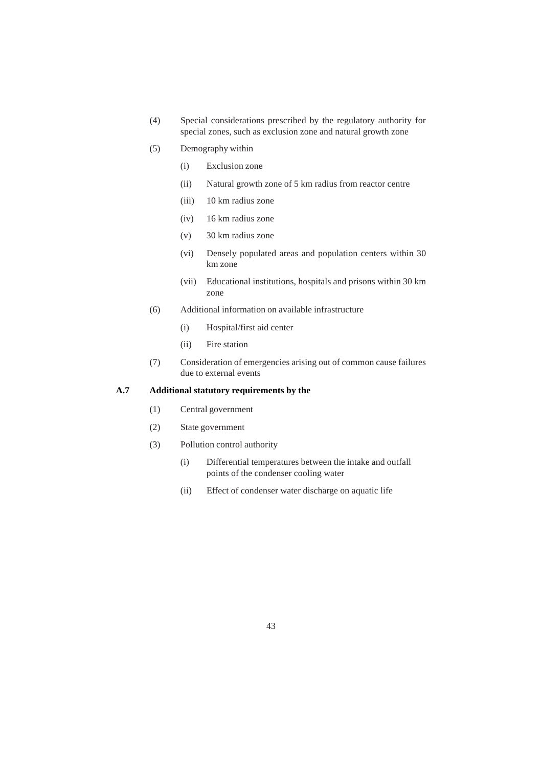(4) Special considerations prescribed by the regulatory authority for special zones, such as exclusion zone and natural growth zone

(5) Demography within

- (i) Exclusion zone
- (ii) Natural growth zone of 5 km radius from reactor centre
- (iii) 10 km radius zone
- (iv) 16 km radius zone
- (v) 30 km radius zone
- (vi) Densely populated areas and population centers within 30 km zone
- (vii) Educational institutions, hospitals and prisons within 30 km zone

(6) Additional information on available infrastructure

- (i) Hospital/first aid center
- (ii) Fire station

(7) Consideration of emergencies arising out of common cause failures due to external events

## A.7 Additional statutory requirements by the

(1) Central government

(2) State government

(3) Pollution control authority

- (i) Differential temperatures between the intake and outfall points of the condenser cooling water
- (ii) Effect of condenser water discharge on aquatic life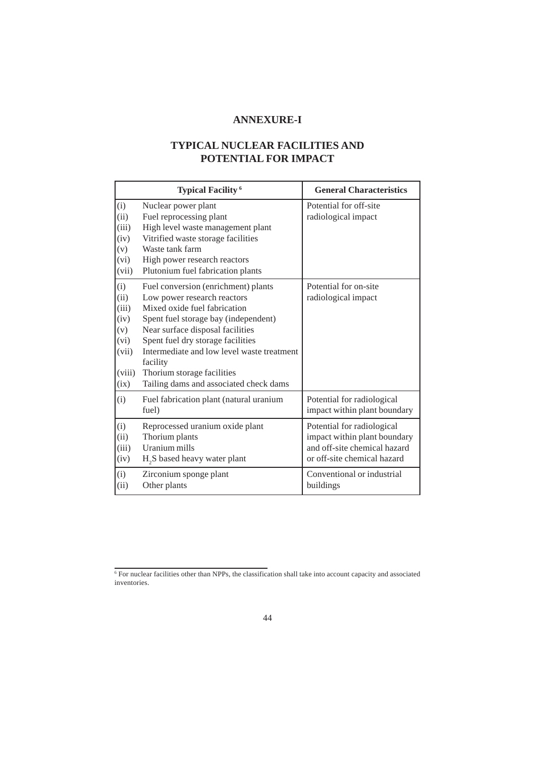# ANNEXURE-I

## TYPICAL NUCLEAR FACILITIES AND POTENTIAL FOR IMPACT

| Typical Facility [6] | General Characteristics |
|---|---|
| (i) Nuclear power plant<br>(ii) Fuel reprocessing plant<br>(iii) High level waste management plant<br>(iv) Vitrified waste storage facilities<br>(v) Waste tank farm<br>(vi) High power research reactors<br>(vii) Plutonium fuel fabrication plants | Potential for off-site radiological impact |
| (i) Fuel conversion (enrichment) plants<br>(ii) Low power research reactors<br>(iii) Mixed oxide fuel fabrication<br>(iv) Spent fuel storage bay (independent)<br>(v) Near surface disposal facilities<br>(vi) Spent fuel dry storage facilities<br>(vii) Intermediate and low level waste treatment facility<br>(viii) Thorium storage facilities<br>(ix) Tailing dams and associated check dams | Potential for on-site radiological impact |
| (i) Fuel fabrication plant (natural uranium fuel) | Potential for radiological impact within plant boundary |
| (i) Reprocessed uranium oxide plant<br>(ii) Thorium plants<br>(iii) Uranium mills<br>(iv) $H_2S$ based heavy water plant | Potential for radiological impact within plant boundary and off-site chemical hazard or off-site chemical hazard |
| (i) Zirconium sponge plant<br>(ii) Other plants | Conventional or industrial buildings |

[6] For nuclear facilities other than NPPs, the classification shall take into account capacity and associated inventories.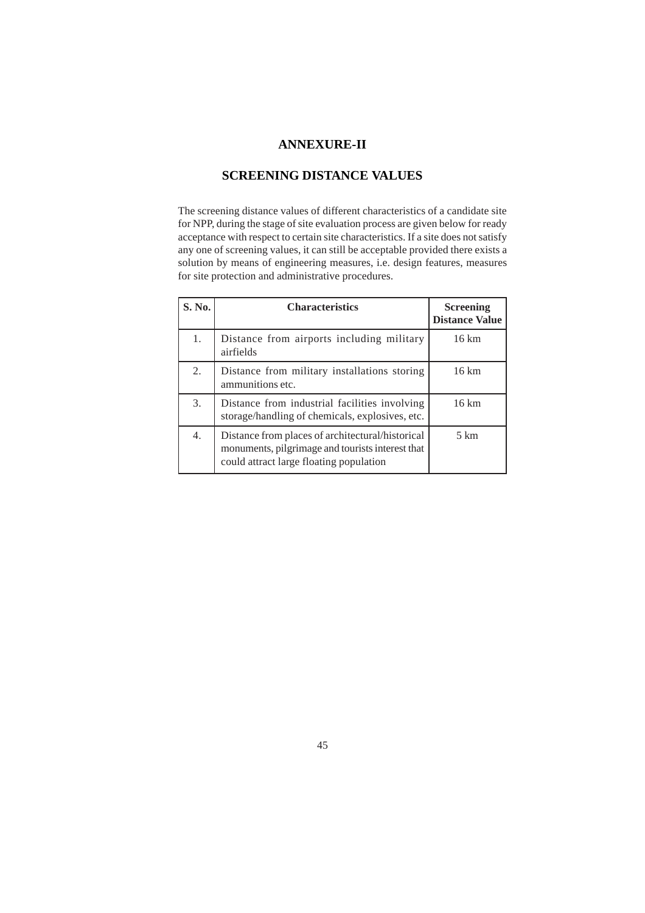# ANNEXURE-II

## SCREENING DISTANCE VALUES

The screening distance values of different characteristics of a candidate site for NPP, during the stage of site evaluation process are given below for ready acceptance with respect to certain site characteristics. If a site does not satisfy any one of screening values, it can still be acceptable provided there exists a solution by means of engineering measures, i.e. design features, measures for site protection and administrative procedures.

| S. No. | Characteristics | Screening Distance Value |
|---|---|---|
| 1. | Distance from airports including military airfields | 16 km |
| 2. | Distance from military installations storing ammunitions etc. | 16 km |
| 3. | Distance from industrial facilities involving storage/handling of chemicals, explosives, etc. | 16 km |
| 4. | Distance from places of architectural/historical monuments, pilgrimage and tourists interest that could attract large floating population | 5 km |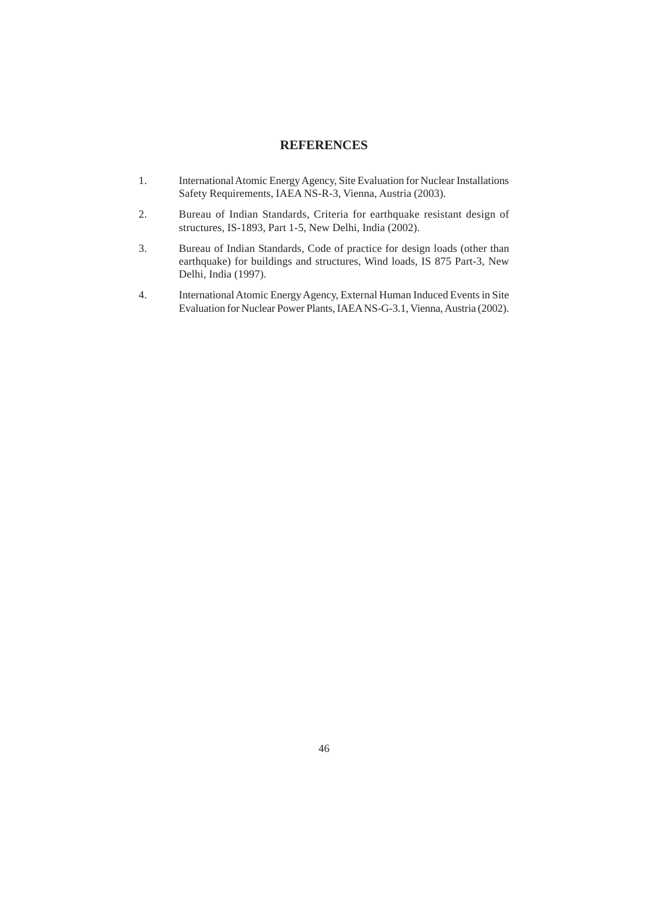## REFERENCES

1. International Atomic Energy Agency, Site Evaluation for Nuclear Installations Safety Requirements, IAEA NS-R-3, Vienna, Austria (2003).

2. Bureau of Indian Standards, Criteria for earthquake resistant design of structures, IS-1893, Part 1-5, New Delhi, India (2002).

3. Bureau of Indian Standards, Code of practice for design loads (other than earthquake) for buildings and structures, Wind loads, IS 875 Part-3, New Delhi, India (1997).

4. International Atomic Energy Agency, External Human Induced Events in Site Evaluation for Nuclear Power Plants, IAEA NS-G-3.1, Vienna, Austria (2002).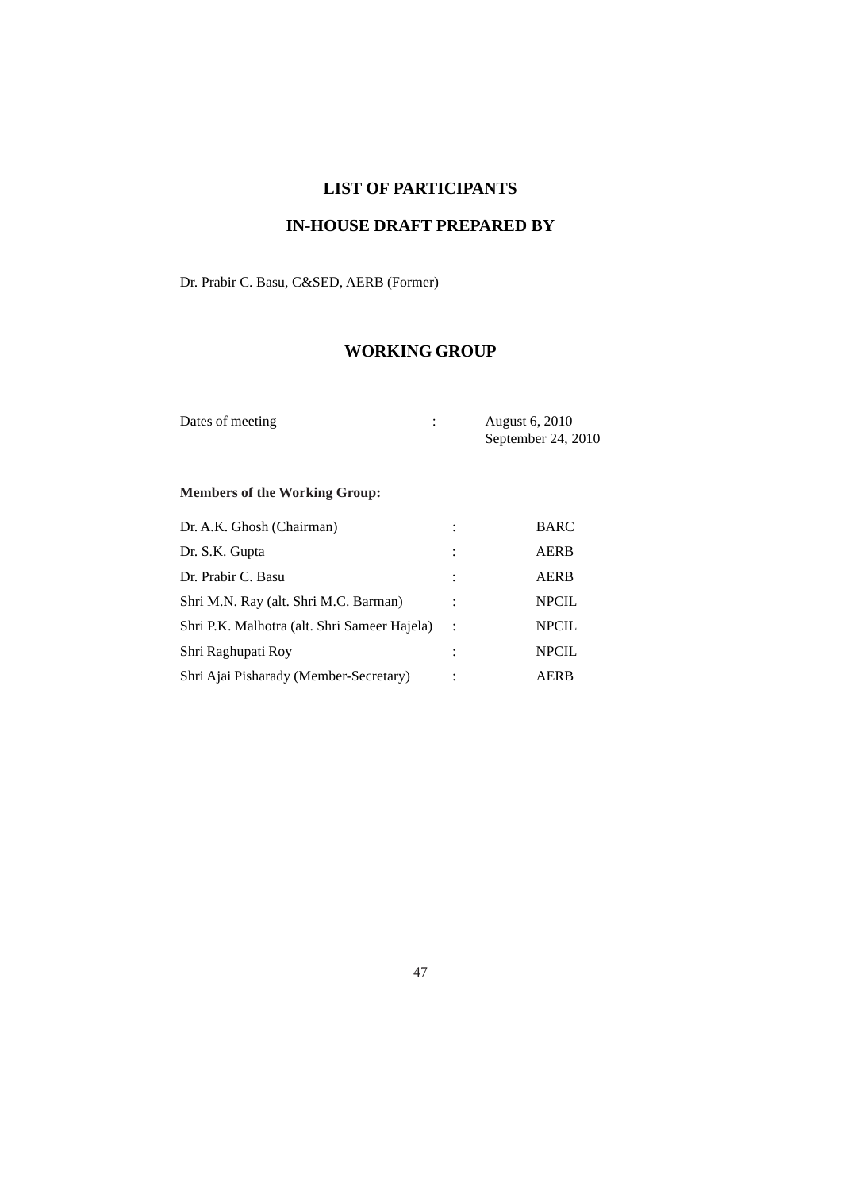## LIST OF PARTICIPANTS

## IN-HOUSE DRAFT PREPARED BY

Dr. Prabir C. Basu, C&SED, AERB (Former)

## WORKING GROUP

| | | |
|---|---|---|
| Dates of meeting | : | August 6, 2010<br>September 24, 2010 |

**Members of the Working Group:**

| | | |
|---|---|---|
| Dr. A.K. Ghosh (Chairman) | : | BARC |
| Dr. S.K. Gupta | : | AERB |
| Dr. Prabir C. Basu | : | AERB |
| Shri M.N. Ray (alt. Shri M.C. Barman) | : | NPCIL |
| Shri P.K. Malhotra (alt. Shri Sameer Hajela) | : | NPCIL |
| Shri Raghupati Roy | : | NPCIL |
| Shri Ajai Pisharady (Member-Secretary) | : | AERB |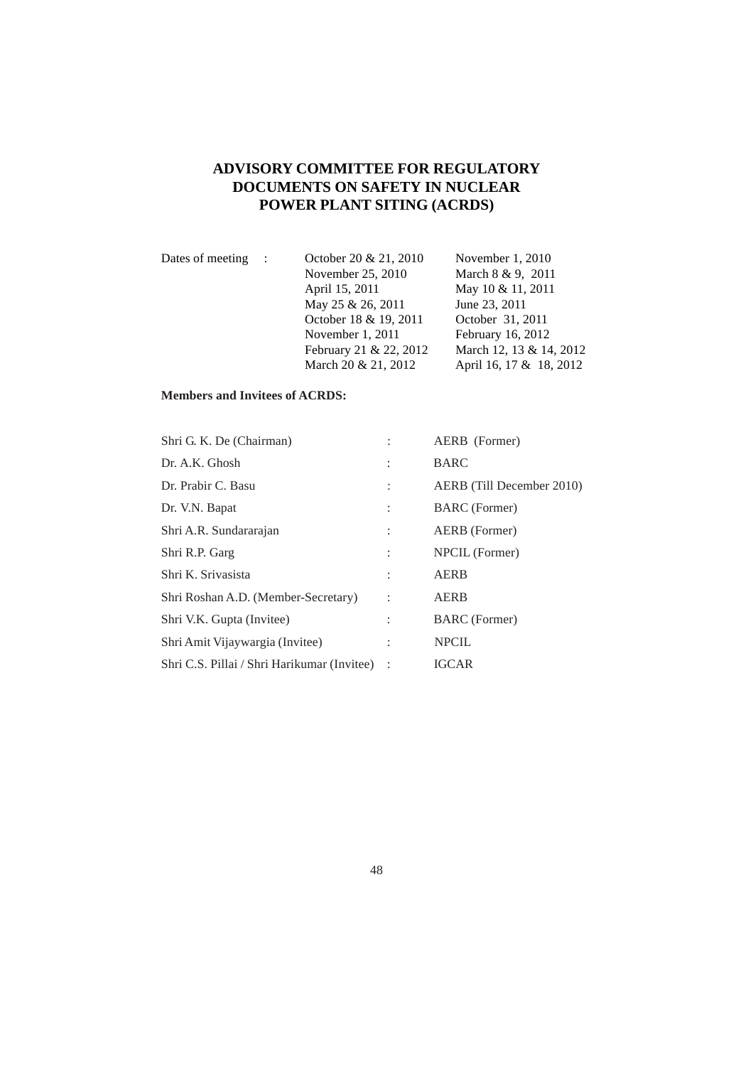# ADVISORY COMMITTEE FOR REGULATORY DOCUMENTS ON SAFETY IN NUCLEAR POWER PLANT SITING (ACRDS)

| Dates of meeting | : | | |
|---|---|---|---|
| | | October 20 & 21, 2010 | November 1, 2010 |
| | | November 25, 2010 | March 8 & 9, 2011 |
| | | April 15, 2011 | May 10 & 11, 2011 |
| | | May 25 & 26, 2011 | June 23, 2011 |
| | | October 18 & 19, 2011 | October 31, 2011 |
| | | November 1, 2011 | February 16, 2012 |
| | | February 21 & 22, 2012 | March 12, 13 & 14, 2012 |
| | | March 20 & 21, 2012 | April 16, 17 & 18, 2012 |

**Members and Invitees of ACRDS:**

| | | |
|---|---|---|
| Shri G. K. De (Chairman) | : | AERB (Former) |
| Dr. A.K. Ghosh | : | BARC |
| Dr. Prabir C. Basu | : | AERB (Till December 2010) |
| Dr. V.N. Bapat | : | BARC (Former) |
| Shri A.R. Sundararajan | : | AERB (Former) |
| Shri R.P. Garg | : | NPCIL (Former) |
| Shri K. Srivasista | : | AERB |
| Shri Roshan A.D. (Member-Secretary) | : | AERB |
| Shri V.K. Gupta (Invitee) | : | BARC (Former) |
| Shri Amit Vijaywargia (Invitee) | : | NPCIL |
| Shri C.S. Pillai / Shri Harikumar (Invitee) | : | IGCAR |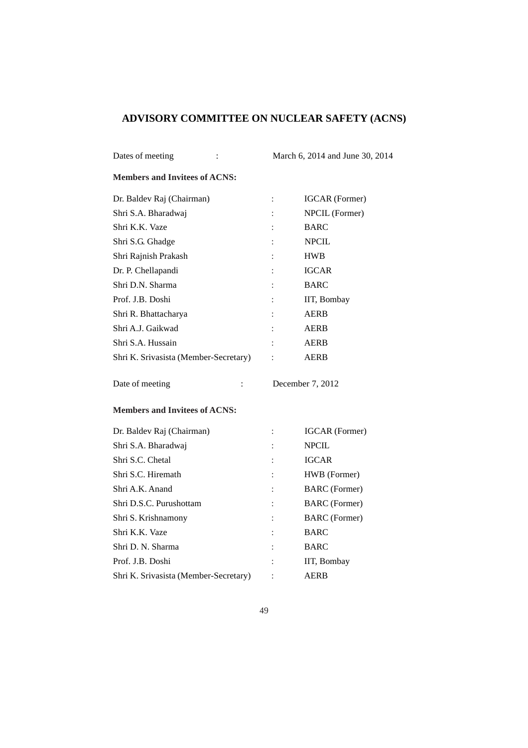## ADVISORY COMMITTEE ON NUCLEAR SAFETY (ACNS)

Dates of meeting : March 6, 2014 and June 30, 2014

**Members and Invitees of ACNS:**

| | | |
|---|---|---|
| Dr. Baldev Raj (Chairman) | : | IGCAR (Former) |
| Shri S.A. Bharadwaj | : | NPCIL (Former) |
| Shri K.K. Vaze | : | BARC |
| Shri S.G. Ghadge | : | NPCIL |
| Shri Rajnish Prakash | : | HWB |
| Dr. P. Chellapandi | : | IGCAR |
| Shri D.N. Sharma | : | BARC |
| Prof. J.B. Doshi | : | IIT, Bombay |
| Shri R. Bhattacharya | : | AERB |
| Shri A.J. Gaikwad | : | AERB |
| Shri S.A. Hussain | : | AERB |
| Shri K. Srivasista (Member-Secretary) | : | AERB |

Date of meeting : December 7, 2012

**Members and Invitees of ACNS:**

| | | |
|---|---|---|
| Dr. Baldev Raj (Chairman) | : | IGCAR (Former) |
| Shri S.A. Bharadwaj | : | NPCIL |
| Shri S.C. Chetal | : | IGCAR |
| Shri S.C. Hiremath | : | HWB (Former) |
| Shri A.K. Anand | : | BARC (Former) |
| Shri D.S.C. Purushottam | : | BARC (Former) |
| Shri S. Krishnamony | : | BARC (Former) |
| Shri K.K. Vaze | : | BARC |
| Shri D. N. Sharma | : | BARC |
| Prof. J.B. Doshi | : | IIT, Bombay |
| Shri K. Srivasista (Member-Secretary) | : | AERB |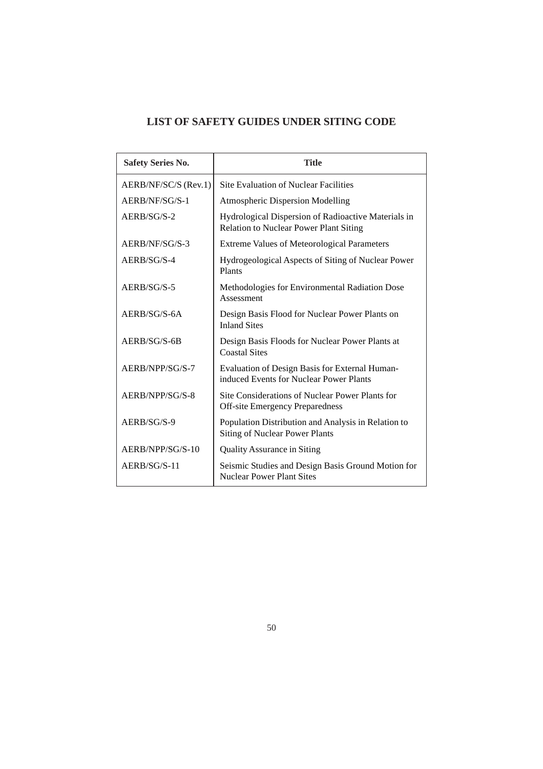## LIST OF SAFETY GUIDES UNDER SITING CODE

| Safety Series No. | Title |
|---|---|
| AERB/NF/SC/S (Rev.1) | Site Evaluation of Nuclear Facilities |
| AERB/NF/SG/S-1 | Atmospheric Dispersion Modelling |
| AERB/SG/S-2 | Hydrological Dispersion of Radioactive Materials in Relation to Nuclear Power Plant Siting |
| AERB/NF/SG/S-3 | Extreme Values of Meteorological Parameters |
| AERB/SG/S-4 | Hydrogeological Aspects of Siting of Nuclear Power Plants |
| AERB/SG/S-5 | Methodologies for Environmental Radiation Dose Assessment |
| AERB/SG/S-6A | Design Basis Flood for Nuclear Power Plants on Inland Sites |
| AERB/SG/S-6B | Design Basis Floods for Nuclear Power Plants at Coastal Sites |
| AERB/NPP/SG/S-7 | Evaluation of Design Basis for External Human-induced Events for Nuclear Power Plants |
| AERB/NPP/SG/S-8 | Site Considerations of Nuclear Power Plants for Off-site Emergency Preparedness |
| AERB/SG/S-9 | Population Distribution and Analysis in Relation to Siting of Nuclear Power Plants |
| AERB/NPP/SG/S-10 | Quality Assurance in Siting |
| AERB/SG/S-11 | Seismic Studies and Design Basis Ground Motion for Nuclear Power Plant Sites |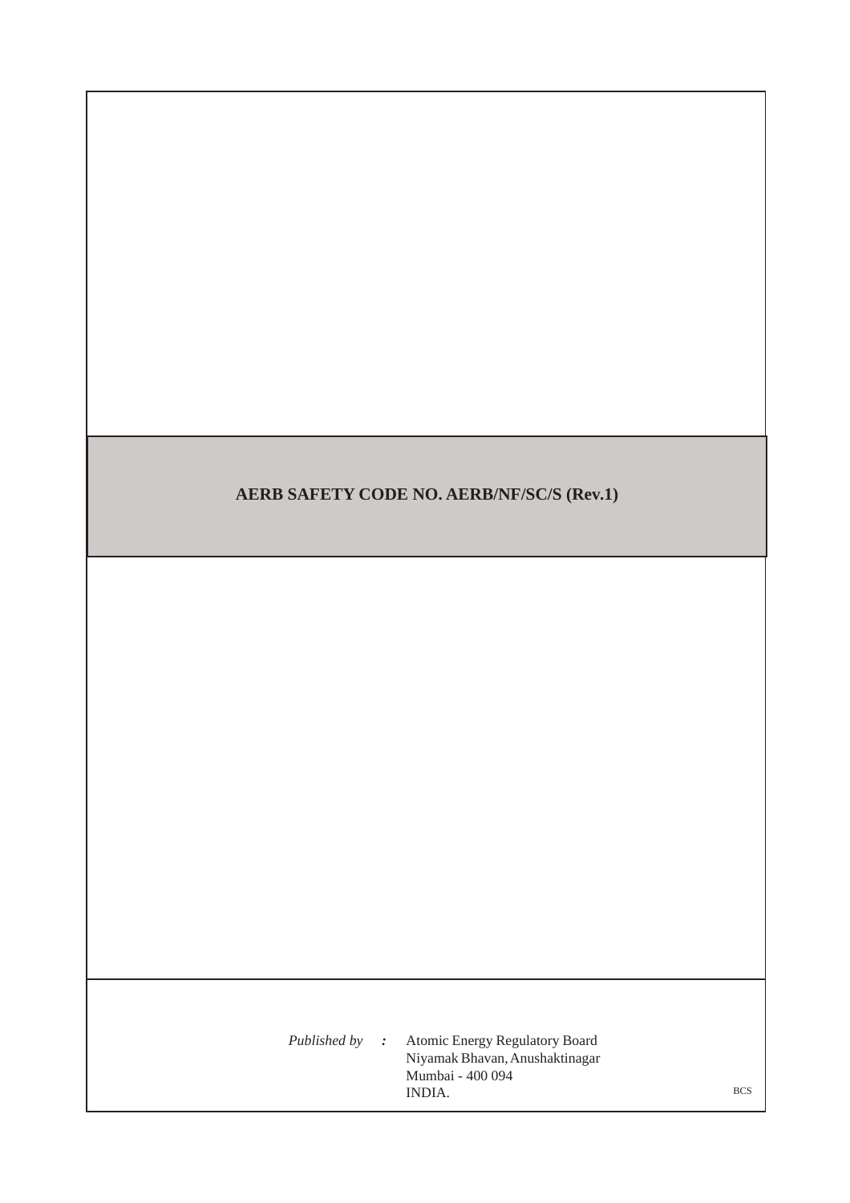**AERB SAFETY CODE NO. AERB/NF/SC/S (Rev.1)**

*Published by* **:** Atomic Energy Regulatory Board
Niyamak Bhavan, Anushaktinagar
Mumbai - 400 094
INDIA.

BCS